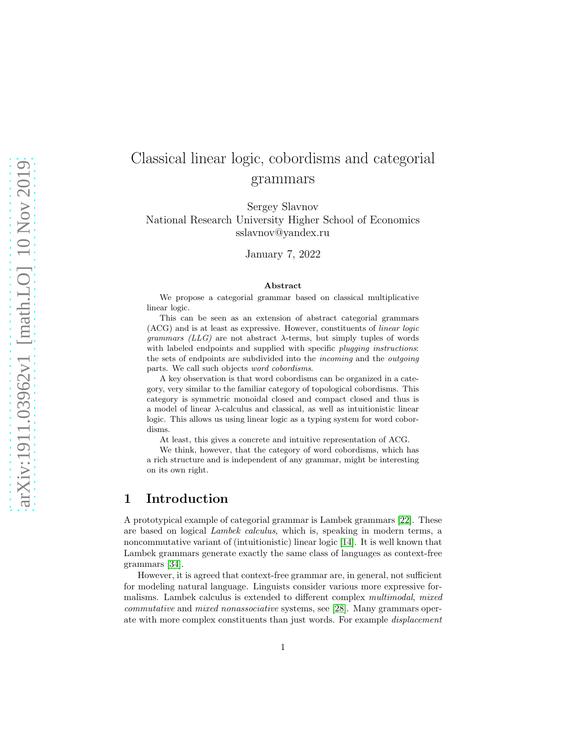# Classical linear logic, cobordisms and categorial grammars

Sergey Slavnov
National Research University Higher School of Economics
sslavnov@yandex.ru

January 7, 2022

### Abstract

We propose a categorial grammar based on classical multiplicative linear logic.

This can be seen as an extension of abstract categorial grammars (ACG) and is at least as expressive. However, constituents of *linear logic grammars (LLG)* are not abstract $\lambda$-terms, but simply tuples of words with labeled endpoints and supplied with specific *plugging instructions*: the sets of endpoints are subdivided into the *incoming* and the *outgoing* parts. We call such objects *word cobordisms*.

A key observation is that word cobordisms can be organized in a category, very similar to the familiar category of topological cobordisms. This category is symmetric monoidal closed and compact closed and thus is a model of linear $\lambda$-calculus and classical, as well as intuitionistic linear logic. This allows us using linear logic as a typing system for word cobordisms.

At least, this gives a concrete and intuitive representation of ACG.

We think, however, that the category of word cobordisms, which has a rich structure and is independent of any grammar, might be interesting on its own right.

## 1 Introduction

A prototypical example of categorial grammar is Lambek grammars [22]. These are based on logical *Lambek calculus*, which is, speaking in modern terms, a noncommutative variant of (intuitionistic) linear logic [14]. It is well known that Lambek grammars generate exactly the same class of languages as context-free grammars [34].

However, it is agreed that context-free grammar are, in general, not sufficient for modeling natural language. Linguists consider various more expressive formalisms. Lambek calculus is extended to different complex *multimodal*, *mixed commutative* and *mixed nonassociative* systems, see [28]. Many grammars operate with more complex constituents than just words. For example *displacement*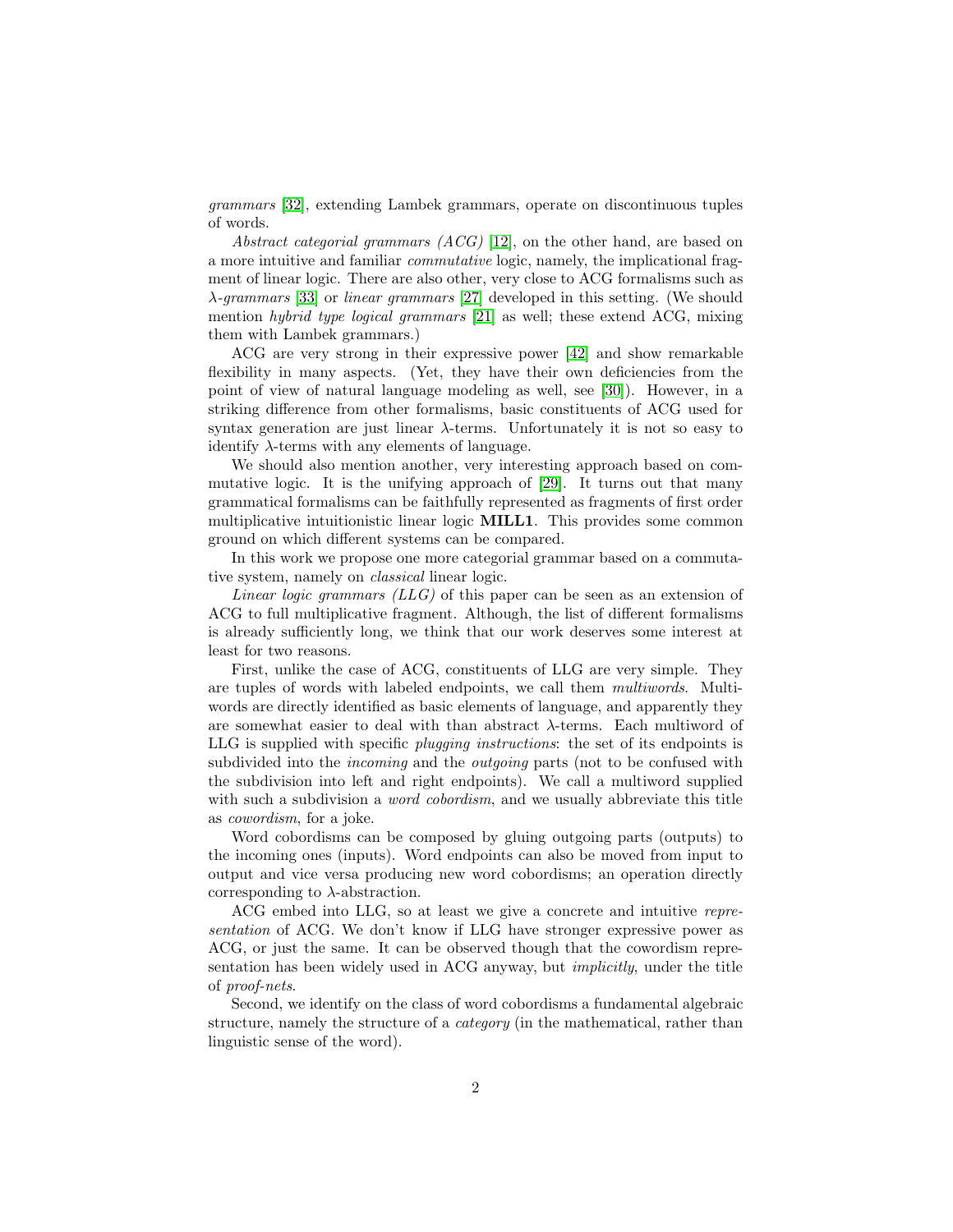*grammars* [32], extending Lambek grammars, operate on discontinuous tuples of words.

*Abstract categorial grammars (ACG)* [12], on the other hand, are based on a more intuitive and familiar *commutative* logic, namely, the implicational fragment of linear logic. There are also other, very close to ACG formalisms such as $\lambda$-*grammars* [33] or *linear grammars* [27] developed in this setting. (We should mention *hybrid type logical grammars* [21] as well; these extend ACG, mixing them with Lambek grammars.)

ACG are very strong in their expressive power [42] and show remarkable flexibility in many aspects. (Yet, they have their own deficiencies from the point of view of natural language modeling as well, see [30]). However, in a striking difference from other formalisms, basic constituents of ACG used for syntax generation are just linear $\lambda$-terms. Unfortunately it is not so easy to identify $\lambda$-terms with any elements of language.

We should also mention another, very interesting approach based on commutative logic. It is the unifying approach of [29]. It turns out that many grammatical formalisms can be faithfully represented as fragments of first order multiplicative intuitionistic linear logic **MILL1**. This provides some common ground on which different systems can be compared.

In this work we propose one more categorial grammar based on a commutative system, namely on *classical* linear logic.

*Linear logic grammars (LLG)* of this paper can be seen as an extension of ACG to full multiplicative fragment. Although, the list of different formalisms is already sufficiently long, we think that our work deserves some interest at least for two reasons.

First, unlike the case of ACG, constituents of LLG are very simple. They are tuples of words with labeled endpoints, we call them *multiwords*. Multiwords are directly identified as basic elements of language, and apparently they are somewhat easier to deal with than abstract $\lambda$-terms. Each multiword of LLG is supplied with specific *plugging instructions*: the set of its endpoints is subdivided into the *incoming* and the *outgoing* parts (not to be confused with the subdivision into left and right endpoints). We call a multiword supplied with such a subdivision a *word cobordism*, and we usually abbreviate this title as *cowordism*, for a joke.

Word cobordisms can be composed by gluing outgoing parts (outputs) to the incoming ones (inputs). Word endpoints can also be moved from input to output and vice versa producing new word cobordisms; an operation directly corresponding to $\lambda$-abstraction.

ACG embed into LLG, so at least we give a concrete and intuitive *representation* of ACG. We don't know if LLG have stronger expressive power as ACG, or just the same. It can be observed though that the cowordism representation has been widely used in ACG anyway, but *implicitly*, under the title of *proof-nets*.

Second, we identify on the class of word cobordisms a fundamental algebraic structure, namely the structure of a *category* (in the mathematical, rather than linguistic sense of the word).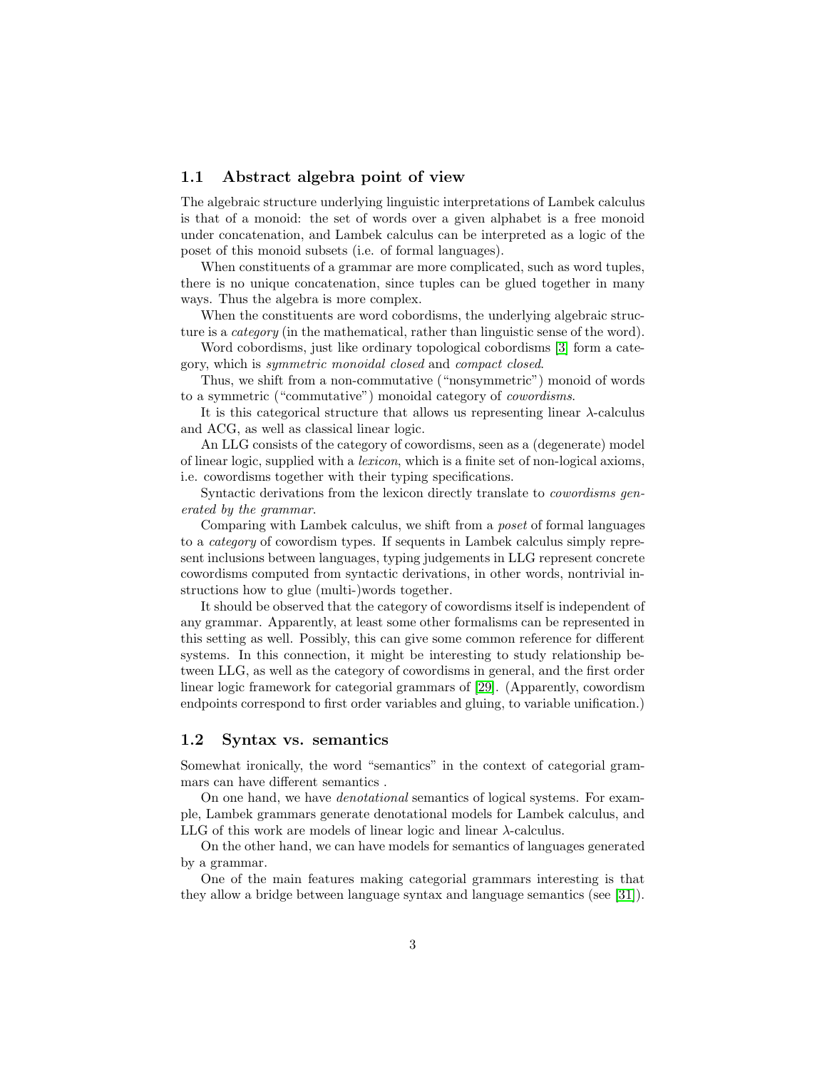## 1.1 Abstract algebra point of view

The algebraic structure underlying linguistic interpretations of Lambek calculus is that of a monoid: the set of words over a given alphabet is a free monoid under concatenation, and Lambek calculus can be interpreted as a logic of the poset of this monoid subsets (i.e. of formal languages).

When constituents of a grammar are more complicated, such as word tuples, there is no unique concatenation, since tuples can be glued together in many ways. Thus the algebra is more complex.

When the constituents are word cobordisms, the underlying algebraic structure is a *category* (in the mathematical, rather than linguistic sense of the word).

Word cobordisms, just like ordinary topological cobordisms [3] form a category, which is *symmetric monoidal closed* and *compact closed*.

Thus, we shift from a non-commutative ("nonsymmetric") monoid of words to a symmetric ("commutative") monoidal category of *cowordisms*.

It is this categorical structure that allows us representing linear $\lambda$-calculus and ACG, as well as classical linear logic.

An LLG consists of the category of cowordisms, seen as a (degenerate) model of linear logic, supplied with a *lexicon*, which is a finite set of non-logical axioms, i.e. cowordisms together with their typing specifications.

Syntactic derivations from the lexicon directly translate to *cowordisms generated by the grammar*.

Comparing with Lambek calculus, we shift from a *poset* of formal languages to a *category* of cowordism types. If sequents in Lambek calculus simply represent inclusions between languages, typing judgements in LLG represent concrete cowordisms computed from syntactic derivations, in other words, nontrivial instructions how to glue (multi-)words together.

It should be observed that the category of cowordisms itself is independent of any grammar. Apparently, at least some other formalisms can be represented in this setting as well. Possibly, this can give some common reference for different systems. In this connection, it might be interesting to study relationship between LLG, as well as the category of cowordisms in general, and the first order linear logic framework for categorial grammars of [29]. (Apparently, cowordism endpoints correspond to first order variables and gluing, to variable unification.)

## 1.2 Syntax vs. semantics

Somewhat ironically, the word "semantics" in the context of categorial grammars can have different semantics .

On one hand, we have *denotational* semantics of logical systems. For example, Lambek grammars generate denotational models for Lambek calculus, and LLG of this work are models of linear logic and linear $\lambda$-calculus.

On the other hand, we can have models for semantics of languages generated by a grammar.

One of the main features making categorial grammars interesting is that they allow a bridge between language syntax and language semantics (see [31]).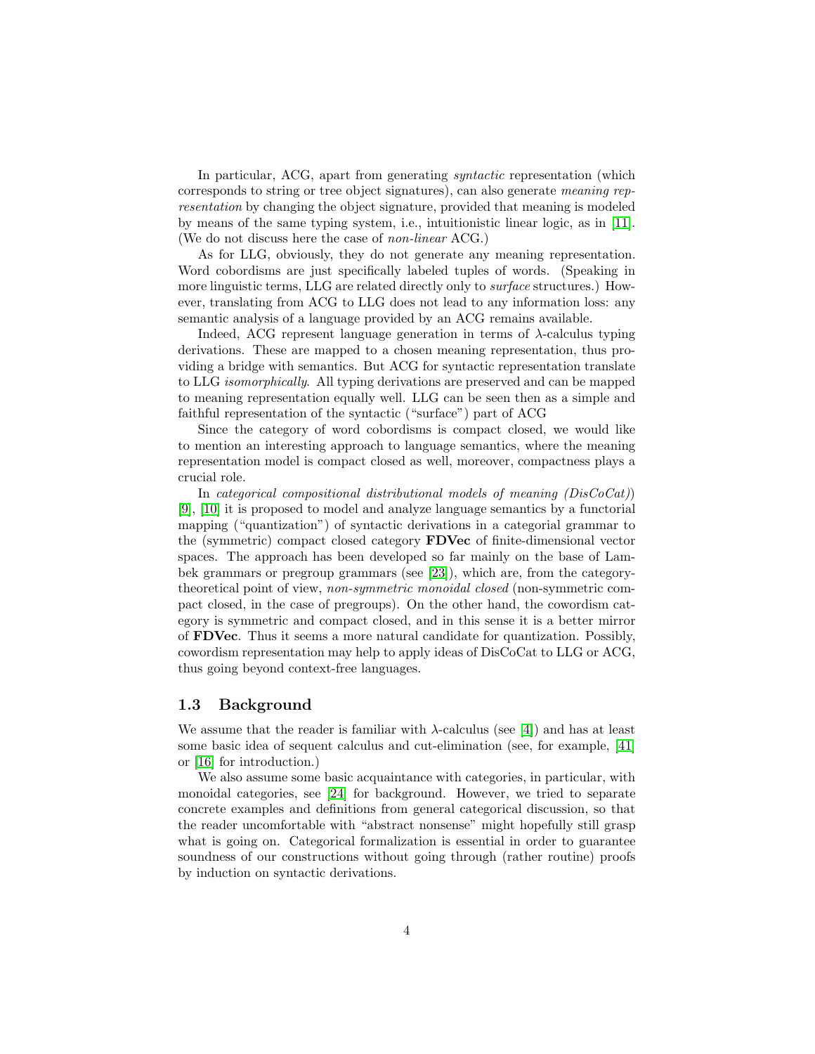In particular, ACG, apart from generating *syntactic* representation (which corresponds to string or tree object signatures), can also generate *meaning representation* by changing the object signature, provided that meaning is modeled by means of the same typing system, i.e., intuitionistic linear logic, as in [11]. (We do not discuss here the case of *non-linear* ACG.)

As for LLG, obviously, they do not generate any meaning representation. Word cobordisms are just specifically labeled tuples of words. (Speaking in more linguistic terms, LLG are related directly only to *surface* structures.) However, translating from ACG to LLG does not lead to any information loss: any semantic analysis of a language provided by an ACG remains available.

Indeed, ACG represent language generation in terms of $\lambda$-calculus typing derivations. These are mapped to a chosen meaning representation, thus providing a bridge with semantics. But ACG for syntactic representation translate to LLG *isomorphically*. All typing derivations are preserved and can be mapped to meaning representation equally well. LLG can be seen then as a simple and faithful representation of the syntactic ("surface") part of ACG

Since the category of word cobordisms is compact closed, we would like to mention an interesting approach to language semantics, where the meaning representation model is compact closed as well, moreover, compactness plays a crucial role.

In *categorical compositional distributional models of meaning (DisCoCat)*) [9], [10] it is proposed to model and analyze language semantics by a functorial mapping ("quantization") of syntactic derivations in a categorial grammar to the (symmetric) compact closed category **FDVec** of finite-dimensional vector spaces. The approach has been developed so far mainly on the base of Lambek grammars or pregroup grammars (see [23]), which are, from the category-theoretical point of view, *non-symmetric monoidal closed* (non-symmetric compact closed, in the case of pregroups). On the other hand, the cowordism category is symmetric and compact closed, and in this sense it is a better mirror of **FDVec**. Thus it seems a more natural candidate for quantization. Possibly, cowordism representation may help to apply ideas of DisCoCat to LLG or ACG, thus going beyond context-free languages.

### 1.3 Background

We assume that the reader is familiar with $\lambda$-calculus (see [4]) and has at least some basic idea of sequent calculus and cut-elimination (see, for example, [41] or [16] for introduction.)

We also assume some basic acquaintance with categories, in particular, with monoidal categories, see [24] for background. However, we tried to separate concrete examples and definitions from general categorical discussion, so that the reader uncomfortable with "abstract nonsense" might hopefully still grasp what is going on. Categorical formalization is essential in order to guarantee soundness of our constructions without going through (rather routine) proofs by induction on syntactic derivations.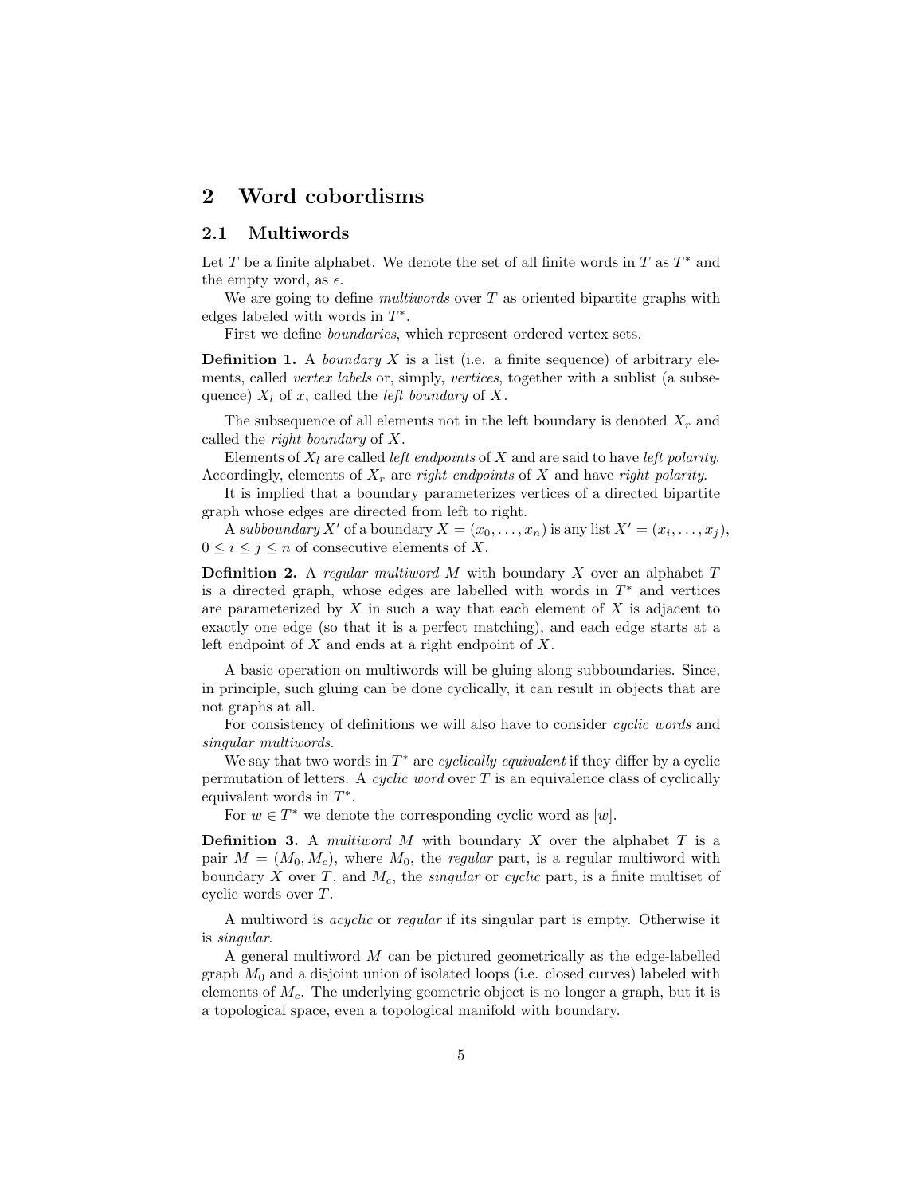# 2 Word cobordisms

## 2.1 Multiwords

Let $T$ be a finite alphabet. We denote the set of all finite words in $T$ as $T^*$ and the empty word, as $\epsilon$.

We are going to define *multiwords* over $T$ as oriented bipartite graphs with edges labeled with words in $T^*$.

First we define *boundaries*, which represent ordered vertex sets.

**Definition 1.** A *boundary* $X$ is a list (i.e. a finite sequence) of arbitrary elements, called *vertex labels* or, simply, *vertices*, together with a sublist (a subsequence) $X_l$ of $x$, called the *left boundary* of $X$.

The subsequence of all elements not in the left boundary is denoted $X_r$ and called the *right boundary* of $X$.

Elements of $X_l$ are called *left endpoints* of $X$ and are said to have *left polarity*. Accordingly, elements of $X_r$ are *right endpoints* of $X$ and have *right polarity*.

It is implied that a boundary parameterizes vertices of a directed bipartite graph whose edges are directed from left to right.

A *subboundary* $X'$ of a boundary $X = (x_0, \ldots, x_n)$ is any list $X' = (x_i, \ldots, x_j)$, $0 \leq i \leq j \leq n$ of consecutive elements of $X$.

**Definition 2.** A *regular multiword* $M$ with boundary $X$ over an alphabet $T$ is a directed graph, whose edges are labelled with words in $T^*$ and vertices are parameterized by $X$ in such a way that each element of $X$ is adjacent to exactly one edge (so that it is a perfect matching), and each edge starts at a left endpoint of $X$ and ends at a right endpoint of $X$.

A basic operation on multiwords will be gluing along subboundaries. Since, in principle, such gluing can be done cyclically, it can result in objects that are not graphs at all.

For consistency of definitions we will also have to consider *cyclic words* and *singular multiwords*.

We say that two words in $T^*$ are *cyclically equivalent* if they differ by a cyclic permutation of letters. A *cyclic word* over $T$ is an equivalence class of cyclically equivalent words in $T^*$.

For $w \in T^*$ we denote the corresponding cyclic word as $[w]$.

**Definition 3.** A *multiword* $M$ with boundary $X$ over the alphabet $T$ is a pair $M = (M_0, M_c)$, where $M_0$, the *regular* part, is a regular multiword with boundary $X$ over $T$, and $M_c$, the *singular* or *cyclic* part, is a finite multiset of cyclic words over $T$.

A multiword is *acyclic* or *regular* if its singular part is empty. Otherwise it is *singular*.

A general multiword $M$ can be pictured geometrically as the edge-labelled graph $M_0$ and a disjoint union of isolated loops (i.e. closed curves) labeled with elements of $M_c$. The underlying geometric object is no longer a graph, but it is a topological space, even a topological manifold with boundary.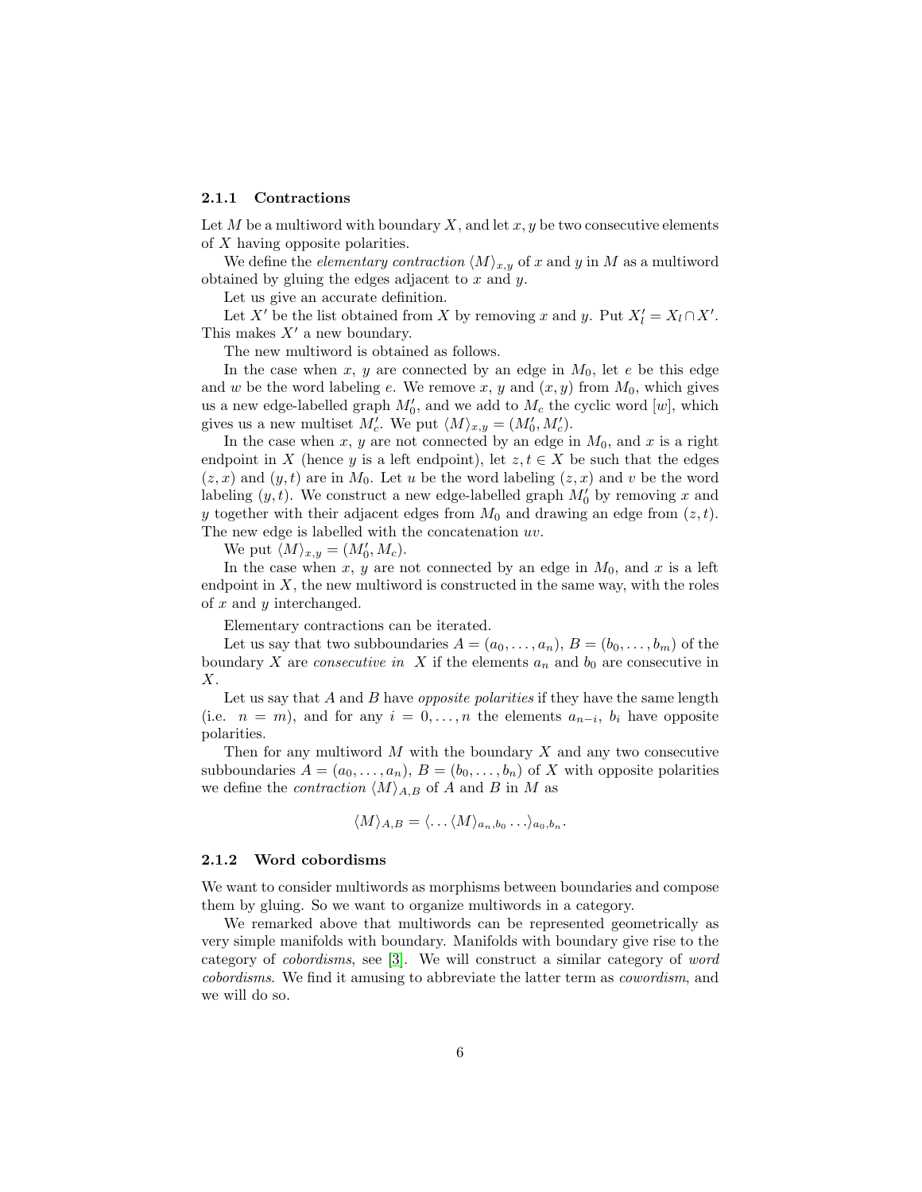### 2.1.1 Contractions

Let $M$ be a multiword with boundary $X$, and let $x, y$ be two consecutive elements of $X$ having opposite polarities.

We define the *elementary contraction* $\langle M \rangle_{x,y}$ of $x$ and $y$ in $M$ as a multiword obtained by gluing the edges adjacent to $x$ and $y$.

Let us give an accurate definition.

Let $X'$ be the list obtained from $X$ by removing $x$ and $y$. Put $X'_l = X_l \cap X'$. This makes $X'$ a new boundary.

The new multiword is obtained as follows.

In the case when $x$, $y$ are connected by an edge in $M_0$, let $e$ be this edge and $w$ be the word labeling $e$. We remove $x$, $y$ and $(x, y)$ from $M_0$, which gives us a new edge-labelled graph $M'_0$, and we add to $M_c$ the cyclic word $[w]$, which gives us a new multiset $M'_c$. We put $\langle M \rangle_{x,y} = (M'_0, M'_c)$.

In the case when $x$, $y$ are not connected by an edge in $M_0$, and $x$ is a right endpoint in $X$ (hence $y$ is a left endpoint), let $z, t \in X$ be such that the edges $(z, x)$ and $(y, t)$ are in $M_0$. Let $u$ be the word labeling $(z, x)$ and $v$ be the word labeling $(y, t)$. We construct a new edge-labelled graph $M'_0$ by removing $x$ and $y$ together with their adjacent edges from $M_0$ and drawing an edge from $(z, t)$. The new edge is labelled with the concatenation $uv$.

We put $\langle M \rangle_{x,y} = (M'_0, M_c)$.

In the case when $x$, $y$ are not connected by an edge in $M_0$, and $x$ is a left endpoint in $X$, the new multiword is constructed in the same way, with the roles of $x$ and $y$ interchanged.

Elementary contractions can be iterated.

Let us say that two subboundaries $A = (a_0, \ldots, a_n)$, $B = (b_0, \ldots, b_m)$ of the boundary $X$ are *consecutive in* $X$ if the elements $a_n$ and $b_0$ are consecutive in $X$.

Let us say that $A$ and $B$ have *opposite polarities* if they have the same length (i.e. $n = m$), and for any $i = 0, \ldots, n$ the elements $a_{n-i}$, $b_i$ have opposite polarities.

Then for any multiword $M$ with the boundary $X$ and any two consecutive subboundaries $A = (a_0, \ldots, a_n)$, $B = (b_0, \ldots, b_n)$ of $X$ with opposite polarities we define the *contraction* $\langle M \rangle_{A,B}$ of $A$ and $B$ in $M$ as

$$\langle M \rangle_{A,B} = \langle \ldots \langle M \rangle_{a_n, b_0} \ldots \rangle_{a_0, b_n}.$$

### 2.1.2 Word cobordisms

We want to consider multiwords as morphisms between boundaries and compose them by gluing. So we want to organize multiwords in a category.

We remarked above that multiwords can be represented geometrically as very simple manifolds with boundary. Manifolds with boundary give rise to the category of *cobordisms*, see [3]. We will construct a similar category of *word cobordisms*. We find it amusing to abbreviate the latter term as *cowordism*, and we will do so.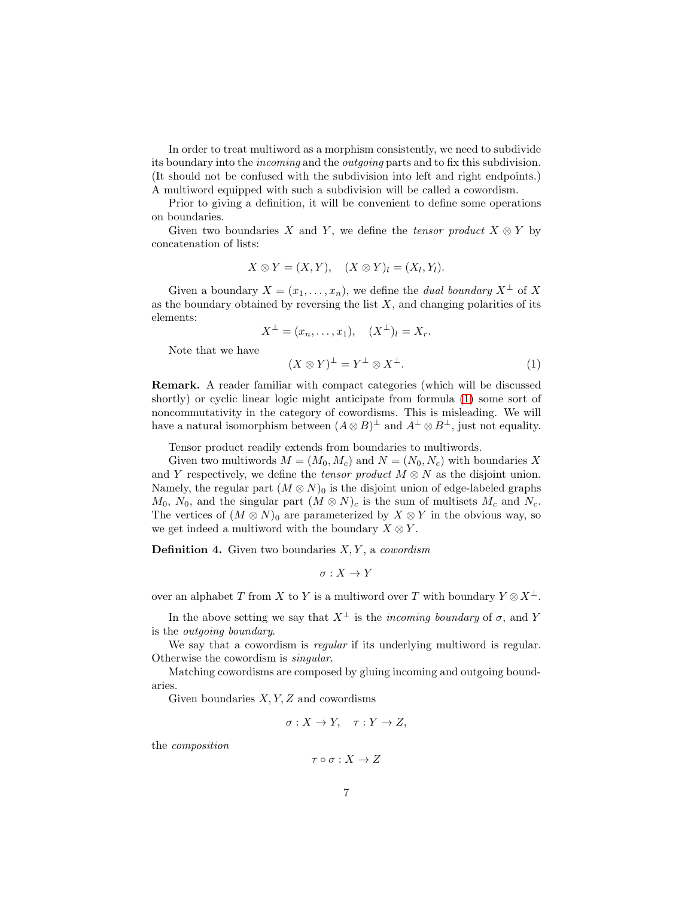In order to treat multiword as a morphism consistently, we need to subdivide its boundary into the *incoming* and the *outgoing* parts and to fix this subdivision. (It should not be confused with the subdivision into left and right endpoints.) A multiword equipped with such a subdivision will be called a cowordism.

Prior to giving a definition, it will be convenient to define some operations on boundaries.

Given two boundaries $X$ and $Y$, we define the *tensor product* $X \otimes Y$ by concatenation of lists:

$$X \otimes Y = (X, Y), \quad (X \otimes Y)_l = (X_l, Y_l).$$

Given a boundary $X = (x_1, \ldots, x_n)$, we define the *dual boundary* $X^\perp$ of $X$ as the boundary obtained by reversing the list $X$, and changing polarities of its elements:

$$X^\perp = (x_n, \ldots, x_1), \quad (X^\perp)_l = X_r.$$

Note that we have

$$(X \otimes Y)^\perp = Y^\perp \otimes X^\perp. \tag{1}$$

**Remark.** A reader familiar with compact categories (which will be discussed shortly) or cyclic linear logic might anticipate from formula (1) some sort of noncommutativity in the category of cowordisms. This is misleading. We will have a natural isomorphism between $(A \otimes B)^\perp$ and $A^\perp \otimes B^\perp$, just not equality.

Tensor product readily extends from boundaries to multiwords.

Given two multiwords $M = (M_0, M_c)$ and $N = (N_0, N_c)$ with boundaries $X$ and $Y$ respectively, we define the *tensor product* $M \otimes N$ as the disjoint union. Namely, the regular part $(M \otimes N)_0$ is the disjoint union of edge-labeled graphs $M_0$, $N_0$, and the singular part $(M \otimes N)_c$ is the sum of multisets $M_c$ and $N_c$. The vertices of $(M \otimes N)_0$ are parameterized by $X \otimes Y$ in the obvious way, so we get indeed a multiword with the boundary $X \otimes Y$.

**Definition 4.** Given two boundaries $X, Y$, a *cowordism*

$$\sigma : X \to Y$$

over an alphabet $T$ from $X$ to $Y$ is a multiword over $T$ with boundary $Y \otimes X^\perp$.

In the above setting we say that $X^\perp$ is the *incoming boundary* of $\sigma$, and $Y$ is the *outgoing boundary*.

We say that a cowordism is *regular* if its underlying multiword is regular. Otherwise the cowordism is *singular*.

Matching cowordisms are composed by gluing incoming and outgoing boundaries.

Given boundaries $X, Y, Z$ and cowordisms

$$\sigma : X \to Y, \quad \tau : Y \to Z,$$

the *composition*

$$\tau \circ \sigma : X \to Z$$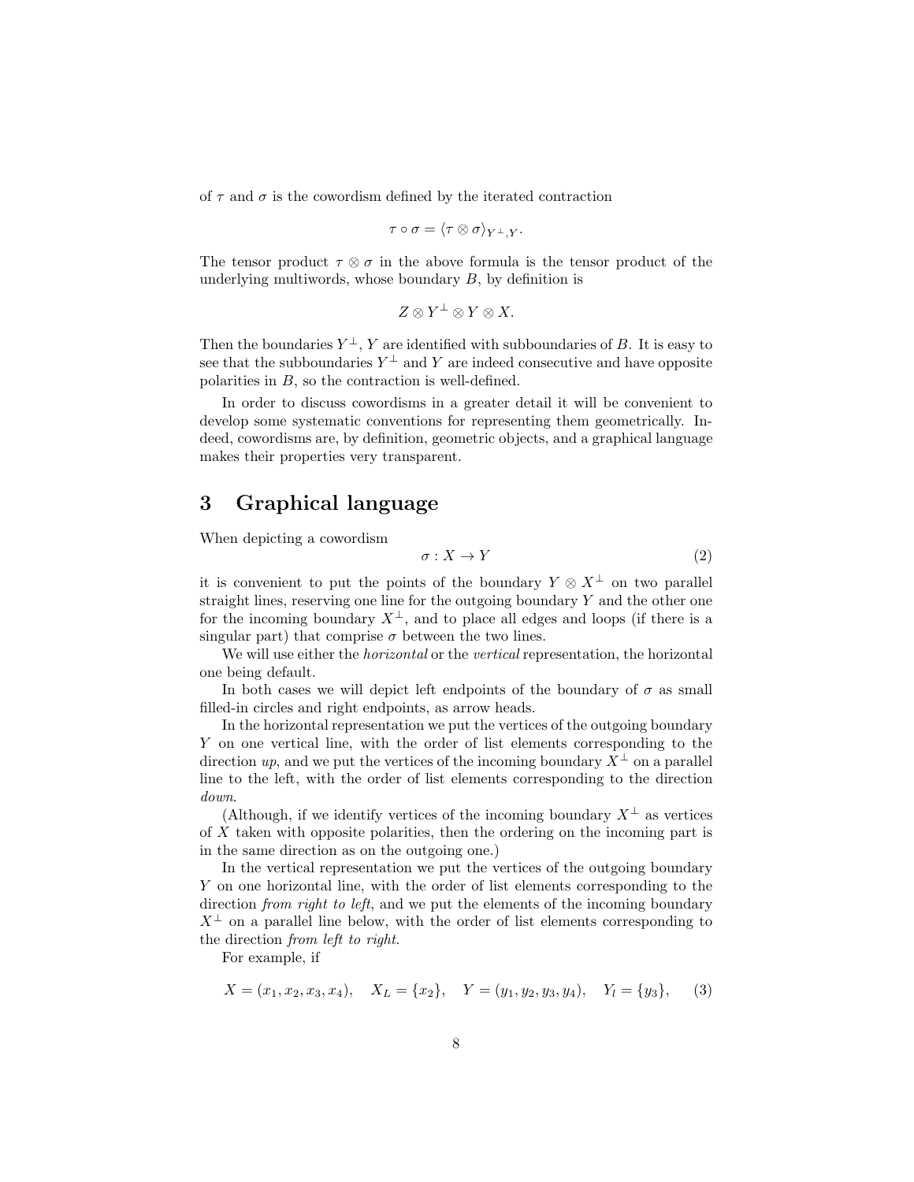of $\tau$ and $\sigma$ is the cowordism defined by the iterated contraction

$$\tau \circ \sigma = \langle \tau \otimes \sigma \rangle_{Y^\perp, Y}.$$

The tensor product $\tau \otimes \sigma$ in the above formula is the tensor product of the underlying multiwords, whose boundary $B$, by definition is

$$Z \otimes Y^\perp \otimes Y \otimes X.$$

Then the boundaries $Y^\perp$, $Y$ are identified with subboundaries of $B$. It is easy to see that the subboundaries $Y^\perp$ and $Y$ are indeed consecutive and have opposite polarities in $B$, so the contraction is well-defined.

In order to discuss cowordisms in a greater detail it will be convenient to develop some systematic conventions for representing them geometrically. Indeed, cowordisms are, by definition, geometric objects, and a graphical language makes their properties very transparent.

# 3 Graphical language

When depicting a cowordism

$$\sigma : X \to Y \tag{2}$$

it is convenient to put the points of the boundary $Y \otimes X^\perp$ on two parallel straight lines, reserving one line for the outgoing boundary $Y$ and the other one for the incoming boundary $X^\perp$, and to place all edges and loops (if there is a singular part) that comprise $\sigma$ between the two lines.

We will use either the *horizontal* or the *vertical* representation, the horizontal one being default.

In both cases we will depict left endpoints of the boundary of $\sigma$ as small filled-in circles and right endpoints, as arrow heads.

In the horizontal representation we put the vertices of the outgoing boundary $Y$ on one vertical line, with the order of list elements corresponding to the direction *up*, and we put the vertices of the incoming boundary $X^\perp$ on a parallel line to the left, with the order of list elements corresponding to the direction *down*.

(Although, if we identify vertices of the incoming boundary $X^\perp$ as vertices of $X$ taken with opposite polarities, then the ordering on the incoming part is in the same direction as on the outgoing one.)

In the vertical representation we put the vertices of the outgoing boundary $Y$ on one horizontal line, with the order of list elements corresponding to the direction *from right to left*, and we put the elements of the incoming boundary $X^\perp$ on a parallel line below, with the order of list elements corresponding to the direction *from left to right*.

For example, if

$$X = (x_1, x_2, x_3, x_4), \quad X_L = \{x_2\}, \quad Y = (y_1, y_2, y_3, y_4), \quad Y_l = \{y_3\}, \tag{3}$$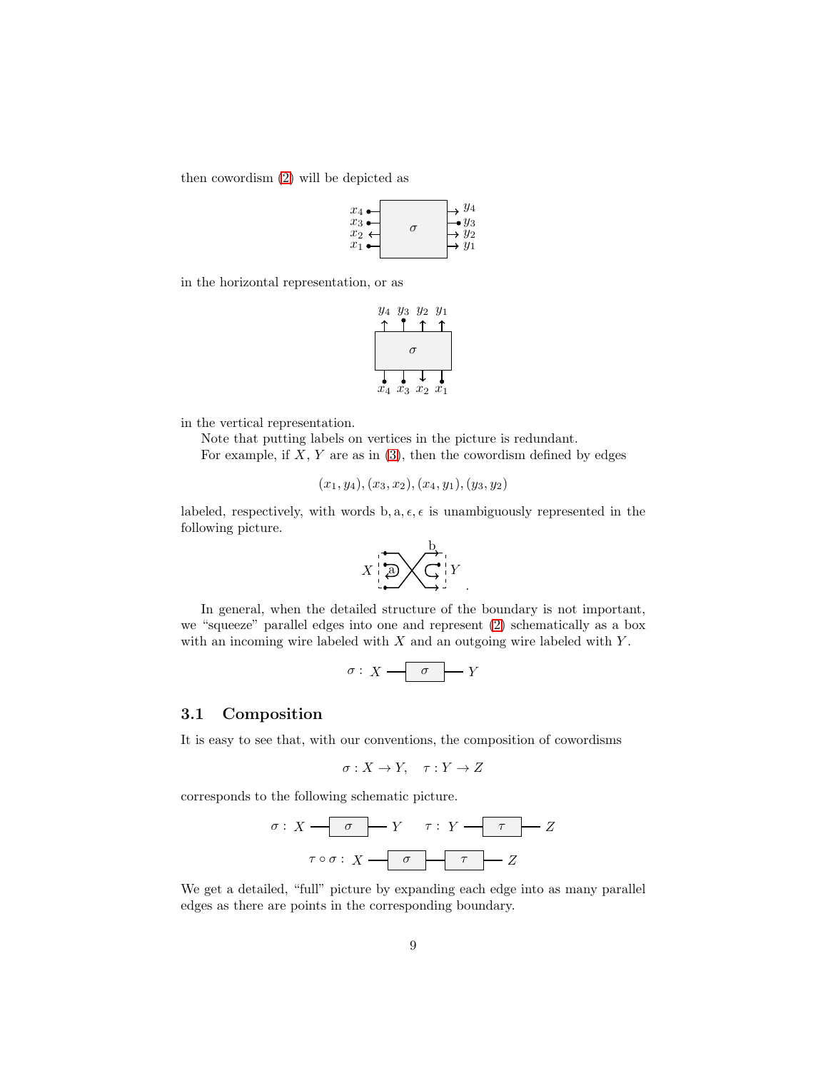then cowordism (2) will be depicted as

in the horizontal representation, or as

in the vertical representation.

Note that putting labels on vertices in the picture is redundant.

For example, if $X, Y$ are as in (3), then the cowordism defined by edges

$$(x_1, y_4), (x_3, x_2), (x_4, y_1), (y_3, y_2)$$

labeled, respectively, with words $\mathrm{b}, \mathrm{a}, \epsilon, \epsilon$ is unambiguously represented in the following picture.

In general, when the detailed structure of the boundary is not important, we "squeeze" parallel edges into one and represent (2) schematically as a box with an incoming wire labeled with $X$ and an outgoing wire labeled with $Y$.

$$\sigma : X \longrightarrow \boxed{\sigma} \longrightarrow Y$$

### 3.1 Composition

It is easy to see that, with our conventions, the composition of cowordisms

$$\sigma : X \to Y, \quad \tau : Y \to Z$$

corresponds to the following schematic picture.

$$\sigma : X \longrightarrow \boxed{\sigma} \longrightarrow Y \qquad \tau : Y \longrightarrow \boxed{\tau} \longrightarrow Z$$

$$\tau \circ \sigma : X \longrightarrow \boxed{\sigma} \longrightarrow \boxed{\tau} \longrightarrow Z$$

We get a detailed, "full" picture by expanding each edge into as many parallel edges as there are points in the corresponding boundary.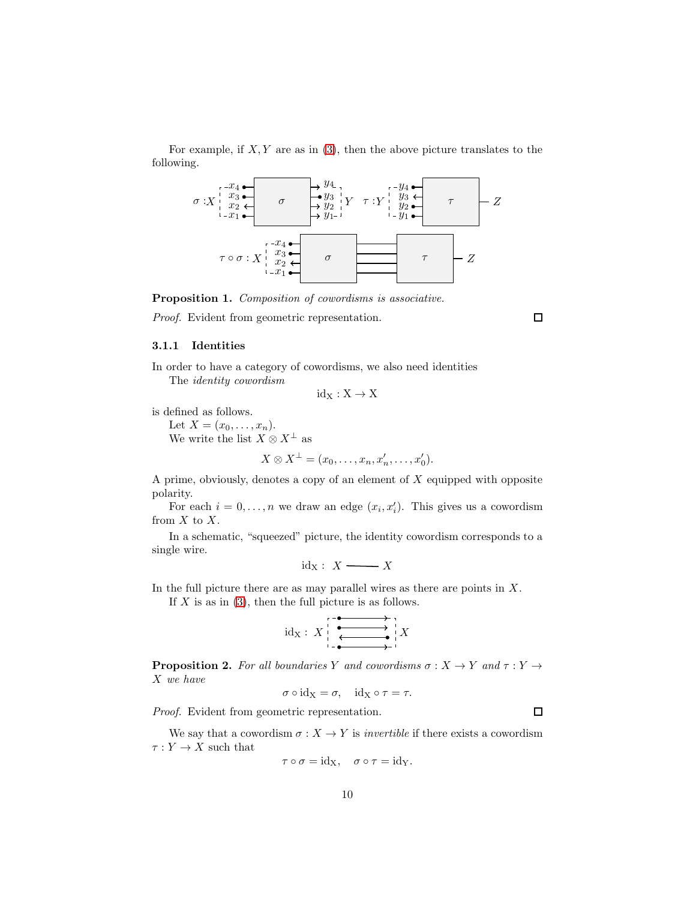For example, if $X, Y$ are as in (3), then the above picture translates to the following.

**Proposition 1.** *Composition of cowordisms is associative.*

*Proof.* Evident from geometric representation. □

### 3.1.1 Identities

In order to have a category of cowordisms, we also need identities

The *identity cowordism*

$$\mathrm{id_X} : \mathrm{X} \to \mathrm{X}$$

is defined as follows.

Let $X = (x_0, \ldots, x_n)$.

We write the list $X \otimes X^\perp$ as

$$X \otimes X^\perp = (x_0, \ldots, x_n, x'_n, \ldots, x'_0).$$

A prime, obviously, denotes a copy of an element of $X$ equipped with opposite polarity.

For each $i = 0, \ldots, n$ we draw an edge $(x_i, x'_i)$. This gives us a cowordism from $X$ to $X$.

In a schematic, "squeezed" picture, the identity cowordism corresponds to a single wire.

$$\mathrm{id_X} : \; X \longrightarrow X$$

In the full picture there are as may parallel wires as there are points in $X$.

If $X$ is as in (3), then the full picture is as follows.

**Proposition 2.** *For all boundaries $Y$ and cowordisms $\sigma : X \to Y$ and $\tau : Y \to X$ we have*

$$\sigma \circ \mathrm{id_X} = \sigma, \quad \mathrm{id_X} \circ \tau = \tau.$$

*Proof.* Evident from geometric representation. □

We say that a cowordism $\sigma : X \to Y$ is *invertible* if there exists a cowordism $\tau : Y \to X$ such that

$$\tau \circ \sigma = \mathrm{id_X}, \quad \sigma \circ \tau = \mathrm{id_Y}.$$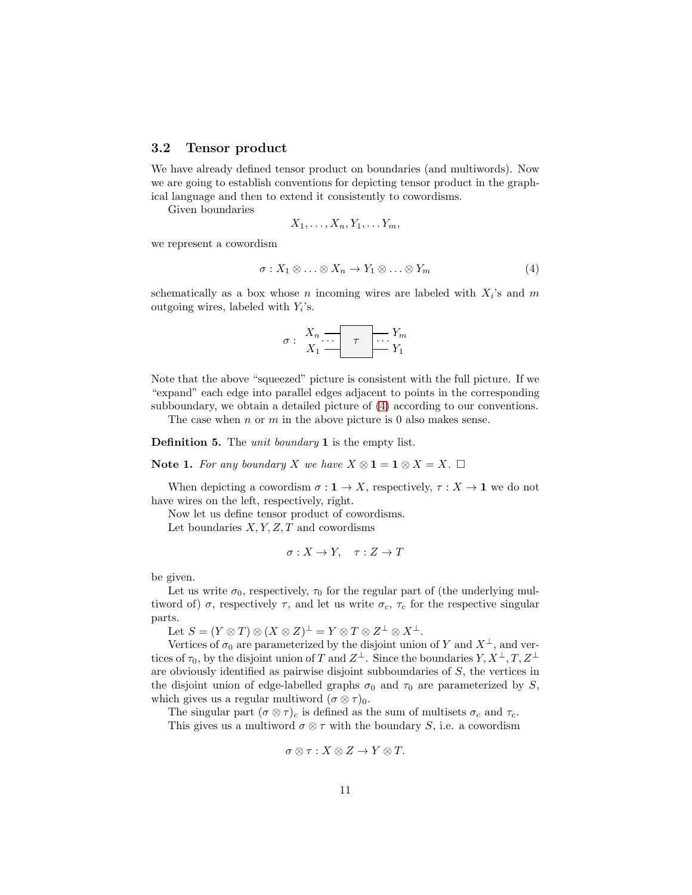### 3.2 Tensor product

We have already defined tensor product on boundaries (and multiwords). Now we are going to establish conventions for depicting tensor product in the graphical language and then to extend it consistently to cowordisms.

Given boundaries

$$X_1, \ldots, X_n, Y_1, \ldots Y_m,$$

we represent a cowordism

$$\sigma : X_1 \otimes \ldots \otimes X_n \to Y_1 \otimes \ldots \otimes Y_m \tag{4}$$

schematically as a box whose $n$ incoming wires are labeled with $X_i$'s and $m$ outgoing wires, labeled with $Y_i$'s.

$$\sigma : \begin{array}{c} X_n \\ X_1 \end{array} \cdots \boxed{\tau} \cdots \begin{array}{c} Y_m \\ Y_1 \end{array}$$

Note that the above "squeezed" picture is consistent with the full picture. If we "expand" each edge into parallel edges adjacent to points in the corresponding subboundary, we obtain a detailed picture of (4) according to our conventions.

The case when $n$ or $m$ in the above picture is 0 also makes sense.

**Definition 5.** The *unit boundary* $\mathbf{1}$ is the empty list.

**Note 1.** *For any boundary $X$ we have $X \otimes \mathbf{1} = \mathbf{1} \otimes X = X$.* $\square$

When depicting a cowordism $\sigma : \mathbf{1} \to X$, respectively, $\tau : X \to \mathbf{1}$ we do not have wires on the left, respectively, right.

Now let us define tensor product of cowordisms.

Let boundaries $X, Y, Z, T$ and cowordisms

$$\sigma : X \to Y, \quad \tau : Z \to T$$

be given.

Let us write $\sigma_0$, respectively, $\tau_0$ for the regular part of (the underlying multiword of) $\sigma$, respectively $\tau$, and let us write $\sigma_c$, $\tau_c$ for the respective singular parts.

Let $S = (Y \otimes T) \otimes (X \otimes Z)^\perp = Y \otimes T \otimes Z^\perp \otimes X^\perp$.

Vertices of $\sigma_0$ are parameterized by the disjoint union of $Y$ and $X^\perp$, and vertices of $\tau_0$, by the disjoint union of $T$ and $Z^\perp$. Since the boundaries $Y, X^\perp, T, Z^\perp$ are obviously identified as pairwise disjoint subboundaries of $S$, the vertices in the disjoint union of edge-labelled graphs $\sigma_0$ and $\tau_0$ are parameterized by $S$, which gives us a regular multiword $(\sigma \otimes \tau)_0$.

The singular part $(\sigma \otimes \tau)_c$ is defined as the sum of multisets $\sigma_c$ and $\tau_c$.

This gives us a multiword $\sigma \otimes \tau$ with the boundary $S$, i.e. a cowordism

$$\sigma \otimes \tau : X \otimes Z \to Y \otimes T.$$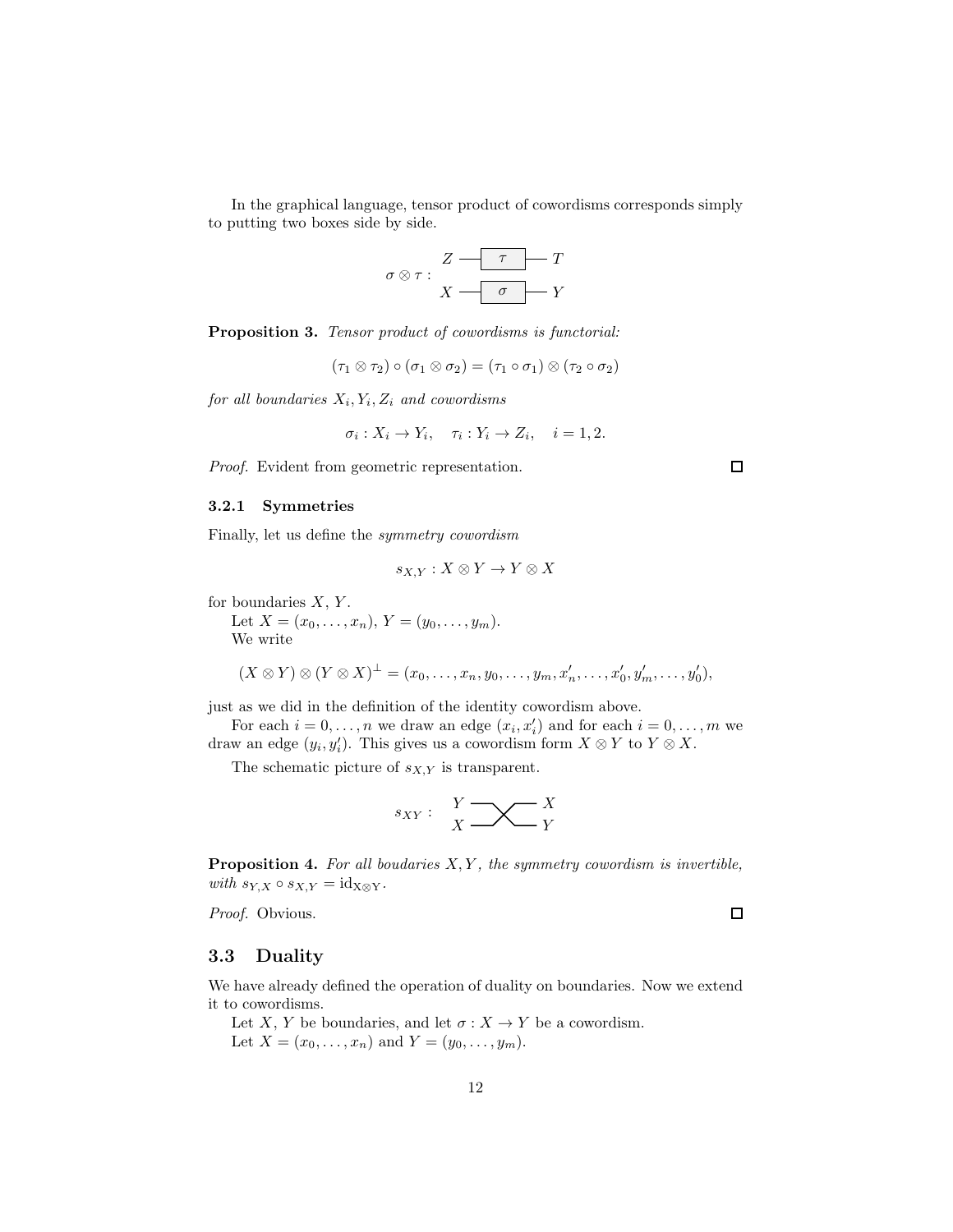In the graphical language, tensor product of cowordisms corresponds simply to putting two boxes side by side.

$$\sigma \otimes \tau : \begin{array}{c} Z \text{ --- } \boxed{\tau} \text{ --- } T \\ X \text{ --- } \boxed{\sigma} \text{ --- } Y \end{array}$$

**Proposition 3.** *Tensor product of cowordisms is functorial:*

$$(\tau_1 \otimes \tau_2) \circ (\sigma_1 \otimes \sigma_2) = (\tau_1 \circ \sigma_1) \otimes (\tau_2 \circ \sigma_2)$$

*for all boundaries $X_i, Y_i, Z_i$ and cowordisms*

$$\sigma_i : X_i \to Y_i, \quad \tau_i : Y_i \to Z_i, \quad i = 1, 2.$$

*Proof.* Evident from geometric representation. □

### 3.2.1 Symmetries

Finally, let us define the *symmetry cowordism*

$$s_{X,Y} : X \otimes Y \to Y \otimes X$$

for boundaries $X$, $Y$.

Let $X = (x_0, \ldots, x_n)$, $Y = (y_0, \ldots, y_m)$.

We write

$$(X \otimes Y) \otimes (Y \otimes X)^{\perp} = (x_0, \ldots, x_n, y_0, \ldots, y_m, x_n', \ldots, x_0', y_m', \ldots, y_0'),$$

just as we did in the definition of the identity cowordism above.

For each $i = 0, \ldots, n$ we draw an edge $(x_i, x_i')$ and for each $i = 0, \ldots, m$ we draw an edge $(y_i, y_i')$. This gives us a cowordism form $X \otimes Y$ to $Y \otimes X$.

The schematic picture of $s_{X,Y}$ is transparent.

$$s_{XY} : \begin{array}{c} Y \quad X \\ X \quad Y \end{array}$$

**Proposition 4.** *For all boudaries $X, Y$, the symmetry cowordism is invertible, with $s_{Y,X} \circ s_{X,Y} = \mathrm{id}_{X \otimes Y}$.*

*Proof.* Obvious. □

## 3.3 Duality

We have already defined the operation of duality on boundaries. Now we extend it to cowordisms.

Let $X$, $Y$ be boundaries, and let $\sigma : X \to Y$ be a cowordism.

Let $X = (x_0, \ldots, x_n)$ and $Y = (y_0, \ldots, y_m)$.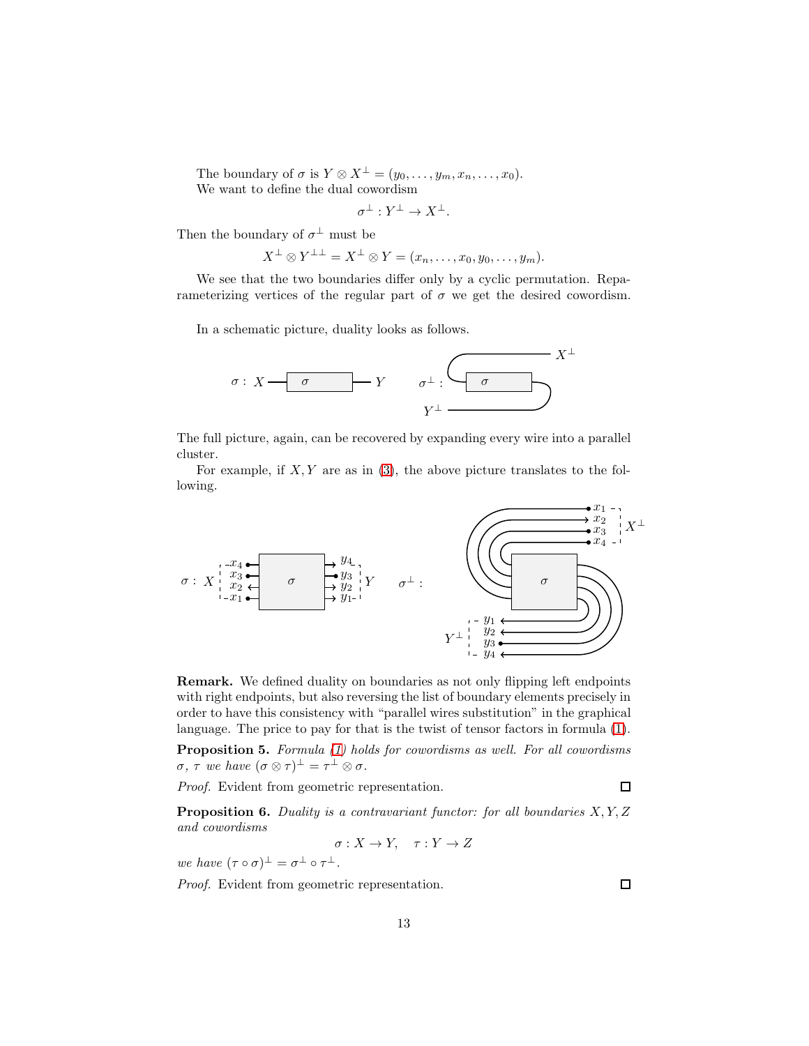The boundary of $\sigma$ is $Y \otimes X^\perp = (y_0, \ldots, y_m, x_n, \ldots, x_0)$.

We want to define the dual cowordism

$$\sigma^\perp : Y^\perp \to X^\perp.$$

Then the boundary of $\sigma^\perp$ must be

$$X^\perp \otimes Y^{\perp\perp} = X^\perp \otimes Y = (x_n, \ldots, x_0, y_0, \ldots, y_m).$$

We see that the two boundaries differ only by a cyclic permutation. Reparameterizing vertices of the regular part of $\sigma$ we get the desired cowordism.

In a schematic picture, duality looks as follows.

The full picture, again, can be recovered by expanding every wire into a parallel cluster.

For example, if $X, Y$ are as in (3), the above picture translates to the following.

**Remark.** We defined duality on boundaries as not only flipping left endpoints with right endpoints, but also reversing the list of boundary elements precisely in order to have this consistency with "parallel wires substitution" in the graphical language. The price to pay for that is the twist of tensor factors in formula (1).

**Proposition 5.** *Formula (1) holds for cowordisms as well. For all cowordisms $\sigma$, $\tau$ we have $(\sigma \otimes \tau)^\perp = \tau^\perp \otimes \sigma$.*

*Proof.* Evident from geometric representation. □

**Proposition 6.** *Duality is a contravariant functor: for all boundaries $X, Y, Z$ and cowordisms*

$$\sigma : X \to Y, \quad \tau : Y \to Z$$

*we have $(\tau \circ \sigma)^\perp = \sigma^\perp \circ \tau^\perp$.*

*Proof.* Evident from geometric representation. □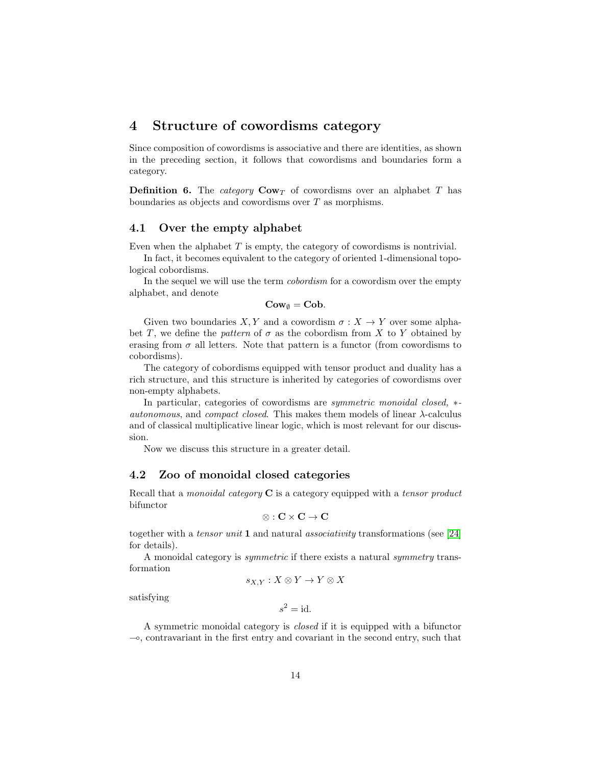# 4 Structure of cowordisms category

Since composition of cowordisms is associative and there are identities, as shown in the preceding section, it follows that cowordisms and boundaries form a category.

**Definition 6.** The *category* $\mathbf{Cow}_T$ of cowordisms over an alphabet $T$ has boundaries as objects and cowordisms over $T$ as morphisms.

## 4.1 Over the empty alphabet

Even when the alphabet $T$ is empty, the category of cowordisms is nontrivial.

In fact, it becomes equivalent to the category of oriented 1-dimensional topological cobordisms.

In the sequel we will use the term *cobordism* for a cowordism over the empty alphabet, and denote

$$\mathbf{Cow}_{\emptyset} = \mathbf{Cob}.$$

Given two boundaries $X, Y$ and a cowordism $\sigma : X \to Y$ over some alphabet $T$, we define the *pattern* of $\sigma$ as the cobordism from $X$ to $Y$ obtained by erasing from $\sigma$ all letters. Note that pattern is a functor (from cowordisms to cobordisms).

The category of cobordisms equipped with tensor product and duality has a rich structure, and this structure is inherited by categories of cowordisms over non-empty alphabets.

In particular, categories of cowordisms are *symmetric monoidal closed*, $*$-*autonomous*, and *compact closed*. This makes them models of linear $\lambda$-calculus and of classical multiplicative linear logic, which is most relevant for our discussion.

Now we discuss this structure in a greater detail.

## 4.2 Zoo of monoidal closed categories

Recall that a *monoidal category* $\mathbf{C}$ is a category equipped with a *tensor product* bifunctor

$$\otimes : \mathbf{C} \times \mathbf{C} \to \mathbf{C}$$

together with a *tensor unit* $\mathbf{1}$ and natural *associativity* transformations (see [24] for details).

A monoidal category is *symmetric* if there exists a natural *symmetry* transformation

$$s_{X,Y} : X \otimes Y \to Y \otimes X$$

satisfying

$$s^2 = \text{id}.$$

A symmetric monoidal category is *closed* if it is equipped with a bifunctor $\multimap$, contravariant in the first entry and covariant in the second entry, such that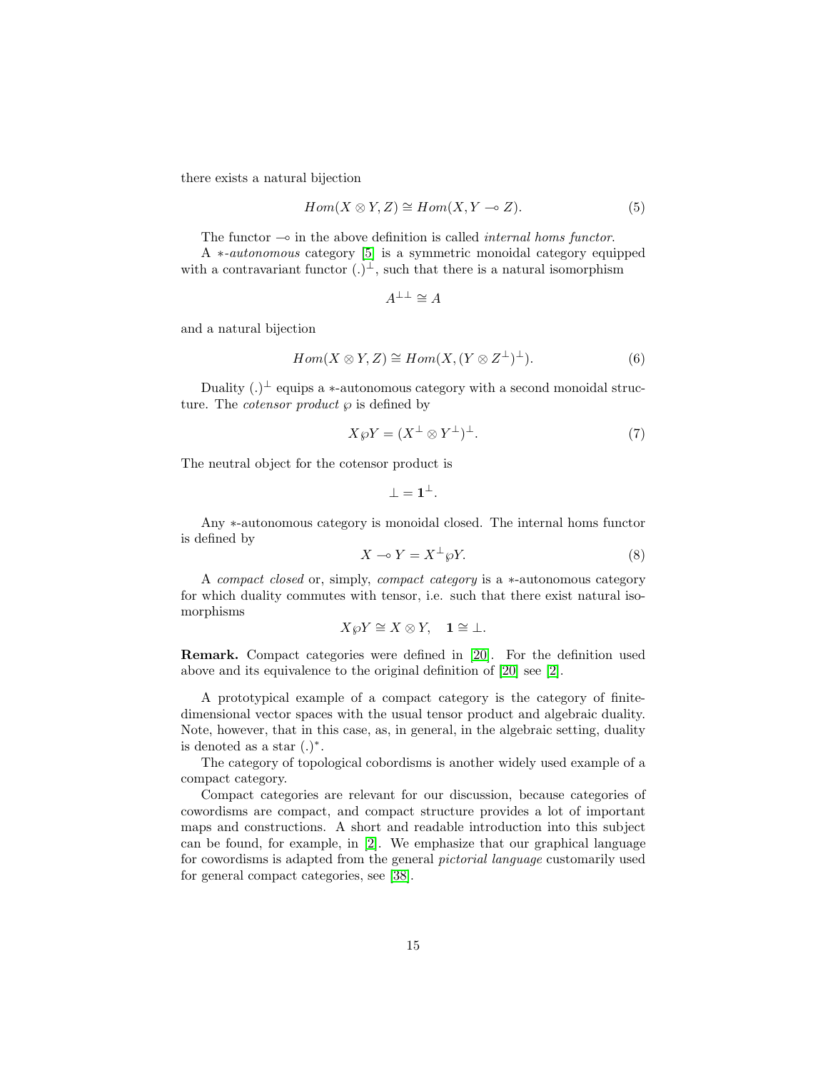there exists a natural bijection

$$Hom(X \otimes Y, Z) \cong Hom(X, Y \multimap Z). \tag{5}$$

The functor $\multimap$ in the above definition is called *internal homs functor*.

A $*$-*autonomous* category [5] is a symmetric monoidal category equipped with a contravariant functor $(.)^{\perp}$, such that there is a natural isomorphism

$$A^{\perp\perp} \cong A$$

and a natural bijection

$$Hom(X \otimes Y, Z) \cong Hom(X, (Y \otimes Z^{\perp})^{\perp}). \tag{6}$$

Duality $(.)^{\perp}$ equips a $*$-autonomous category with a second monoidal structure. The *cotensor product* $\wp$ is defined by

$$X \wp Y = (X^{\perp} \otimes Y^{\perp})^{\perp}. \tag{7}$$

The neutral object for the cotensor product is

$$\perp = \mathbf{1}^{\perp}.$$

Any $*$-autonomous category is monoidal closed. The internal homs functor is defined by

$$X \multimap Y = X^{\perp} \wp Y. \tag{8}$$

A *compact closed* or, simply, *compact category* is a $*$-autonomous category for which duality commutes with tensor, i.e. such that there exist natural isomorphisms

$$X \wp Y \cong X \otimes Y, \quad \mathbf{1} \cong \perp.$$

**Remark.** Compact categories were defined in [20]. For the definition used above and its equivalence to the original definition of [20] see [2].

A prototypical example of a compact category is the category of finite-dimensional vector spaces with the usual tensor product and algebraic duality. Note, however, that in this case, as, in general, in the algebraic setting, duality is denoted as a star $(.)^{*}$.

The category of topological cobordisms is another widely used example of a compact category.

Compact categories are relevant for our discussion, because categories of cowordisms are compact, and compact structure provides a lot of important maps and constructions. A short and readable introduction into this subject can be found, for example, in [2]. We emphasize that our graphical language for cowordisms is adapted from the general *pictorial language* customarily used for general compact categories, see [38].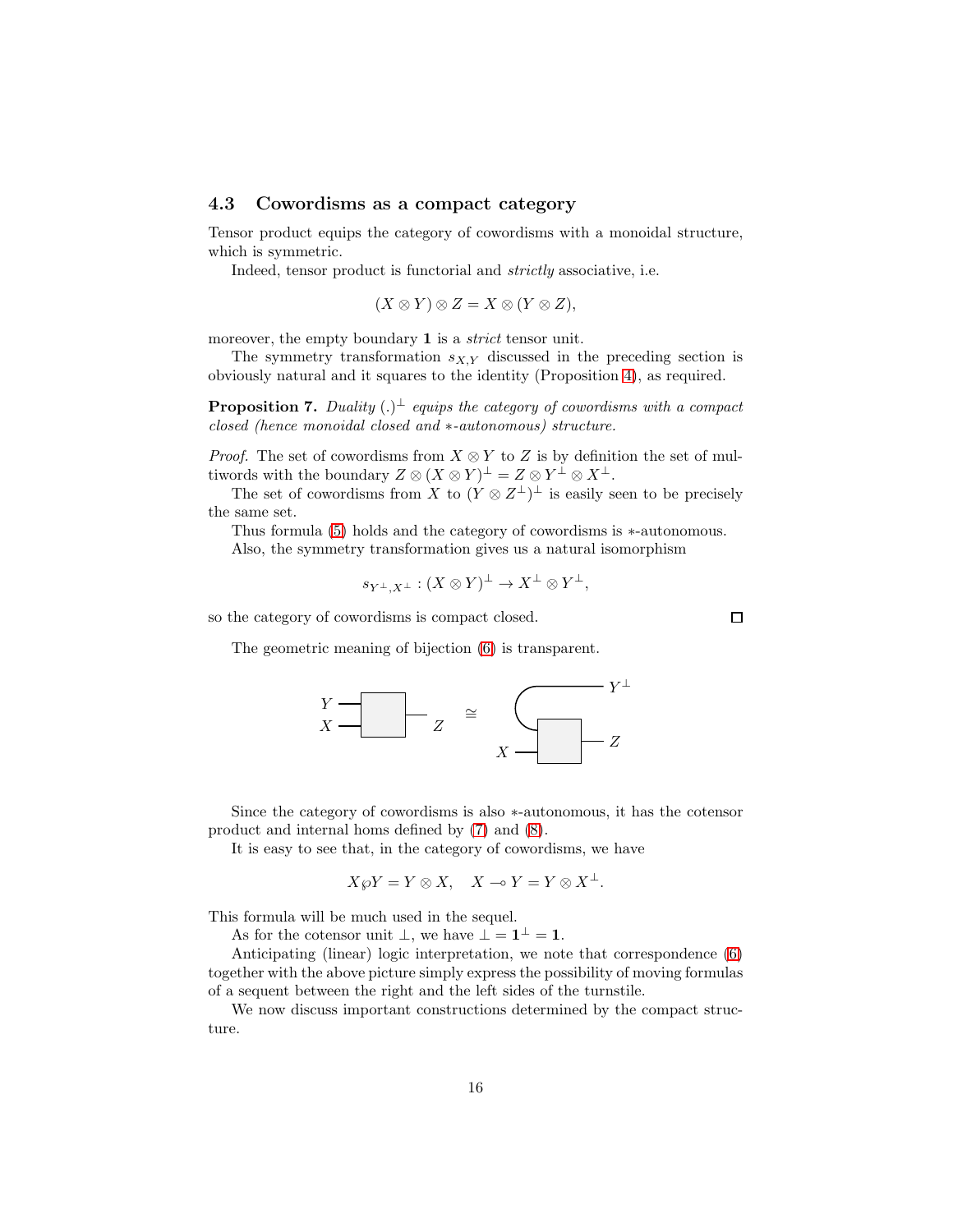### 4.3 Cowordisms as a compact category

Tensor product equips the category of cowordisms with a monoidal structure, which is symmetric.

Indeed, tensor product is functorial and *strictly* associative, i.e.

$$(X \otimes Y) \otimes Z = X \otimes (Y \otimes Z),$$

moreover, the empty boundary $\mathbf{1}$ is a *strict* tensor unit.

The symmetry transformation $s_{X,Y}$ discussed in the preceding section is obviously natural and it squares to the identity (Proposition 4), as required.

**Proposition 7.** *Duality $(.)^\perp$ equips the category of cowordisms with a compact closed (hence monoidal closed and $*$-autonomous) structure.*

*Proof.* The set of cowordisms from $X \otimes Y$ to $Z$ is by definition the set of multiwords with the boundary $Z \otimes (X \otimes Y)^\perp = Z \otimes Y^\perp \otimes X^\perp$.

The set of cowordisms from $X$ to $(Y \otimes Z^\perp)^\perp$ is easily seen to be precisely the same set.

Thus formula (5) holds and the category of cowordisms is $*$-autonomous.

Also, the symmetry transformation gives us a natural isomorphism

$$s_{Y^\perp, X^\perp} : (X \otimes Y)^\perp \to X^\perp \otimes Y^\perp,$$

so the category of cowordisms is compact closed. □

The geometric meaning of bijection (6) is transparent.

Since the category of cowordisms is also $*$-autonomous, it has the cotensor product and internal homs defined by (7) and (8).

It is easy to see that, in the category of cowordisms, we have

$$X \wp Y = Y \otimes X, \quad X \multimap Y = Y \otimes X^\perp.$$

This formula will be much used in the sequel.

As for the cotensor unit $\perp$, we have $\perp = \mathbf{1}^\perp = \mathbf{1}$.

Anticipating (linear) logic interpretation, we note that correspondence (6) together with the above picture simply express the possibility of moving formulas of a sequent between the right and the left sides of the turnstile.

We now discuss important constructions determined by the compact structure.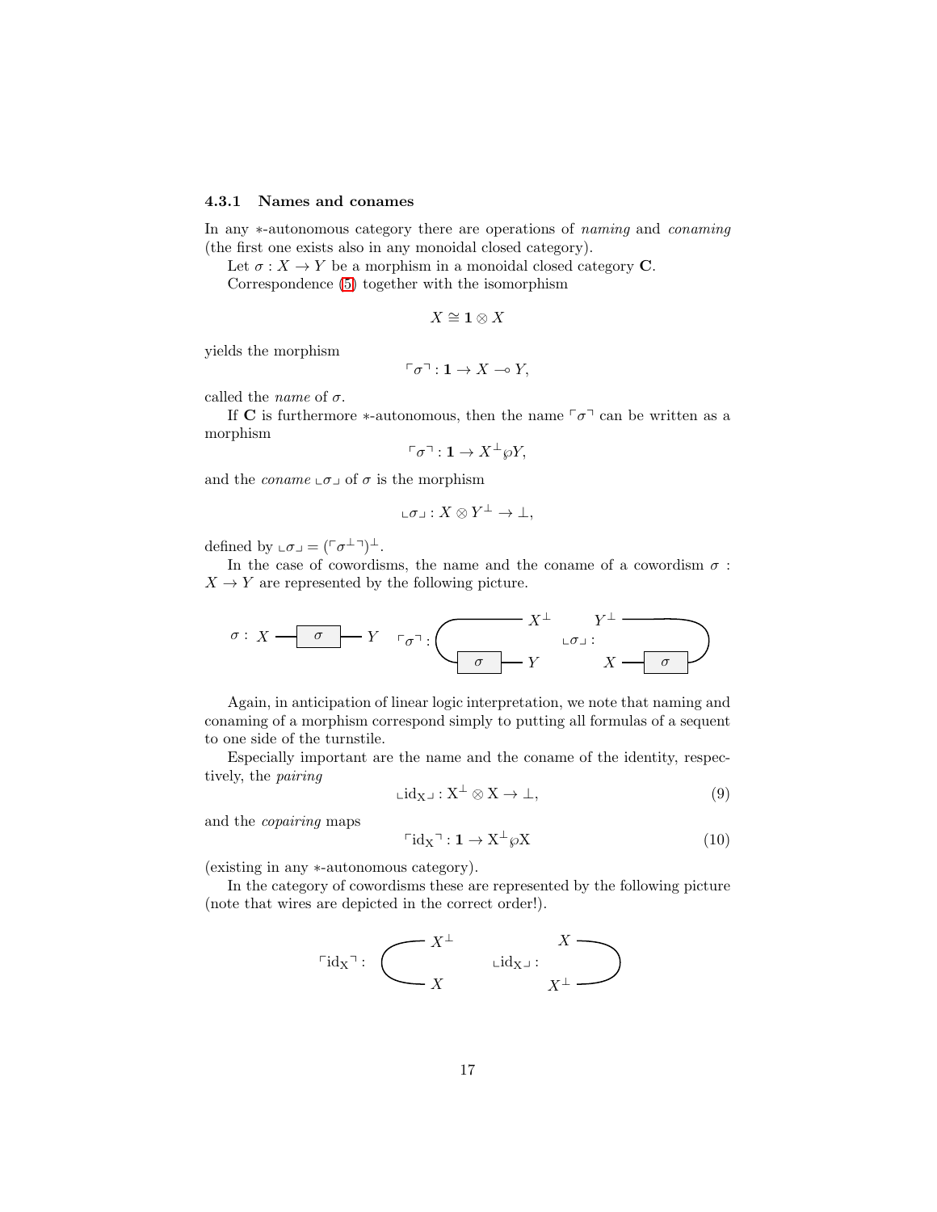### 4.3.1 Names and conames

In any $*$-autonomous category there are operations of *naming* and *conaming* (the first one exists also in any monoidal closed category).

Let $\sigma : X \to Y$ be a morphism in a monoidal closed category $\mathbf{C}$.

Correspondence (5) together with the isomorphism

$$X \cong \mathbf{1} \otimes X$$

yields the morphism

$$\ulcorner\sigma\urcorner : \mathbf{1} \to X \multimap Y,$$

called the *name* of $\sigma$.

If $\mathbf{C}$ is furthermore $*$-autonomous, then the name $\ulcorner\sigma\urcorner$ can be written as a morphism

$$\ulcorner\sigma\urcorner : \mathbf{1} \to X^\perp \wp Y,$$

and the *coname* $\llcorner\sigma\lrcorner$ of $\sigma$ is the morphism

$$\llcorner\sigma\lrcorner : X \otimes Y^\perp \to \perp,$$

defined by $\llcorner\sigma\lrcorner = (\ulcorner\sigma^\perp\urcorner)^\perp$.

In the case of cowordisms, the name and the coname of a cowordism $\sigma : X \to Y$ are represented by the following picture.

Again, in anticipation of linear logic interpretation, we note that naming and conaming of a morphism correspond simply to putting all formulas of a sequent to one side of the turnstile.

Especially important are the name and the coname of the identity, respectively, the *pairing*

$$\llcorner \mathrm{id_X} \lrcorner : \mathrm{X}^\perp \otimes \mathrm{X} \to \perp, \tag{9}$$

and the *copairing* maps

$$\ulcorner \mathrm{id_X} \urcorner : \mathbf{1} \to \mathrm{X}^\perp \wp \mathrm{X} \tag{10}$$

(existing in any $*$-autonomous category).

In the category of cowordisms these are represented by the following picture (note that wires are depicted in the correct order!).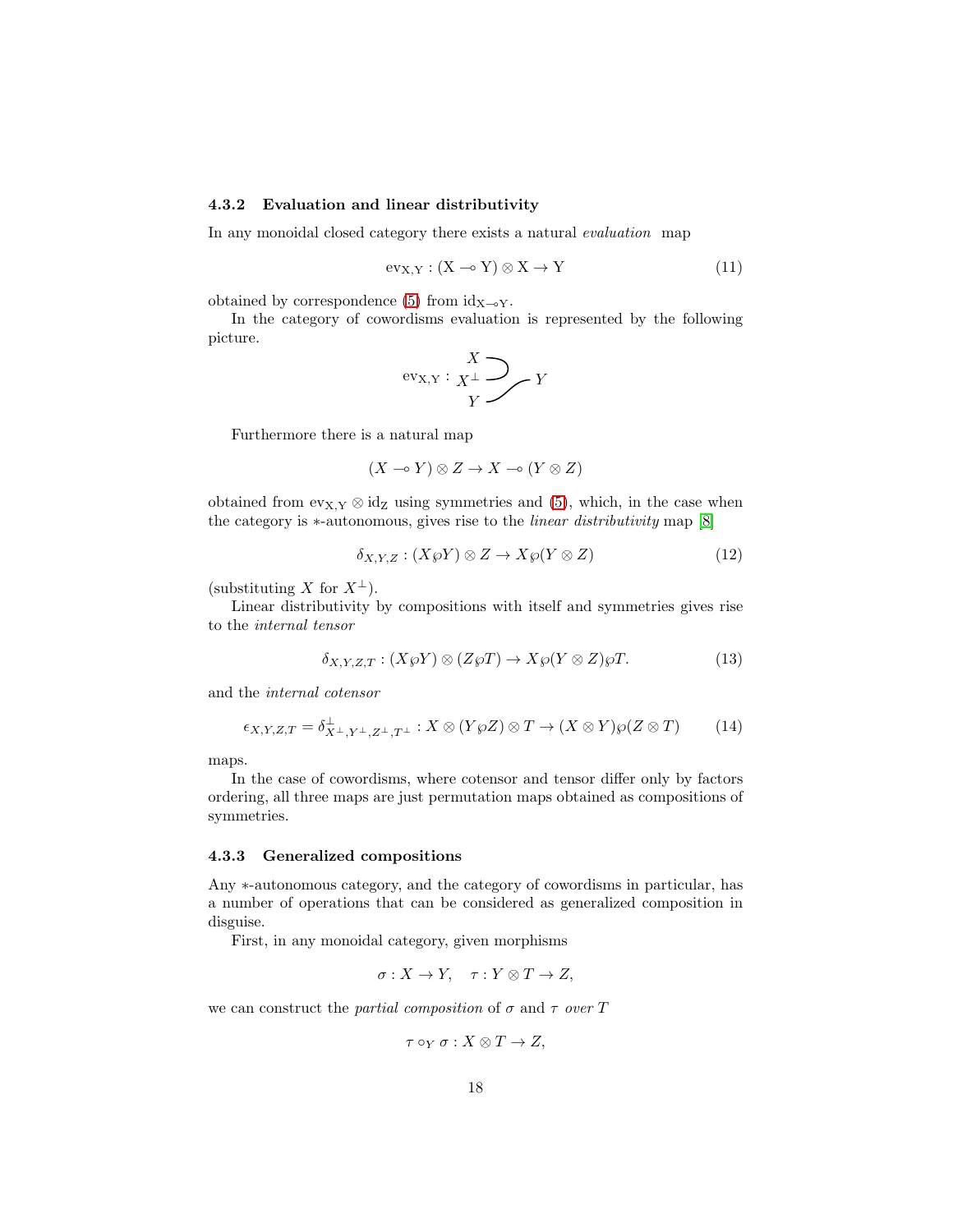#### 4.3.2 Evaluation and linear distributivity

In any monoidal closed category there exists a natural *evaluation* map

$$\mathrm{ev_{X,Y}} : (\mathrm{X} \multimap \mathrm{Y}) \otimes \mathrm{X} \to \mathrm{Y} \tag{11}$$

obtained by correspondence (5) from $\mathrm{id_{X \multimap Y}}$.

In the category of cowordisms evaluation is represented by the following picture.

$$\mathrm{ev_{X,Y}} : \begin{matrix} X \\ X^\perp \\ Y \end{matrix} \quad Y$$

Furthermore there is a natural map

$$(X \multimap Y) \otimes Z \to X \multimap (Y \otimes Z)$$

obtained from $\mathrm{ev_{X,Y}} \otimes \mathrm{id_Z}$ using symmetries and (5), which, in the case when the category is $*$-autonomous, gives rise to the *linear distributivity* map [8]

$$\delta_{X,Y,Z} : (X \wp Y) \otimes Z \to X \wp (Y \otimes Z) \tag{12}$$

(substituting $X$ for $X^\perp$).

Linear distributivity by compositions with itself and symmetries gives rise to the *internal tensor*

$$\delta_{X,Y,Z,T} : (X \wp Y) \otimes (Z \wp T) \to X \wp (Y \otimes Z) \wp T. \tag{13}$$

and the *internal cotensor*

$$\epsilon_{X,Y,Z,T} = \delta^\perp_{X^\perp,Y^\perp,Z^\perp,T^\perp} : X \otimes (Y \wp Z) \otimes T \to (X \otimes Y) \wp (Z \otimes T) \tag{14}$$

maps.

In the case of cowordisms, where cotensor and tensor differ only by factors ordering, all three maps are just permutation maps obtained as compositions of symmetries.

#### 4.3.3 Generalized compositions

Any $*$-autonomous category, and the category of cowordisms in particular, has a number of operations that can be considered as generalized composition in disguise.

First, in any monoidal category, given morphisms

$$\sigma : X \to Y, \quad \tau : Y \otimes T \to Z,$$

we can construct the *partial composition* of $\sigma$ and $\tau$ *over* $T$

$$\tau \circ_Y \sigma : X \otimes T \to Z,$$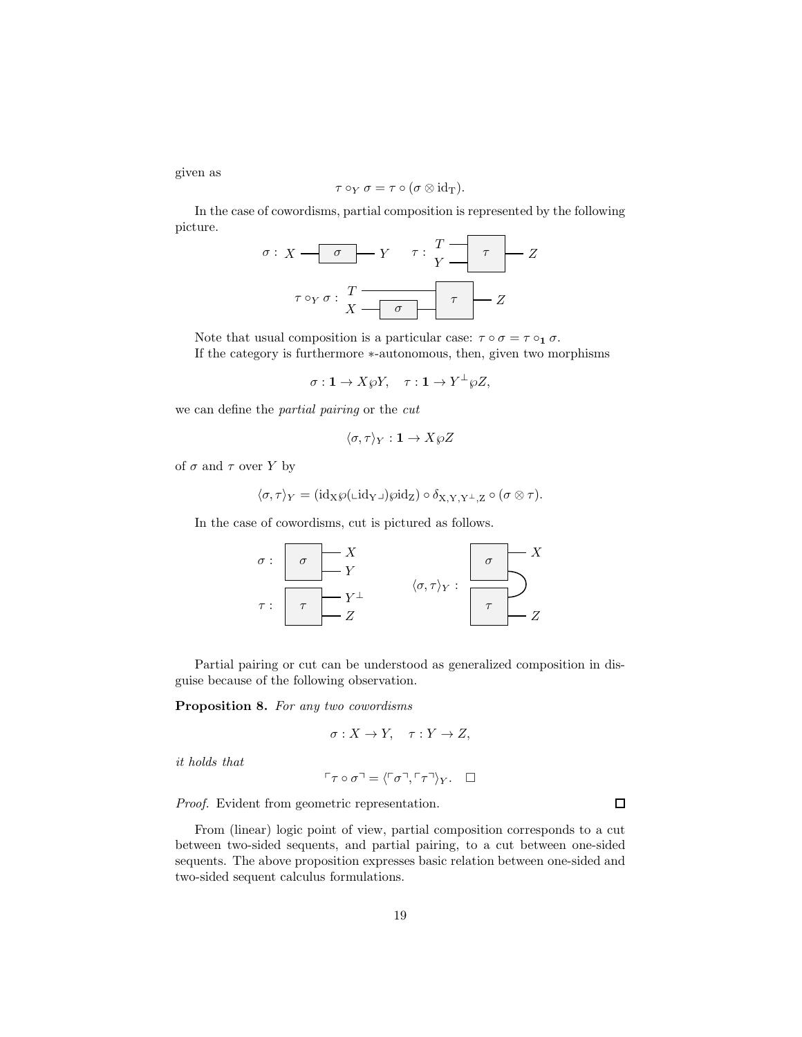given as

$$\tau \circ_Y \sigma = \tau \circ (\sigma \otimes \mathrm{id_T}).$$

In the case of cowordisms, partial composition is represented by the following picture.

Note that usual composition is a particular case: $\tau \circ \sigma = \tau \circ_{\mathbf{1}} \sigma$.

If the category is furthermore $*$-autonomous, then, given two morphisms

$$\sigma : \mathbf{1} \to X \wp Y, \quad \tau : \mathbf{1} \to Y^{\perp} \wp Z,$$

we can define the *partial pairing* or the *cut*

$$\langle \sigma, \tau \rangle_Y : \mathbf{1} \to X \wp Z$$

of $\sigma$ and $\tau$ over $Y$ by

$$\langle \sigma, \tau \rangle_Y = (\mathrm{id_X} \wp (\llcorner \mathrm{id_Y} \lrcorner) \wp \mathrm{id_Z}) \circ \delta_{\mathrm{X,Y,Y^{\perp},Z}} \circ (\sigma \otimes \tau).$$

In the case of cowordisms, cut is pictured as follows.

Partial pairing or cut can be understood as generalized composition in disguise because of the following observation.

**Proposition 8.** *For any two cowordisms*

$$\sigma : X \to Y, \quad \tau : Y \to Z,$$

*it holds that*

$$\ulcorner \tau \circ \sigma \urcorner = \langle \ulcorner \sigma \urcorner, \ulcorner \tau \urcorner \rangle_Y. \quad \square$$

*Proof.* Evident from geometric representation. $\square$

From (linear) logic point of view, partial composition corresponds to a cut between two-sided sequents, and partial pairing, to a cut between one-sided sequents. The above proposition expresses basic relation between one-sided and two-sided sequent calculus formulations.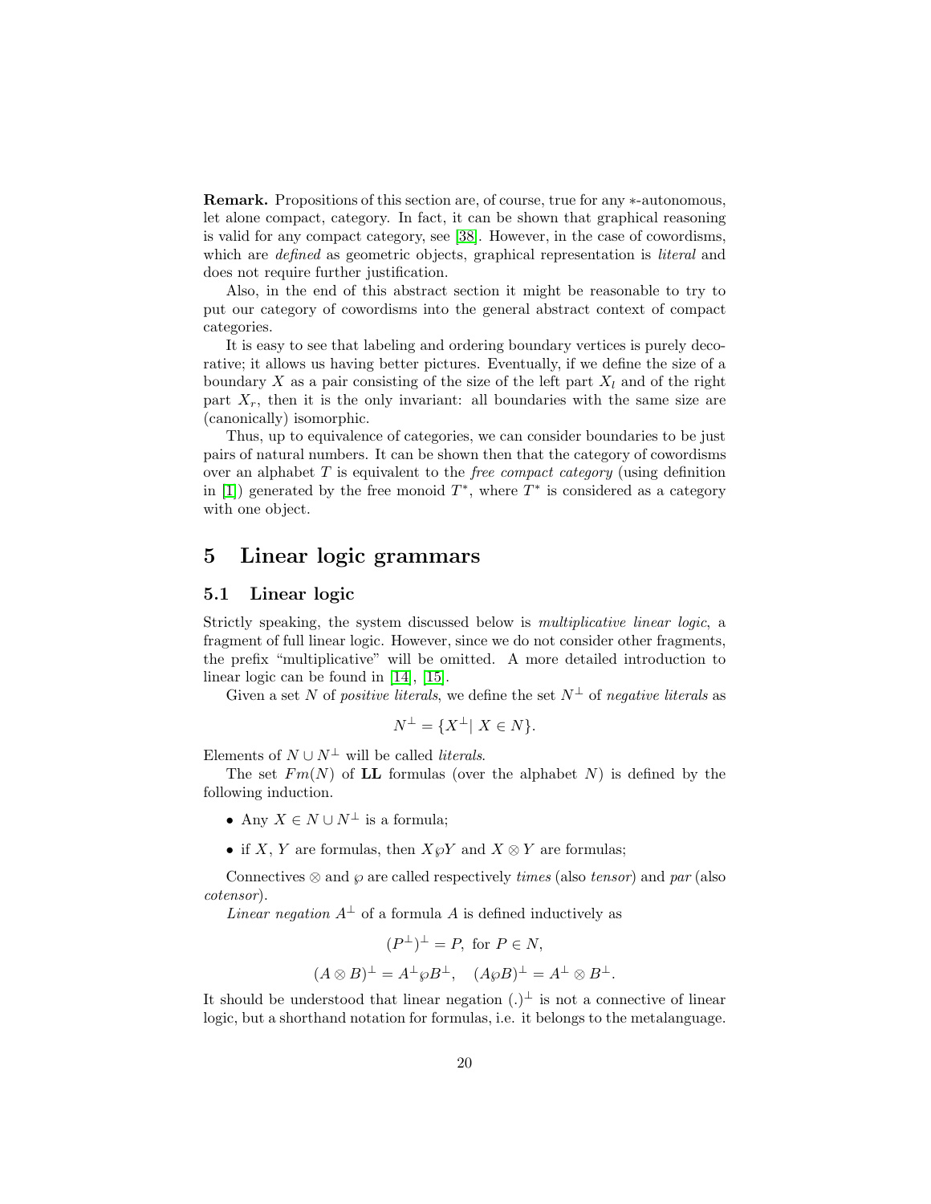**Remark.** Propositions of this section are, of course, true for any $*$-autonomous, let alone compact, category. In fact, it can be shown that graphical reasoning is valid for any compact category, see [38]. However, in the case of cowordisms, which are *defined* as geometric objects, graphical representation is *literal* and does not require further justification.

Also, in the end of this abstract section it might be reasonable to try to put our category of cowordisms into the general abstract context of compact categories.

It is easy to see that labeling and ordering boundary vertices is purely decorative; it allows us having better pictures. Eventually, if we define the size of a boundary $X$ as a pair consisting of the size of the left part $X_l$ and of the right part $X_r$, then it is the only invariant: all boundaries with the same size are (canonically) isomorphic.

Thus, up to equivalence of categories, we can consider boundaries to be just pairs of natural numbers. It can be shown then that the category of cowordisms over an alphabet $T$ is equivalent to the *free compact category* (using definition in [1]) generated by the free monoid $T^*$, where $T^*$ is considered as a category with one object.

# 5 Linear logic grammars

## 5.1 Linear logic

Strictly speaking, the system discussed below is *multiplicative linear logic*, a fragment of full linear logic. However, since we do not consider other fragments, the prefix "multiplicative" will be omitted. A more detailed introduction to linear logic can be found in [14], [15].

Given a set $N$ of *positive literals*, we define the set $N^\perp$ of *negative literals* as

$$N^\perp = \{X^\perp |\ X \in N\}.$$

Elements of $N \cup N^\perp$ will be called *literals*.

The set $Fm(N)$ of **LL** formulas (over the alphabet $N$) is defined by the following induction.

- Any $X \in N \cup N^\perp$ is a formula;
- if $X$, $Y$ are formulas, then $X \wp Y$ and $X \otimes Y$ are formulas;

Connectives $\otimes$ and $\wp$ are called respectively *times* (also *tensor*) and *par* (also *cotensor*).

*Linear negation* $A^\perp$ of a formula $A$ is defined inductively as

$$(P^\perp)^\perp = P, \text{ for } P \in N,$$

$$(A \otimes B)^\perp = A^\perp \wp B^\perp, \quad (A \wp B)^\perp = A^\perp \otimes B^\perp.$$

It should be understood that linear negation $(.)^\perp$ is not a connective of linear logic, but a shorthand notation for formulas, i.e. it belongs to the metalanguage.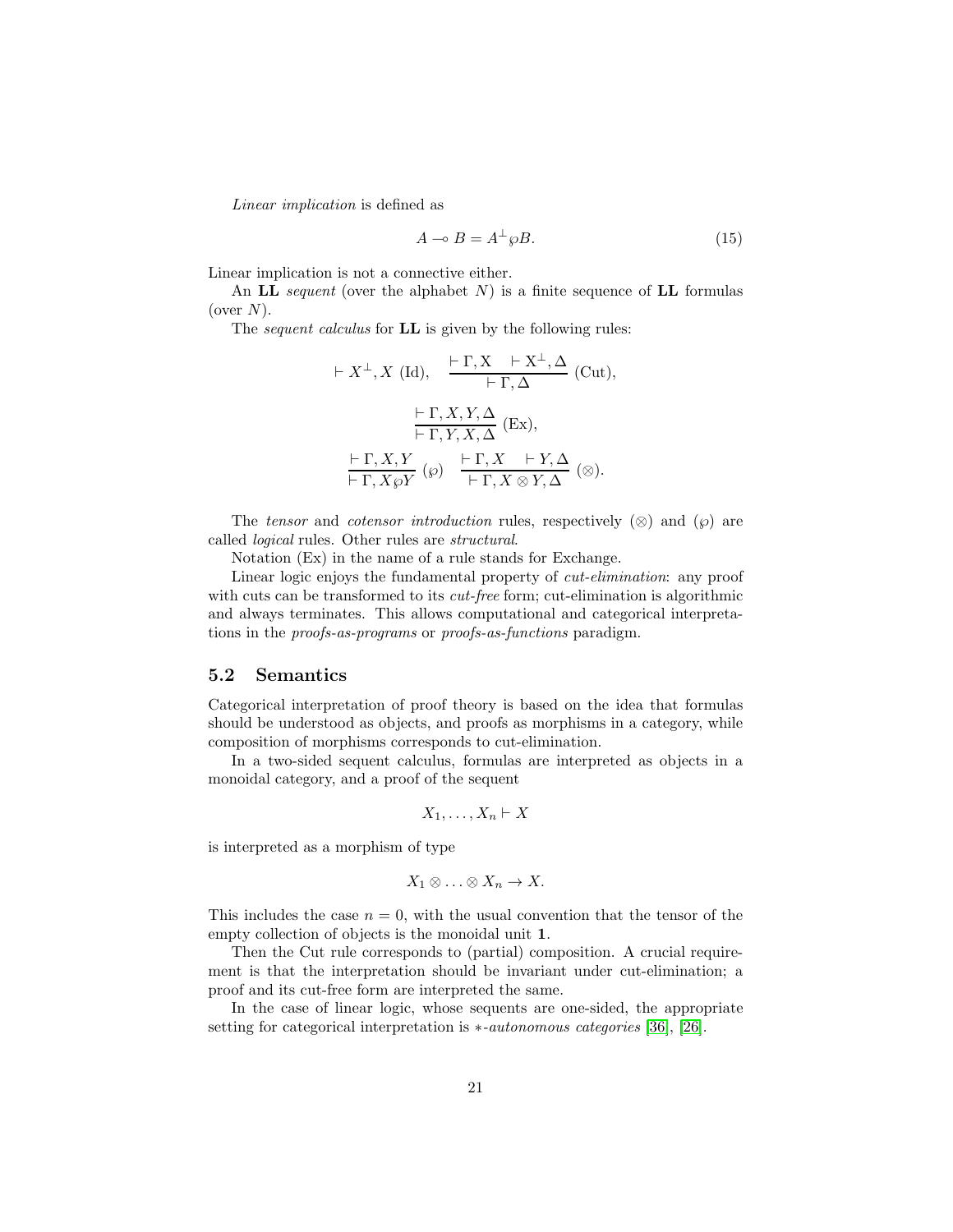*Linear implication* is defined as

$$A \multimap B = A^{\perp} \wp B. \tag{15}$$

Linear implication is not a connective either.

An **LL** *sequent* (over the alphabet $N$) is a finite sequence of **LL** formulas (over $N$).

The *sequent calculus* for **LL** is given by the following rules:

$$\vdash X^{\perp}, X \text{ (Id)}, \quad \frac{\vdash \Gamma, \mathrm{X} \quad \vdash \mathrm{X}^{\perp}, \Delta}{\vdash \Gamma, \Delta} \text{ (Cut)},$$

$$\frac{\vdash \Gamma, X, Y, \Delta}{\vdash \Gamma, Y, X, \Delta} \text{ (Ex)},$$

$$\frac{\vdash \Gamma, X, Y}{\vdash \Gamma, X \wp Y} \ (\wp) \quad \frac{\vdash \Gamma, X \quad \vdash Y, \Delta}{\vdash \Gamma, X \otimes Y, \Delta} \ (\otimes).$$

The *tensor* and *cotensor introduction* rules, respectively ($\otimes$) and ($\wp$) are called *logical* rules. Other rules are *structural*.

Notation (Ex) in the name of a rule stands for Exchange.

Linear logic enjoys the fundamental property of *cut-elimination*: any proof with cuts can be transformed to its *cut-free* form; cut-elimination is algorithmic and always terminates. This allows computational and categorical interpretations in the *proofs-as-programs* or *proofs-as-functions* paradigm.

## 5.2 Semantics

Categorical interpretation of proof theory is based on the idea that formulas should be understood as objects, and proofs as morphisms in a category, while composition of morphisms corresponds to cut-elimination.

In a two-sided sequent calculus, formulas are interpreted as objects in a monoidal category, and a proof of the sequent

$$X_1, \ldots, X_n \vdash X$$

is interpreted as a morphism of type

$$X_1 \otimes \ldots \otimes X_n \to X.$$

This includes the case $n = 0$, with the usual convention that the tensor of the empty collection of objects is the monoidal unit $\mathbf{1}$.

Then the Cut rule corresponds to (partial) composition. A crucial requirement is that the interpretation should be invariant under cut-elimination; a proof and its cut-free form are interpreted the same.

In the case of linear logic, whose sequents are one-sided, the appropriate setting for categorical interpretation is $*$-*autonomous categories* [36], [26].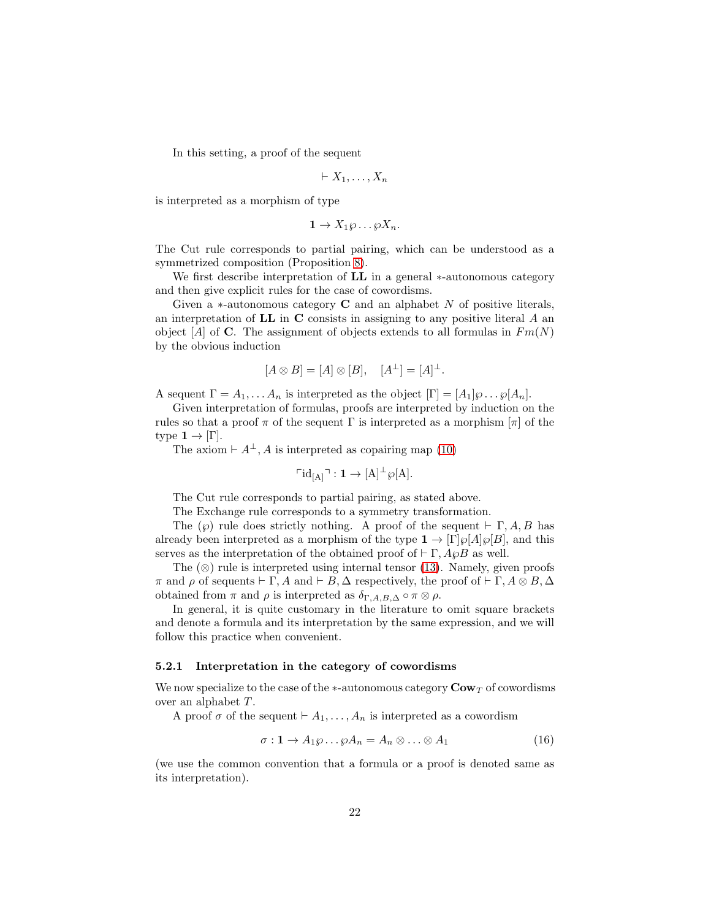In this setting, a proof of the sequent

$$\vdash X_1, \ldots, X_n$$

is interpreted as a morphism of type

$$\mathbf{1} \to X_1 \wp \ldots \wp X_n.$$

The Cut rule corresponds to partial pairing, which can be understood as a symmetrized composition (Proposition 8).

We first describe interpretation of **LL** in a general $*$-autonomous category and then give explicit rules for the case of cowordisms.

Given a $*$-autonomous category $\mathbf{C}$ and an alphabet $N$ of positive literals, an interpretation of **LL** in $\mathbf{C}$ consists in assigning to any positive literal $A$ an object $[A]$ of $\mathbf{C}$. The assignment of objects extends to all formulas in $Fm(N)$ by the obvious induction

$$[A \otimes B] = [A] \otimes [B], \quad [A^\perp] = [A]^\perp.$$

A sequent $\Gamma = A_1, \ldots A_n$ is interpreted as the object $[\Gamma] = [A_1] \wp \ldots \wp [A_n]$.

Given interpretation of formulas, proofs are interpreted by induction on the rules so that a proof $\pi$ of the sequent $\Gamma$ is interpreted as a morphism $[\pi]$ of the type $\mathbf{1} \to [\Gamma]$.

The axiom $\vdash A^\perp, A$ is interpreted as copairing map (10)

$$\ulcorner \mathrm{id}_{[\mathrm{A}]} \urcorner : \mathbf{1} \to [\mathrm{A}]^\perp \wp [\mathrm{A}].$$

The Cut rule corresponds to partial pairing, as stated above.

The Exchange rule corresponds to a symmetry transformation.

The ($\wp$) rule does strictly nothing. A proof of the sequent $\vdash \Gamma, A, B$ has already been interpreted as a morphism of the type $\mathbf{1} \to [\Gamma] \wp [A] \wp [B]$, and this serves as the interpretation of the obtained proof of $\vdash \Gamma, A \wp B$ as well.

The ($\otimes$) rule is interpreted using internal tensor (13). Namely, given proofs $\pi$ and $\rho$ of sequents $\vdash \Gamma, A$ and $\vdash B, \Delta$ respectively, the proof of $\vdash \Gamma, A \otimes B, \Delta$ obtained from $\pi$ and $\rho$ is interpreted as $\delta_{\Gamma,A,B,\Delta} \circ \pi \otimes \rho$.

In general, it is quite customary in the literature to omit square brackets and denote a formula and its interpretation by the same expression, and we will follow this practice when convenient.

#### 5.2.1 Interpretation in the category of cowordisms

We now specialize to the case of the $*$-autonomous category $\mathbf{Cow}_T$ of cowordisms over an alphabet $T$.

A proof $\sigma$ of the sequent $\vdash A_1, \ldots, A_n$ is interpreted as a cowordism

$$\sigma : \mathbf{1} \to A_1 \wp \ldots \wp A_n = A_n \otimes \ldots \otimes A_1 \tag{16}$$

(we use the common convention that a formula or a proof is denoted same as its interpretation).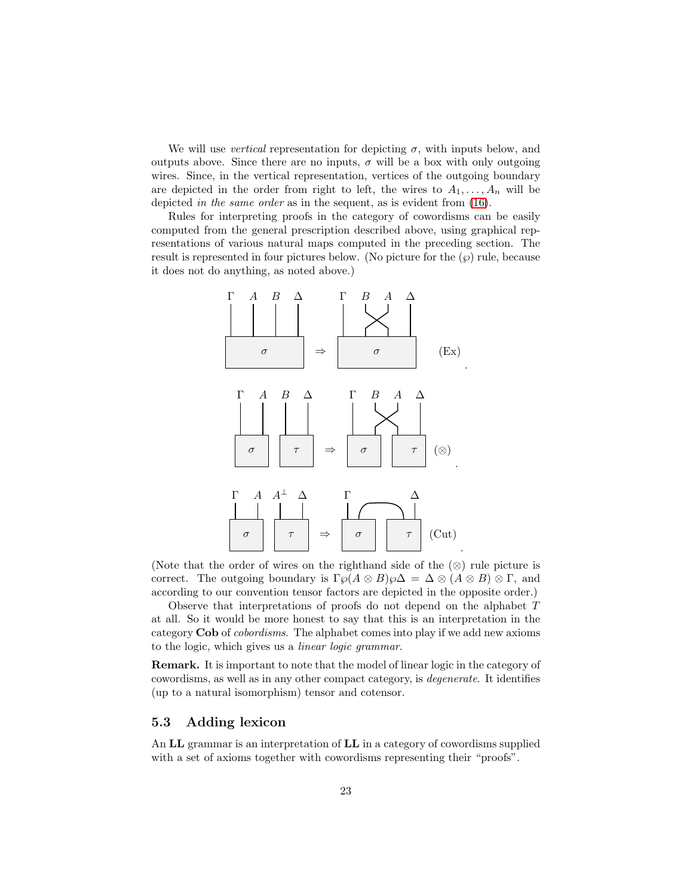We will use *vertical* representation for depicting $\sigma$, with inputs below, and outputs above. Since there are no inputs, $\sigma$ will be a box with only outgoing wires. Since, in the vertical representation, vertices of the outgoing boundary are depicted in the order from right to left, the wires to $A_1, \ldots, A_n$ will be depicted *in the same order* as in the sequent, as is evident from (16).

Rules for interpreting proofs in the category of cowordisms can be easily computed from the general prescription described above, using graphical representations of various natural maps computed in the preceding section. The result is represented in four pictures below. (No picture for the $(\wp)$ rule, because it does not do anything, as noted above.)

(Note that the order of wires on the righthand side of the $(\otimes)$ rule picture is correct. The outgoing boundary is $\Gamma\wp(A \otimes B)\wp\Delta = \Delta \otimes (A \otimes B) \otimes \Gamma$, and according to our convention tensor factors are depicted in the opposite order.)

Observe that interpretations of proofs do not depend on the alphabet $T$ at all. So it would be more honest to say that this is an interpretation in the category **Cob** of *cobordisms*. The alphabet comes into play if we add new axioms to the logic, which gives us a *linear logic grammar*.

**Remark.** It is important to note that the model of linear logic in the category of cowordisms, as well as in any other compact category, is *degenerate*. It identifies (up to a natural isomorphism) tensor and cotensor.

## 5.3 Adding lexicon

An **LL** grammar is an interpretation of **LL** in a category of cowordisms supplied with a set of axioms together with cowordisms representing their "proofs".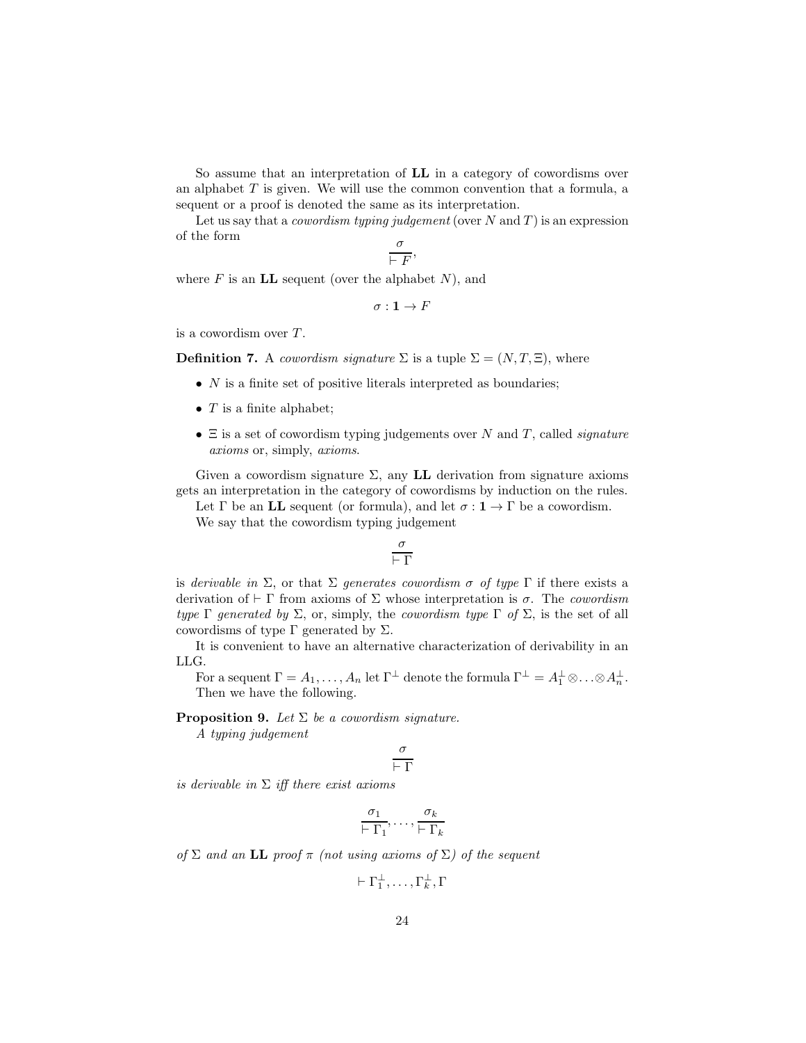So assume that an interpretation of **LL** in a category of cowordisms over an alphabet $T$ is given. We will use the common convention that a formula, a sequent or a proof is denoted the same as its interpretation.

Let us say that a *cowordism typing judgement* (over $N$ and $T$) is an expression of the form

$$\frac{\sigma}{\vdash F},$$

where $F$ is an **LL** sequent (over the alphabet $N$), and

$$\sigma : \mathbf{1} \to F$$

is a cowordism over $T$.

**Definition 7.** A *cowordism signature* $\Sigma$ is a tuple $\Sigma = (N, T, \Xi)$, where

- $N$ is a finite set of positive literals interpreted as boundaries;
- $T$ is a finite alphabet;
- $\Xi$ is a set of cowordism typing judgements over $N$ and $T$, called *signature axioms* or, simply, *axioms*.

Given a cowordism signature $\Sigma$, any **LL** derivation from signature axioms gets an interpretation in the category of cowordisms by induction on the rules.

Let $\Gamma$ be an **LL** sequent (or formula), and let $\sigma : \mathbf{1} \to \Gamma$ be a cowordism.

We say that the cowordism typing judgement

$$\frac{\sigma}{\vdash \Gamma}$$

is *derivable in* $\Sigma$, or that $\Sigma$ *generates cowordism* $\sigma$ *of type* $\Gamma$ if there exists a derivation of $\vdash \Gamma$ from axioms of $\Sigma$ whose interpretation is $\sigma$. The *cowordism type* $\Gamma$ *generated by* $\Sigma$, or, simply, the *cowordism type* $\Gamma$ *of* $\Sigma$, is the set of all cowordisms of type $\Gamma$ generated by $\Sigma$.

It is convenient to have an alternative characterization of derivability in an LLG.

For a sequent $\Gamma = A_1, \ldots, A_n$ let $\Gamma^\perp$ denote the formula $\Gamma^\perp = A_1^\perp \otimes \ldots \otimes A_n^\perp$. Then we have the following.

**Proposition 9.** *Let $\Sigma$ be a cowordism signature.*

*A typing judgement*

$$\frac{\sigma}{\vdash \Gamma}$$

*is derivable in $\Sigma$ iff there exist axioms*

$$\frac{\sigma_1}{\vdash \Gamma_1}, \ldots, \frac{\sigma_k}{\vdash \Gamma_k}$$

*of $\Sigma$ and an* **LL** *proof $\pi$ (not using axioms of $\Sigma$) of the sequent*

$$\vdash \Gamma_1^\perp, \ldots, \Gamma_k^\perp, \Gamma$$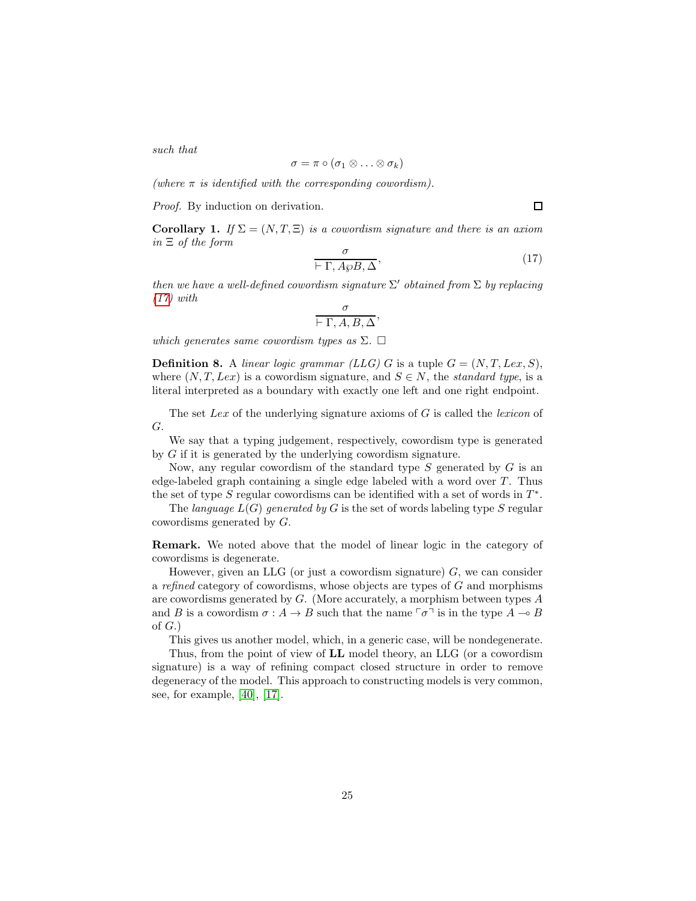*such that*

$$\sigma = \pi \circ (\sigma_1 \otimes \ldots \otimes \sigma_k)$$

*(where $\pi$ is identified with the corresponding cowordism).*

*Proof.* By induction on derivation. □

**Corollary 1.** *If $\Sigma = (N, T, \Xi)$ is a cowordism signature and there is an axiom in $\Xi$ of the form*

$$\frac{\sigma}{\vdash \Gamma, A \wp B, \Delta}, \tag{17}$$

*then we have a well-defined cowordism signature $\Sigma'$ obtained from $\Sigma$ by replacing (17) with*

$$\frac{\sigma}{\vdash \Gamma, A, B, \Delta},$$

*which generates same cowordism types as $\Sigma$.* □

**Definition 8.** A *linear logic grammar (LLG)* $G$ is a tuple $G = (N, T, Lex, S)$, where $(N, T, Lex)$ is a cowordism signature, and $S \in N$, the *standard type*, is a literal interpreted as a boundary with exactly one left and one right endpoint.

The set $Lex$ of the underlying signature axioms of $G$ is called the *lexicon* of $G$.

We say that a typing judgement, respectively, cowordism type is generated by $G$ if it is generated by the underlying cowordism signature.

Now, any regular cowordism of the standard type $S$ generated by $G$ is an edge-labeled graph containing a single edge labeled with a word over $T$. Thus the set of type $S$ regular cowordisms can be identified with a set of words in $T^*$.

The *language $L(G)$ generated by* $G$ is the set of words labeling type $S$ regular cowordisms generated by $G$.

**Remark.** We noted above that the model of linear logic in the category of cowordisms is degenerate.

However, given an LLG (or just a cowordism signature) $G$, we can consider a *refined* category of cowordisms, whose objects are types of $G$ and morphisms are cowordisms generated by $G$. (More accurately, a morphism between types $A$ and $B$ is a cowordism $\sigma : A \to B$ such that the name $\ulcorner \sigma \urcorner$ is in the type $A \multimap B$ of $G$.)

This gives us another model, which, in a generic case, will be nondegenerate.

Thus, from the point of view of **LL** model theory, an LLG (or a cowordism signature) is a way of refining compact closed structure in order to remove degeneracy of the model. This approach to constructing models is very common, see, for example, [40], [17].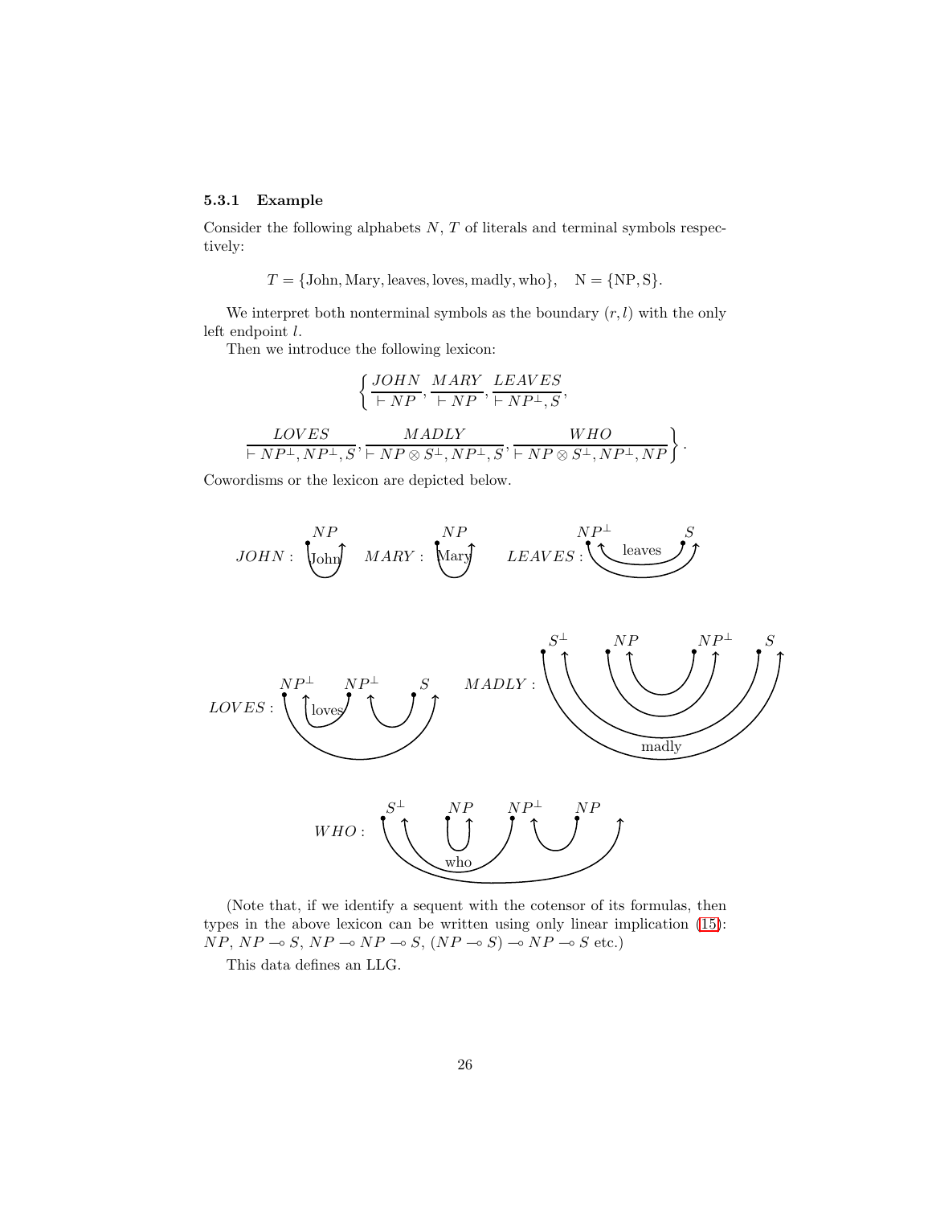### 5.3.1 Example

Consider the following alphabets $N$, $T$ of literals and terminal symbols respectively:

$$T = \{\text{John}, \text{Mary}, \text{leaves}, \text{loves}, \text{madly}, \text{who}\}, \quad \text{N} = \{\text{NP}, \text{S}\}.$$

We interpret both nonterminal symbols as the boundary $(r, l)$ with the only left endpoint $l$.

Then we introduce the following lexicon:

$$\left\{ \frac{JOHN}{\vdash NP}, \frac{MARY}{\vdash NP}, \frac{LEAVES}{\vdash NP^{\perp}, S}, \right.$$

$$\left. \frac{LOVES}{\vdash NP^{\perp}, NP^{\perp}, S}, \frac{MADLY}{\vdash NP \otimes S^{\perp}, NP^{\perp}, S}, \frac{WHO}{\vdash NP \otimes S^{\perp}, NP^{\perp}, NP} \right\}.$$

Cowordisms or the lexicon are depicted below.

(Note that, if we identify a sequent with the cotensor of its formulas, then types in the above lexicon can be written using only linear implication (15): $NP$, $NP \multimap S$, $NP \multimap NP \multimap S$, $(NP \multimap S) \multimap NP \multimap S$ etc.)

This data defines an LLG.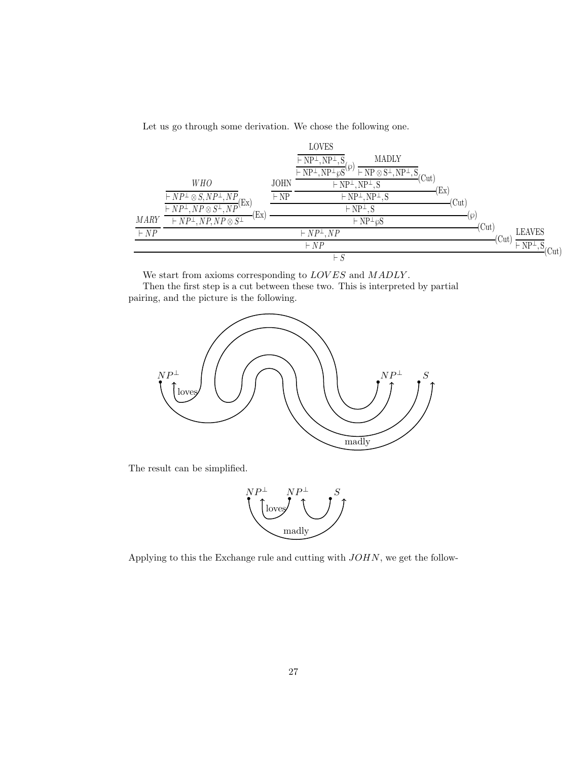Let us go through some derivation. We chose the following one.

$$
\dfrac{\dfrac{}{\vdash NP}\,MARY \qquad \dfrac{\dfrac{\dfrac{\dfrac{}{\vdash NP^\perp \otimes S, NP^\perp, NP}\,WHO}{\vdash NP^\perp, NP \otimes S^\perp, NP}(\mathrm{Ex})}{\vdash NP^\perp, NP, NP \otimes S^\perp}(\mathrm{Ex}) \qquad \dfrac{\dfrac{\dfrac{}{\vdash NP}\,JOHN \qquad \dfrac{\dfrac{\dfrac{\dfrac{}{\vdash NP^\perp, NP^\perp, S}\,LOVES}{\vdash NP^\perp, NP^\perp \wp S}(\wp) \qquad \dfrac{}{\vdash NP \otimes S^\perp, NP^\perp, S}\,MADLY}{\vdash NP^\perp, NP^\perp, S}(\mathrm{Cut})}{\vdash NP^\perp, NP^\perp, S}(\mathrm{Ex})}{\vdash NP^\perp, S}(\mathrm{Cut})}{\vdash NP^\perp \wp S}(\wp)}{\vdash NP^\perp, NP}(\mathrm{Cut})}{\dfrac{\vdash NP}{}\qquad}(\mathrm{Cut})
$$

$$
\dfrac{\vdash NP \qquad \dfrac{}{\vdash NP^\perp, S}\,LEAVES}{\vdash S}(\mathrm{Cut})
$$

We start from axioms corresponding to $LOVES$ and $MADLY$.

Then the first step is a cut between these two. This is interpreted by partial pairing, and the picture is the following.

The result can be simplified.

Applying to this the Exchange rule and cutting with $JOHN$, we get the follow-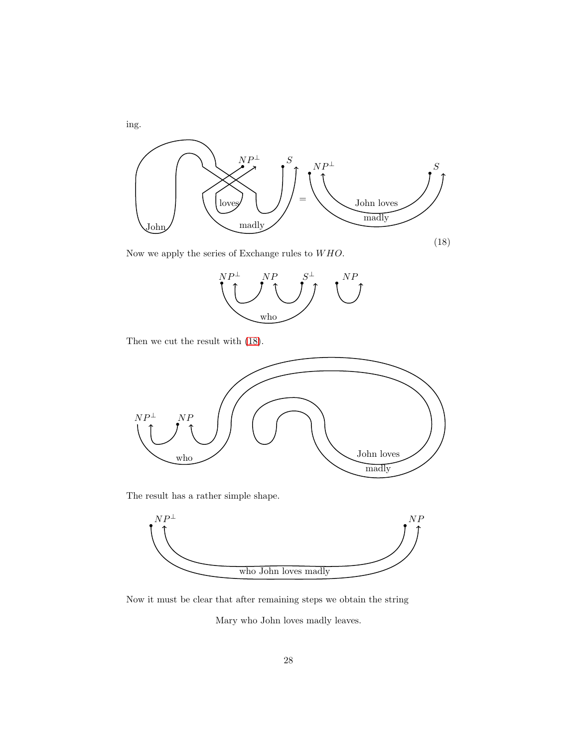ing.

(18)

Now we apply the series of Exchange rules to $WHO$.

Then we cut the result with (18).

The result has a rather simple shape.

Now it must be clear that after remaining steps we obtain the string

Mary who John loves madly leaves.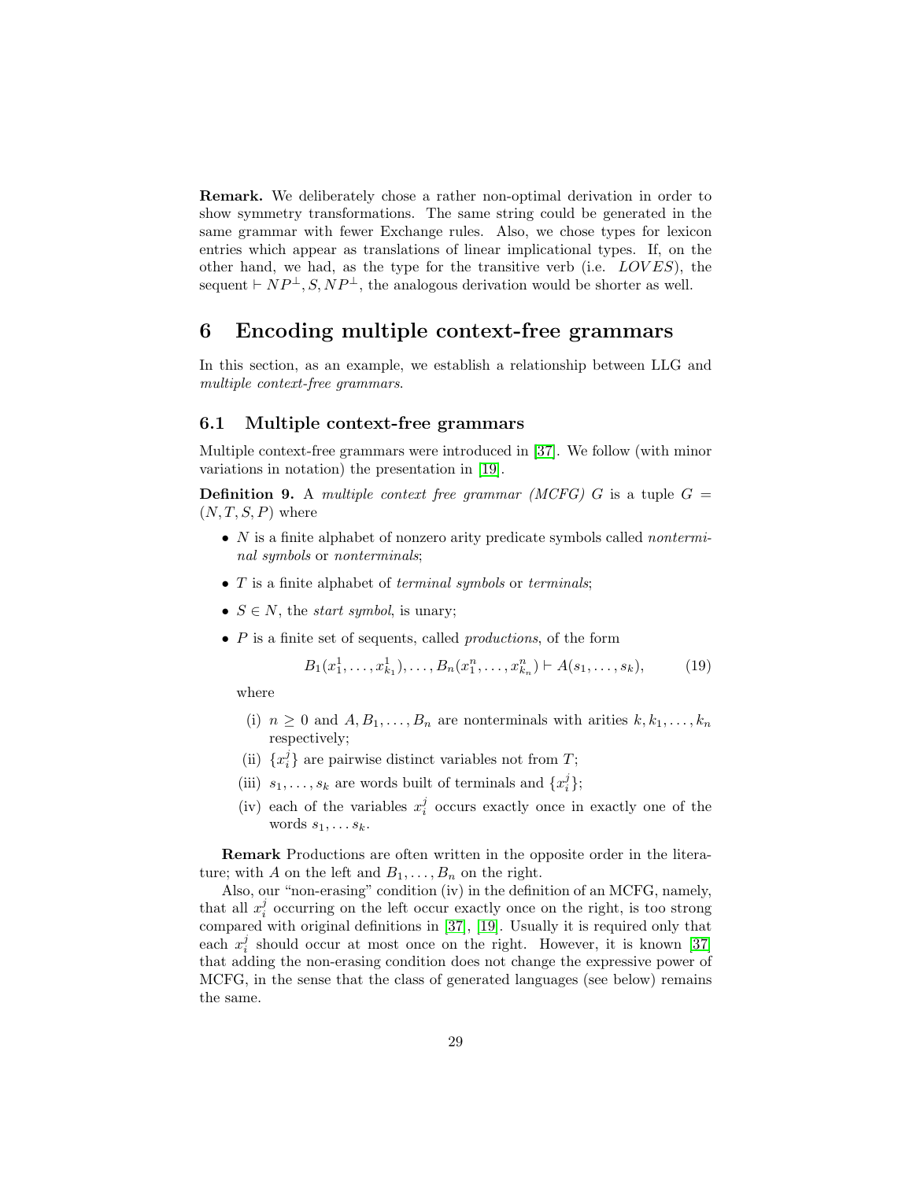**Remark.** We deliberately chose a rather non-optimal derivation in order to show symmetry transformations. The same string could be generated in the same grammar with fewer Exchange rules. Also, we chose types for lexicon entries which appear as translations of linear implicational types. If, on the other hand, we had, as the type for the transitive verb (i.e. $LOVES$), the sequent $\vdash NP^{\perp}, S, NP^{\perp}$, the analogous derivation would be shorter as well.

# 6 Encoding multiple context-free grammars

In this section, as an example, we establish a relationship between LLG and *multiple context-free grammars*.

## 6.1 Multiple context-free grammars

Multiple context-free grammars were introduced in [37]. We follow (with minor variations in notation) the presentation in [19].

**Definition 9.** A *multiple context free grammar (MCFG)* $G$ is a tuple $G = (N, T, S, P)$ where

- $N$ is a finite alphabet of nonzero arity predicate symbols called *nonterminal symbols* or *nonterminals*;
- $T$ is a finite alphabet of *terminal symbols* or *terminals*;
- $S \in N$, the *start symbol*, is unary;
- $P$ is a finite set of sequents, called *productions*, of the form

$$B_1(x_1^1, \ldots, x_{k_1}^1), \ldots, B_n(x_1^n, \ldots, x_{k_n}^n) \vdash A(s_1, \ldots, s_k), \qquad (19)$$

  where

  (i) $n \geq 0$ and $A, B_1, \ldots, B_n$ are nonterminals with arities $k, k_1, \ldots, k_n$ respectively;

  (ii) $\{x_i^j\}$ are pairwise distinct variables not from $T$;

  (iii) $s_1, \ldots, s_k$ are words built of terminals and $\{x_i^j\}$;

  (iv) each of the variables $x_i^j$ occurs exactly once in exactly one of the words $s_1, \ldots s_k$.

**Remark** Productions are often written in the opposite order in the literature; with $A$ on the left and $B_1, \ldots, B_n$ on the right.

Also, our "non-erasing" condition (iv) in the definition of an MCFG, namely, that all $x_i^j$ occurring on the left occur exactly once on the right, is too strong compared with original definitions in [37], [19]. Usually it is required only that each $x_i^j$ should occur at most once on the right. However, it is known [37] that adding the non-erasing condition does not change the expressive power of MCFG, in the sense that the class of generated languages (see below) remains the same.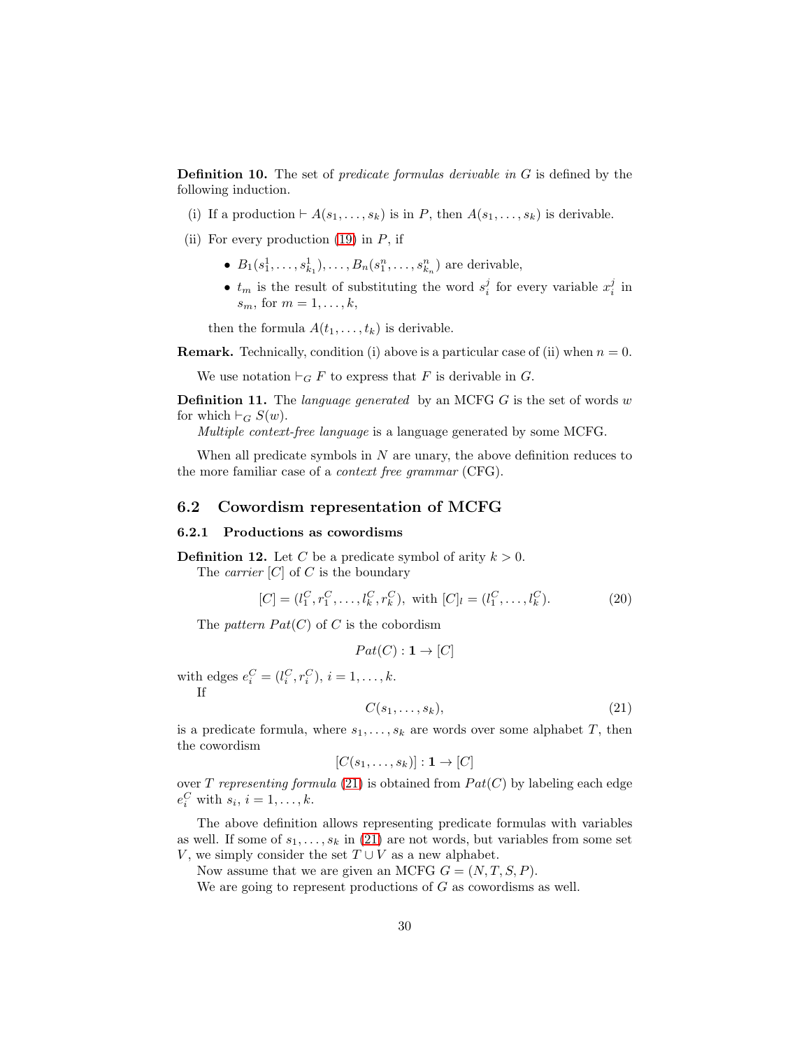**Definition 10.** The set of *predicate formulas derivable in* $G$ is defined by the following induction.

(i) If a production $\vdash A(s_1, \ldots, s_k)$ is in $P$, then $A(s_1, \ldots, s_k)$ is derivable.

(ii) For every production (19) in $P$, if

- $B_1(s_1^1, \ldots, s_{k_1}^1), \ldots, B_n(s_1^n, \ldots, s_{k_n}^n)$ are derivable,
- $t_m$ is the result of substituting the word $s_i^j$ for every variable $x_i^j$ in $s_m$, for $m = 1, \ldots, k$,

then the formula $A(t_1, \ldots, t_k)$ is derivable.

**Remark.** Technically, condition (i) above is a particular case of (ii) when $n = 0$.

We use notation $\vdash_G F$ to express that $F$ is derivable in $G$.

**Definition 11.** The *language generated* by an MCFG $G$ is the set of words $w$ for which $\vdash_G S(w)$.

*Multiple context-free language* is a language generated by some MCFG.

When all predicate symbols in $N$ are unary, the above definition reduces to the more familiar case of a *context free grammar* (CFG).

## 6.2 Cowordism representation of MCFG

### 6.2.1 Productions as cowordisms

**Definition 12.** Let $C$ be a predicate symbol of arity $k > 0$.

The *carrier* $[C]$ of $C$ is the boundary

$$[C] = (l_1^C, r_1^C, \ldots, l_k^C, r_k^C), \text{ with } [C]_l = (l_1^C, \ldots, l_k^C). \tag{20}$$

The *pattern* $Pat(C)$ of $C$ is the cobordism

$$Pat(C) : \mathbf{1} \to [C]$$

with edges $e_i^C = (l_i^C, r_i^C)$, $i = 1, \ldots, k$.

If

$$C(s_1, \ldots, s_k), \tag{21}$$

is a predicate formula, where $s_1, \ldots, s_k$ are words over some alphabet $T$, then the cowordism

$$[C(s_1, \ldots, s_k)] : \mathbf{1} \to [C]$$

over $T$ *representing formula* (21) is obtained from $Pat(C)$ by labeling each edge $e_i^C$ with $s_i$, $i = 1, \ldots, k$.

The above definition allows representing predicate formulas with variables as well. If some of $s_1, \ldots, s_k$ in (21) are not words, but variables from some set $V$, we simply consider the set $T \cup V$ as a new alphabet.

Now assume that we are given an MCFG $G = (N, T, S, P)$.

We are going to represent productions of $G$ as cowordisms as well.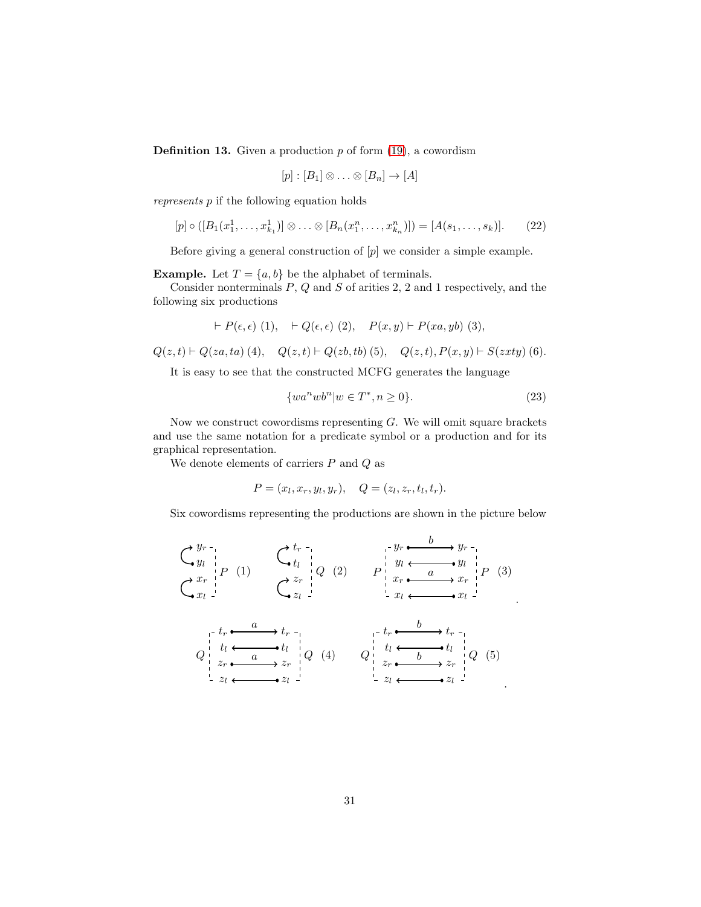**Definition 13.** Given a production $p$ of form (19), a cowordism

$$[p] : [B_1] \otimes \ldots \otimes [B_n] \to [A]$$

*represents* $p$ if the following equation holds

$$[p] \circ ([B_1(x_1^1, \ldots, x_{k_1}^1)] \otimes \ldots \otimes [B_n(x_1^n, \ldots, x_{k_n}^n)]) = [A(s_1, \ldots, s_k)]. \tag{22}$$

Before giving a general construction of $[p]$ we consider a simple example.

**Example.** Let $T = \{a, b\}$ be the alphabet of terminals.

Consider nonterminals $P$, $Q$ and $S$ of arities 2, 2 and 1 respectively, and the following six productions

$$\vdash P(\epsilon, \epsilon)\ (1), \quad \vdash Q(\epsilon, \epsilon)\ (2), \quad P(x, y) \vdash P(xa, yb)\ (3),$$

$$Q(z, t) \vdash Q(za, ta)\ (4), \quad Q(z, t) \vdash Q(zb, tb)\ (5), \quad Q(z, t), P(x, y) \vdash S(zxty)\ (6).$$

It is easy to see that the constructed MCFG generates the language

$$\{wa^n wb^n | w \in T^*, n \geq 0\}. \tag{23}$$

Now we construct cowordisms representing $G$. We will omit square brackets and use the same notation for a predicate symbol or a production and for its graphical representation.

We denote elements of carriers $P$ and $Q$ as

$$P = (x_l, x_r, y_l, y_r), \quad Q = (z_l, z_r, t_l, t_r).$$

Six cowordisms representing the productions are shown in the picture below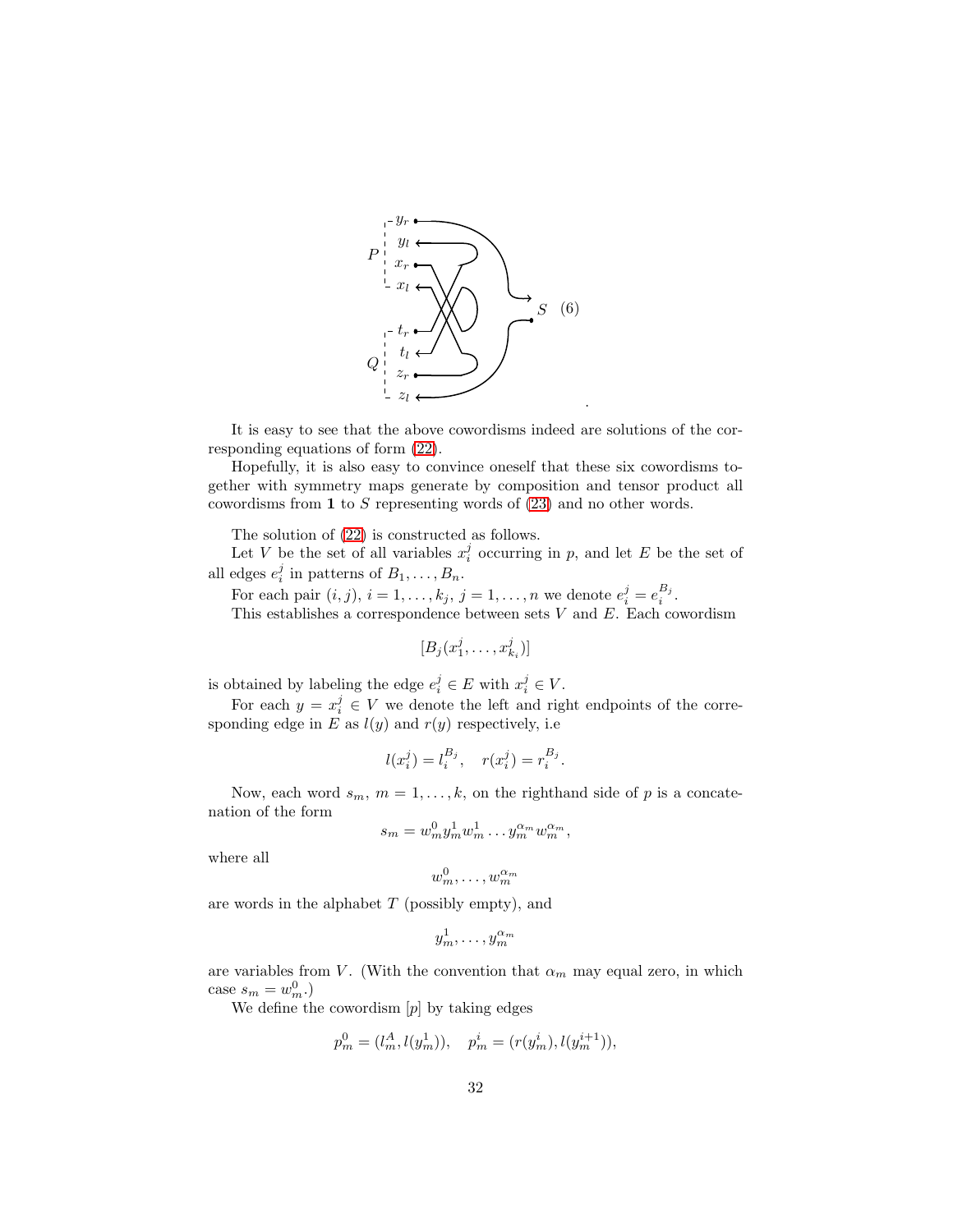It is easy to see that the above cowordisms indeed are solutions of the corresponding equations of form (22).

Hopefully, it is also easy to convince oneself that these six cowordisms together with symmetry maps generate by composition and tensor product all cowordisms from $\mathbf{1}$ to $S$ representing words of (23) and no other words.

The solution of (22) is constructed as follows.

Let $V$ be the set of all variables $x_i^j$ occurring in $p$, and let $E$ be the set of all edges $e_i^j$ in patterns of $B_1, \ldots, B_n$.

For each pair $(i, j)$, $i = 1, \ldots, k_j$, $j = 1, \ldots, n$ we denote $e_i^j = e_i^{B_j}$.

This establishes a correspondence between sets $V$ and $E$. Each cowordism

$$[B_j(x_1^j, \ldots, x_{k_i}^j)]$$

is obtained by labeling the edge $e_i^j \in E$ with $x_i^j \in V$.

For each $y = x_i^j \in V$ we denote the left and right endpoints of the corresponding edge in $E$ as $l(y)$ and $r(y)$ respectively, i.e

$$l(x_i^j) = l_i^{B_j}, \quad r(x_i^j) = r_i^{B_j}.$$

Now, each word $s_m$, $m = 1, \ldots, k$, on the righthand side of $p$ is a concatenation of the form

$$s_m = w_m^0 y_m^1 w_m^1 \ldots y_m^{\alpha_m} w_m^{\alpha_m},$$

where all

$$w_m^0, \ldots, w_m^{\alpha_m}$$

are words in the alphabet $T$ (possibly empty), and

$$y_m^1, \ldots, y_m^{\alpha_m}$$

are variables from $V$. (With the convention that $\alpha_m$ may equal zero, in which case $s_m = w_m^0$.)

We define the cowordism $[p]$ by taking edges

$$p_m^0 = (l_m^A, l(y_m^1)), \quad p_m^i = (r(y_m^i), l(y_m^{i+1})),$$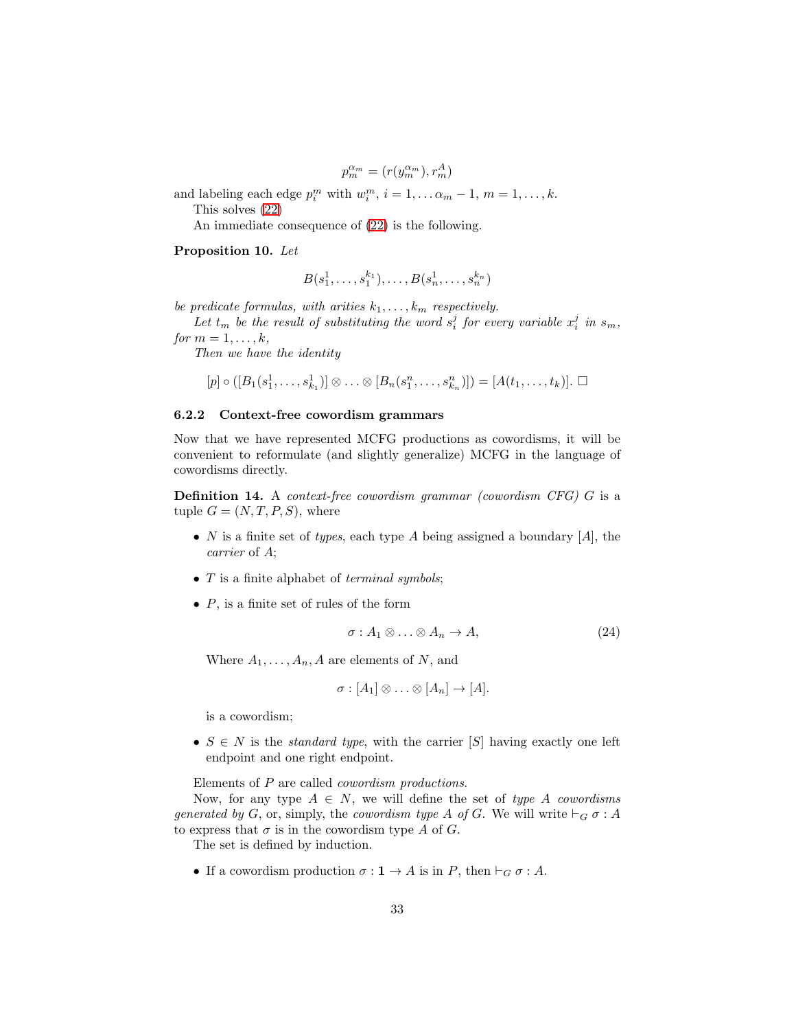$$p_m^{\alpha_m} = (r(y_m^{\alpha_m}), r_m^A)$$

and labeling each edge $p_i^m$ with $w_i^m$, $i = 1, \ldots \alpha_m - 1$, $m = 1, \ldots, k$.

This solves (22)

An immediate consequence of (22) is the following.

**Proposition 10.** *Let*

$$B(s_1^1, \ldots, s_1^{k_1}), \ldots, B(s_n^1, \ldots, s_n^{k_n})$$

*be predicate formulas, with arities $k_1, \ldots, k_m$ respectively.*

*Let $t_m$ be the result of substituting the word $s_i^j$ for every variable $x_i^j$ in $s_m$, for $m = 1, \ldots, k$,*

*Then we have the identity*

$$[p] \circ ([B_1(s_1^1, \ldots, s_{k_1}^1)] \otimes \ldots \otimes [B_n(s_1^n, \ldots, s_{k_n}^n)]) = [A(t_1, \ldots, t_k)]. \square$$

### 6.2.2 Context-free cowordism grammars

Now that we have represented MCFG productions as cowordisms, it will be convenient to reformulate (and slightly generalize) MCFG in the language of cowordisms directly.

**Definition 14.** A *context-free cowordism grammar (cowordism CFG)* $G$ is a tuple $G = (N, T, P, S)$, where

- $N$ is a finite set of *types*, each type $A$ being assigned a boundary $[A]$, the *carrier* of $A$;
- $T$ is a finite alphabet of *terminal symbols*;
- $P$, is a finite set of rules of the form

$$\sigma : A_1 \otimes \ldots \otimes A_n \to A, \tag{24}$$

  Where $A_1, \ldots, A_n, A$ are elements of $N$, and

$$\sigma : [A_1] \otimes \ldots \otimes [A_n] \to [A].$$

  is a cowordism;
- $S \in N$ is the *standard type*, with the carrier $[S]$ having exactly one left endpoint and one right endpoint.

Elements of $P$ are called *cowordism productions*.

Now, for any type $A \in N$, we will define the set of *type $A$ cowordisms generated by $G$*, or, simply, the *cowordism type $A$ of $G$*. We will write $\vdash_G \sigma : A$ to express that $\sigma$ is in the cowordism type $A$ of $G$.

The set is defined by induction.

- If a cowordism production $\sigma : \mathbf{1} \to A$ is in $P$, then $\vdash_G \sigma : A$.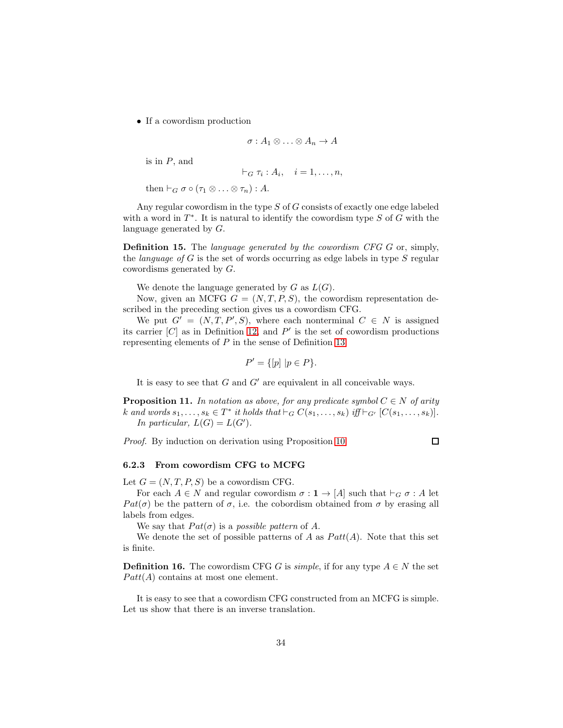- If a cowordism production

$$\sigma : A_1 \otimes \ldots \otimes A_n \to A$$

  is in $P$, and

$$\vdash_G \tau_i : A_i, \quad i = 1, \ldots, n,$$

  then $\vdash_G \sigma \circ (\tau_1 \otimes \ldots \otimes \tau_n) : A$.

Any regular cowordism in the type $S$ of $G$ consists of exactly one edge labeled with a word in $T^*$. It is natural to identify the cowordism type $S$ of $G$ with the language generated by $G$.

**Definition 15.** The *language generated by the cowordism CFG G* or, simply, the *language of G* is the set of words occurring as edge labels in type $S$ regular cowordisms generated by $G$.

We denote the language generated by $G$ as $L(G)$.

Now, given an MCFG $G = (N, T, P, S)$, the cowordism representation described in the preceding section gives us a cowordism CFG.

We put $G' = (N, T, P', S)$, where each nonterminal $C \in N$ is assigned its carrier $[C]$ as in Definition 12, and $P'$ is the set of cowordism productions representing elements of $P$ in the sense of Definition 13

$$P' = \{[p] \,| p \in P\}.$$

It is easy to see that $G$ and $G'$ are equivalent in all conceivable ways.

**Proposition 11.** *In notation as above, for any predicate symbol $C \in N$ of arity $k$ and words $s_1, \ldots, s_k \in T^*$ it holds that $\vdash_G C(s_1, \ldots, s_k)$ iff $\vdash_{G'} [C(s_1, \ldots, s_k)]$.*
*In particular, $L(G) = L(G')$.*

*Proof.* By induction on derivation using Proposition 10. □

#### 6.2.3 From cowordism CFG to MCFG

Let $G = (N, T, P, S)$ be a cowordism CFG.

For each $A \in N$ and regular cowordism $\sigma : \mathbf{1} \to [A]$ such that $\vdash_G \sigma : A$ let $Pat(\sigma)$ be the pattern of $\sigma$, i.e. the cobordism obtained from $\sigma$ by erasing all labels from edges.

We say that $Pat(\sigma)$ is a *possible pattern* of $A$.

We denote the set of possible patterns of $A$ as $Patt(A)$. Note that this set is finite.

**Definition 16.** The cowordism CFG $G$ is *simple*, if for any type $A \in N$ the set $Patt(A)$ contains at most one element.

It is easy to see that a cowordism CFG constructed from an MCFG is simple. Let us show that there is an inverse translation.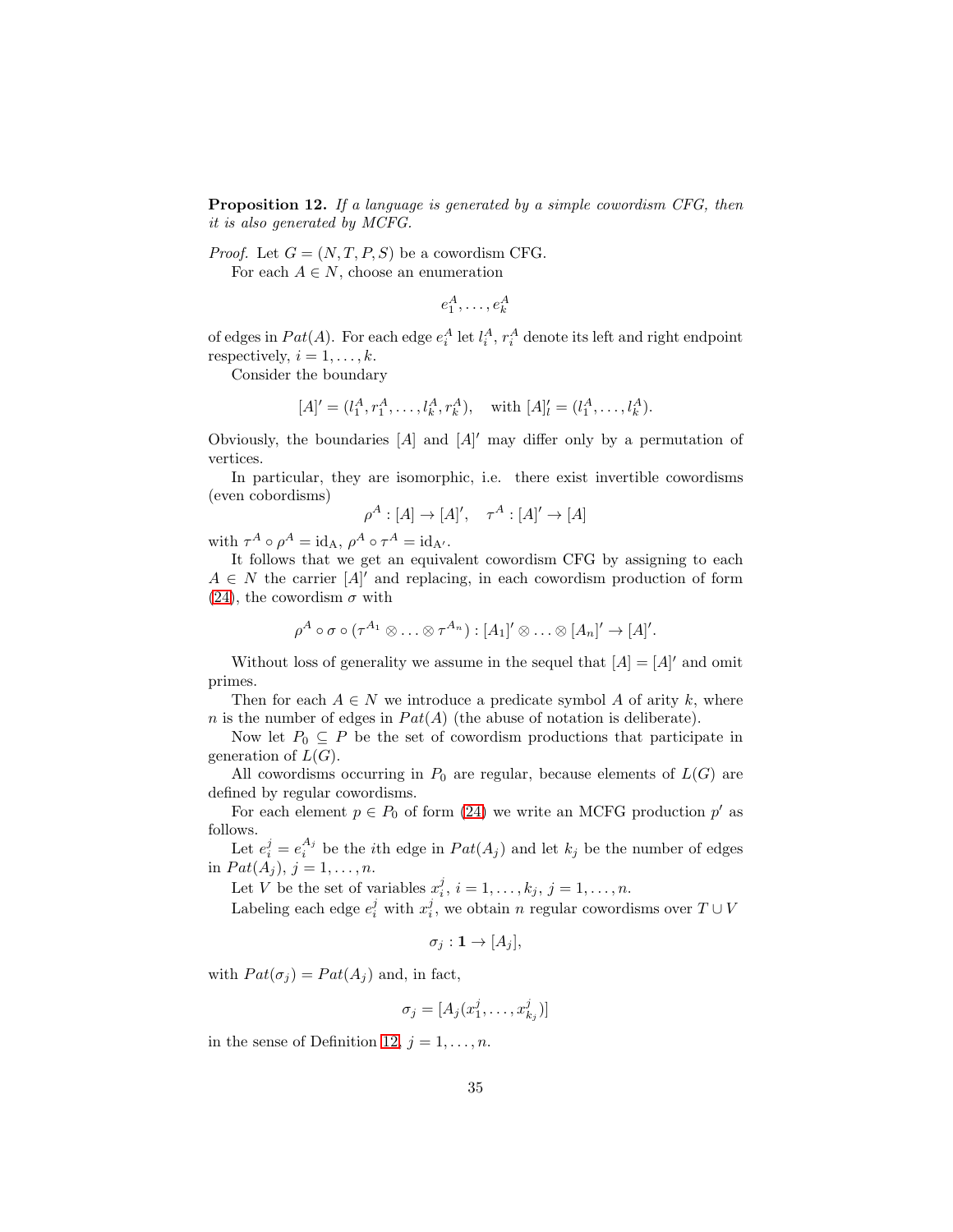**Proposition 12.** *If a language is generated by a simple cowordism CFG, then it is also generated by MCFG.*

*Proof.* Let $G = (N, T, P, S)$ be a cowordism CFG.

For each $A \in N$, choose an enumeration

$$e_1^A, \ldots, e_k^A$$

of edges in $Pat(A)$. For each edge $e_i^A$ let $l_i^A$, $r_i^A$ denote its left and right endpoint respectively, $i = 1, \ldots, k$.

Consider the boundary

$$[A]' = (l_1^A, r_1^A, \ldots, l_k^A, r_k^A), \quad \text{with } [A]'_l = (l_1^A, \ldots, l_k^A).$$

Obviously, the boundaries $[A]$ and $[A]'$ may differ only by a permutation of vertices.

In particular, they are isomorphic, i.e. there exist invertible cowordisms (even cobordisms)

$$\rho^A : [A] \to [A]', \quad \tau^A : [A]' \to [A]$$

with $\tau^A \circ \rho^A = \mathrm{id}_{\mathrm{A}}$, $\rho^A \circ \tau^A = \mathrm{id}_{\mathrm{A}'}$.

It follows that we get an equivalent cowordism CFG by assigning to each $A \in N$ the carrier $[A]'$ and replacing, in each cowordism production of form (24), the cowordism $\sigma$ with

$$\rho^A \circ \sigma \circ (\tau^{A_1} \otimes \ldots \otimes \tau^{A_n}) : [A_1]' \otimes \ldots \otimes [A_n]' \to [A]'.$$

Without loss of generality we assume in the sequel that $[A] = [A]'$ and omit primes.

Then for each $A \in N$ we introduce a predicate symbol $A$ of arity $k$, where $n$ is the number of edges in $Pat(A)$ (the abuse of notation is deliberate).

Now let $P_0 \subseteq P$ be the set of cowordism productions that participate in generation of $L(G)$.

All cowordisms occurring in $P_0$ are regular, because elements of $L(G)$ are defined by regular cowordisms.

For each element $p \in P_0$ of form (24) we write an MCFG production $p'$ as follows.

Let $e_i^j = e_i^{A_j}$ be the $i$th edge in $Pat(A_j)$ and let $k_j$ be the number of edges in $Pat(A_j)$, $j = 1, \ldots, n$.

Let $V$ be the set of variables $x_i^j$, $i = 1, \ldots, k_j$, $j = 1, \ldots, n$.

Labeling each edge $e_i^j$ with $x_i^j$, we obtain $n$ regular cowordisms over $T \cup V$

$$\sigma_j : \mathbf{1} \to [A_j],$$

with $Pat(\sigma_j) = Pat(A_j)$ and, in fact,

$$\sigma_j = [A_j(x_1^j, \ldots, x_{k_j}^j)]$$

in the sense of Definition 12, $j = 1, \ldots, n$.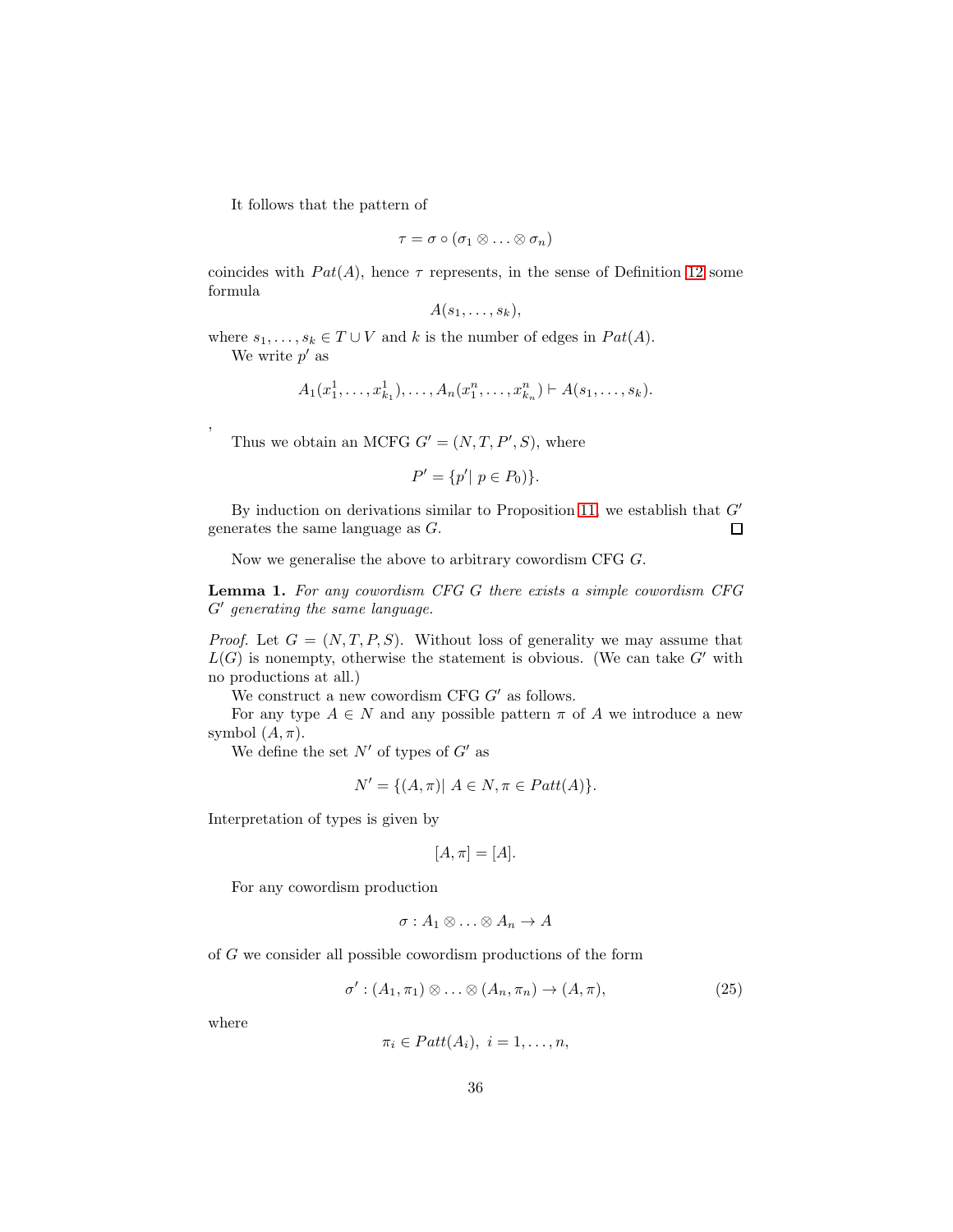It follows that the pattern of

$$\tau = \sigma \circ (\sigma_1 \otimes \ldots \otimes \sigma_n)$$

coincides with $Pat(A)$, hence $\tau$ represents, in the sense of Definition 12 some formula

$$A(s_1, \ldots, s_k),$$

where $s_1, \ldots, s_k \in T \cup V$ and $k$ is the number of edges in $Pat(A)$.

We write $p'$ as

$$A_1(x_1^1, \ldots, x_{k_1}^1), \ldots, A_n(x_1^n, \ldots, x_{k_n}^n) \vdash A(s_1, \ldots, s_k).$$

,

Thus we obtain an MCFG $G' = (N, T, P', S)$, where

$$P' = \{p' |\ p \in P_0)\}.$$

By induction on derivations similar to Proposition 11, we establish that $G'$ generates the same language as $G$. □

Now we generalise the above to arbitrary cowordism CFG $G$.

**Lemma 1.** *For any cowordism CFG $G$ there exists a simple cowordism CFG $G'$ generating the same language.*

*Proof.* Let $G = (N, T, P, S)$. Without loss of generality we may assume that $L(G)$ is nonempty, otherwise the statement is obvious. (We can take $G'$ with no productions at all.)

We construct a new cowordism CFG $G'$ as follows.

For any type $A \in N$ and any possible pattern $\pi$ of $A$ we introduce a new symbol $(A, \pi)$.

We define the set $N'$ of types of $G'$ as

$$N' = \{(A, \pi) |\ A \in N, \pi \in Patt(A)\}.$$

Interpretation of types is given by

$$[A, \pi] = [A].$$

For any cowordism production

$$\sigma : A_1 \otimes \ldots \otimes A_n \to A$$

of $G$ we consider all possible cowordism productions of the form

$$\sigma' : (A_1, \pi_1) \otimes \ldots \otimes (A_n, \pi_n) \to (A, \pi), \tag{25}$$

where

$$\pi_i \in Patt(A_i),\ i = 1, \ldots, n,$$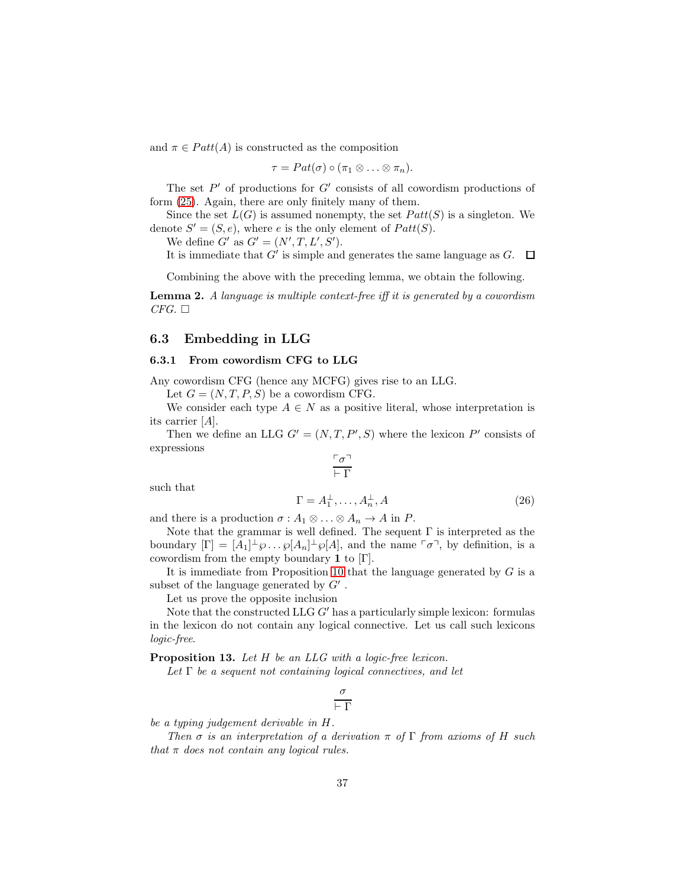and $\pi \in Patt(A)$ is constructed as the composition

$$\tau = Pat(\sigma) \circ (\pi_1 \otimes \ldots \otimes \pi_n).$$

The set $P'$ of productions for $G'$ consists of all cowordism productions of form (25). Again, there are only finitely many of them.

Since the set $L(G)$ is assumed nonempty, the set $Patt(S)$ is a singleton. We denote $S' = (S, e)$, where $e$ is the only element of $Patt(S)$.

We define $G'$ as $G' = (N', T, L', S')$.

It is immediate that $G'$ is simple and generates the same language as $G$. $\square$

Combining the above with the preceding lemma, we obtain the following.

**Lemma 2.** *A language is multiple context-free iff it is generated by a cowordism CFG.* $\square$

## 6.3 Embedding in LLG

### 6.3.1 From cowordism CFG to LLG

Any cowordism CFG (hence any MCFG) gives rise to an LLG.

Let $G = (N, T, P, S)$ be a cowordism CFG.

We consider each type $A \in N$ as a positive literal, whose interpretation is its carrier $[A]$.

Then we define an LLG $G' = (N, T, P', S)$ where the lexicon $P'$ consists of expressions

$$\frac{\ulcorner \sigma \urcorner}{\vdash \Gamma}$$

such that

$$\Gamma = A_1^\perp, \ldots, A_n^\perp, A \tag{26}$$

and there is a production $\sigma : A_1 \otimes \ldots \otimes A_n \to A$ in $P$.

Note that the grammar is well defined. The sequent $\Gamma$ is interpreted as the boundary $[\Gamma] = [A_1]^\perp \wp \ldots \wp [A_n]^\perp \wp [A]$, and the name $\ulcorner \sigma \urcorner$, by definition, is a cowordism from the empty boundary $\mathbf{1}$ to $[\Gamma]$.

It is immediate from Proposition 10 that the language generated by $G$ is a subset of the language generated by $G'$ .

Let us prove the opposite inclusion

Note that the constructed LLG $G'$ has a particularly simple lexicon: formulas in the lexicon do not contain any logical connective. Let us call such lexicons *logic-free*.

**Proposition 13.** *Let $H$ be an LLG with a logic-free lexicon.*

*Let $\Gamma$ be a sequent not containing logical connectives, and let*

$$\frac{\sigma}{\vdash \Gamma}$$

*be a typing judgement derivable in $H$.*

*Then $\sigma$ is an interpretation of a derivation $\pi$ of $\Gamma$ from axioms of $H$ such that $\pi$ does not contain any logical rules.*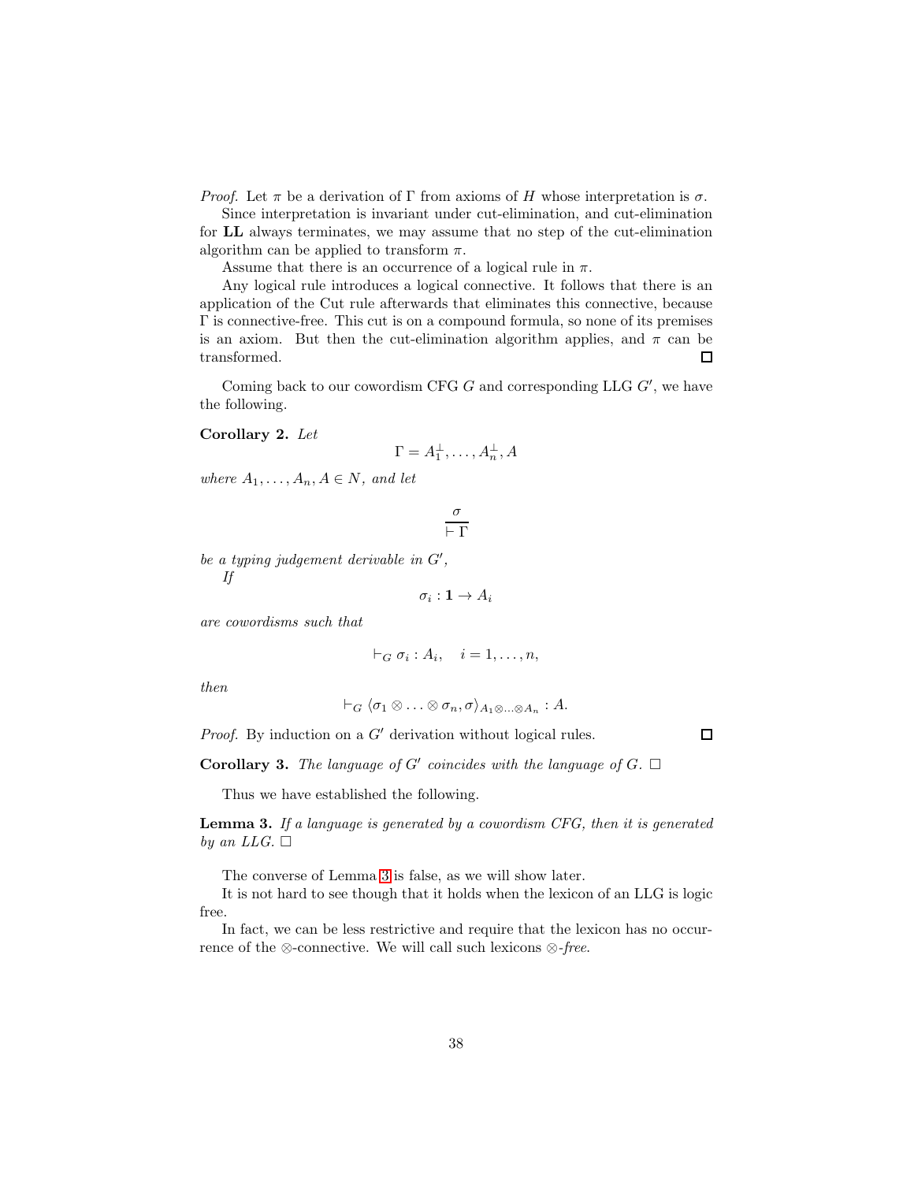*Proof.* Let $\pi$ be a derivation of $\Gamma$ from axioms of $H$ whose interpretation is $\sigma$.

Since interpretation is invariant under cut-elimination, and cut-elimination for **LL** always terminates, we may assume that no step of the cut-elimination algorithm can be applied to transform $\pi$.

Assume that there is an occurrence of a logical rule in $\pi$.

Any logical rule introduces a logical connective. It follows that there is an application of the Cut rule afterwards that eliminates this connective, because $\Gamma$ is connective-free. This cut is on a compound formula, so none of its premises is an axiom. But then the cut-elimination algorithm applies, and $\pi$ can be transformed. $\square$

Coming back to our cowordism CFG $G$ and corresponding LLG $G'$, we have the following.

**Corollary 2.** *Let*

$$\Gamma = A_1^\perp, \ldots, A_n^\perp, A$$

*where* $A_1, \ldots, A_n, A \in N$*, and let*

$$\frac{\sigma}{\vdash \Gamma}$$

*be a typing judgement derivable in* $G'$*,*

*If*

$$\sigma_i : \mathbf{1} \to A_i$$

*are cowordisms such that*

$$\vdash_G \sigma_i : A_i, \quad i = 1, \ldots, n,$$

*then*

$$\vdash_G \langle \sigma_1 \otimes \ldots \otimes \sigma_n, \sigma \rangle_{A_1 \otimes \ldots \otimes A_n} : A.$$

*Proof.* By induction on a $G'$ derivation without logical rules. $\square$

**Corollary 3.** *The language of* $G'$ *coincides with the language of* $G$. $\square$

Thus we have established the following.

**Lemma 3.** *If a language is generated by a cowordism CFG, then it is generated by an LLG.* $\square$

The converse of Lemma 3 is false, as we will show later.

It is not hard to see though that it holds when the lexicon of an LLG is logic free.

In fact, we can be less restrictive and require that the lexicon has no occurrence of the $\otimes$-connective. We will call such lexicons $\otimes$-*free*.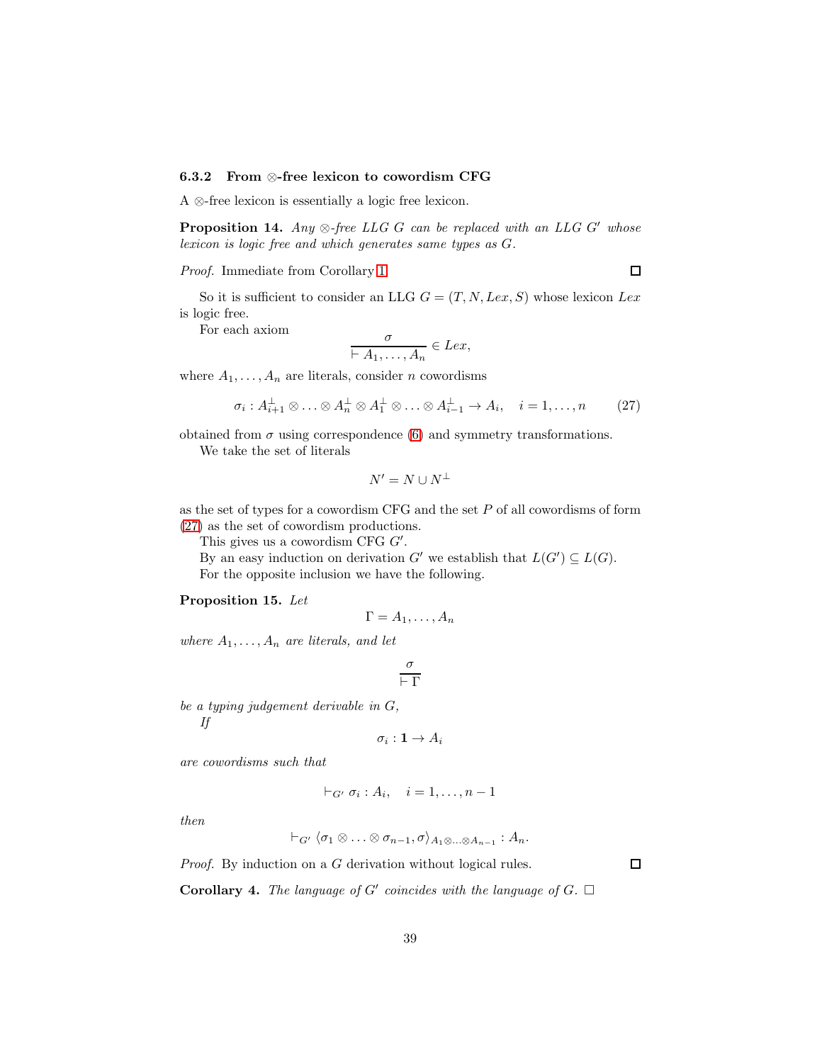### 6.3.2 From $\otimes$-free lexicon to cowordism CFG

A $\otimes$-free lexicon is essentially a logic free lexicon.

**Proposition 14.** *Any $\otimes$-free LLG $G$ can be replaced with an LLG $G'$ whose lexicon is logic free and which generates same types as $G$.*

*Proof.* Immediate from Corollary 1. □

So it is sufficient to consider an LLG $G = (T, N, Lex, S)$ whose lexicon $Lex$ is logic free.

For each axiom

$$\frac{\sigma}{\vdash A_1, \ldots, A_n} \in Lex,$$

where $A_1, \ldots, A_n$ are literals, consider $n$ cowordisms

$$\sigma_i : A_{i+1}^\perp \otimes \ldots \otimes A_n^\perp \otimes A_1^\perp \otimes \ldots \otimes A_{i-1}^\perp \to A_i, \quad i = 1, \ldots, n \tag{27}$$

obtained from $\sigma$ using correspondence (6) and symmetry transformations.

We take the set of literals

$$N' = N \cup N^\perp$$

as the set of types for a cowordism CFG and the set $P$ of all cowordisms of form (27) as the set of cowordism productions.

This gives us a cowordism CFG $G'$.

By an easy induction on derivation $G'$ we establish that $L(G') \subseteq L(G)$.

For the opposite inclusion we have the following.

**Proposition 15.** *Let*

$$\Gamma = A_1, \ldots, A_n$$

*where $A_1, \ldots, A_n$ are literals, and let*

$$\frac{\sigma}{\vdash \Gamma}$$

*be a typing judgement derivable in $G$,*

*If*

$$\sigma_i : \mathbf{1} \to A_i$$

*are cowordisms such that*

$$\vdash_{G'} \sigma_i : A_i, \quad i = 1, \ldots, n-1$$

*then*

$$\vdash_{G'} \langle \sigma_1 \otimes \ldots \otimes \sigma_{n-1}, \sigma \rangle_{A_1 \otimes \ldots \otimes A_{n-1}} : A_n.$$

*Proof.* By induction on a $G$ derivation without logical rules. □

**Corollary 4.** *The language of $G'$ coincides with the language of $G$.* □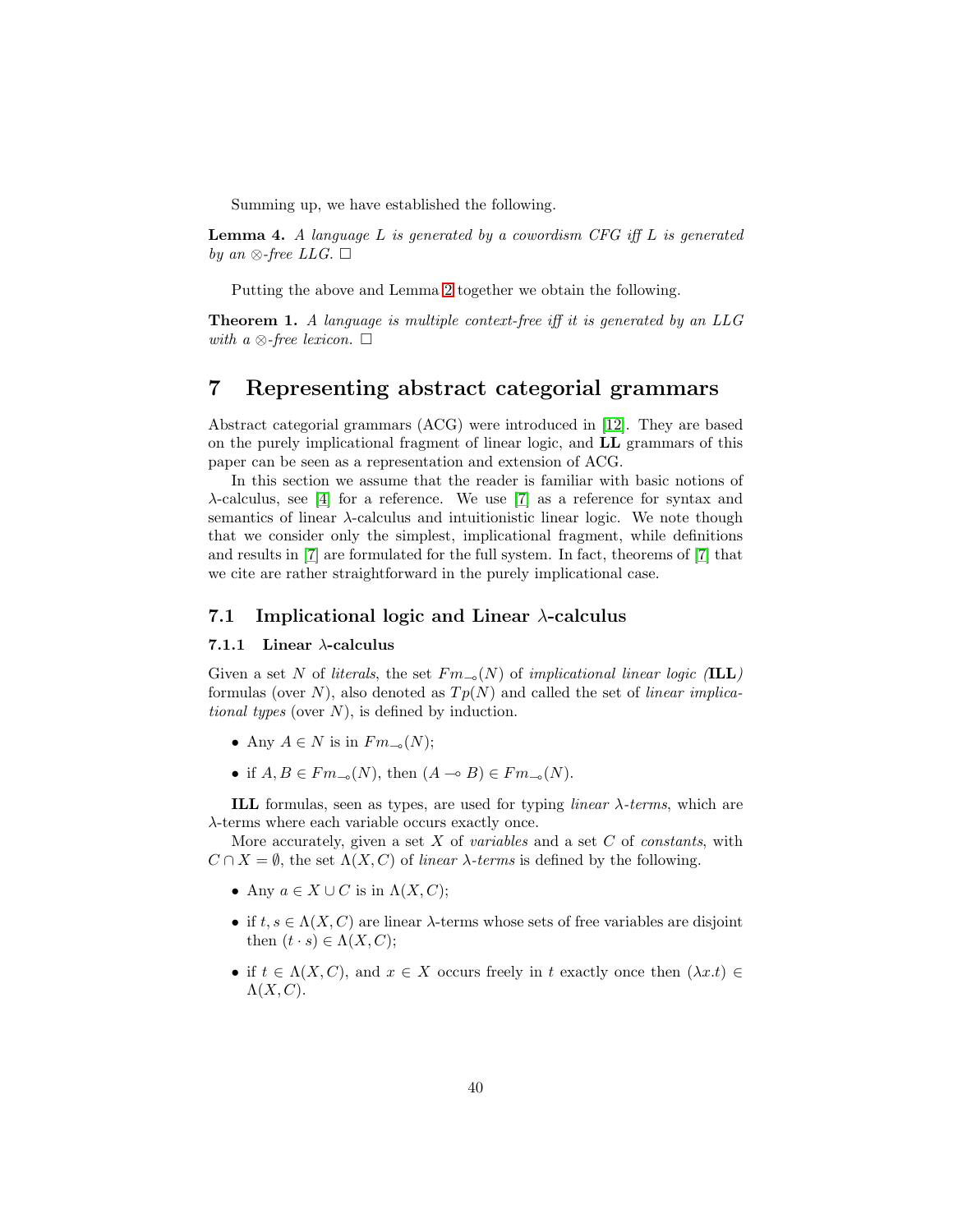Summing up, we have established the following.

**Lemma 4.** *A language $L$ is generated by a cowordism CFG iff $L$ is generated by an $\otimes$-free LLG.* □

Putting the above and Lemma 2 together we obtain the following.

**Theorem 1.** *A language is multiple context-free iff it is generated by an LLG with a $\otimes$-free lexicon.* □

# 7 Representing abstract categorial grammars

Abstract categorial grammars (ACG) were introduced in [12]. They are based on the purely implicational fragment of linear logic, and **LL** grammars of this paper can be seen as a representation and extension of ACG.

In this section we assume that the reader is familiar with basic notions of $\lambda$-calculus, see [4] for a reference. We use [7] as a reference for syntax and semantics of linear $\lambda$-calculus and intuitionistic linear logic. We note though that we consider only the simplest, implicational fragment, while definitions and results in [7] are formulated for the full system. In fact, theorems of [7] that we cite are rather straightforward in the purely implicational case.

## 7.1 Implicational logic and Linear $\lambda$-calculus

### 7.1.1 Linear $\lambda$-calculus

Given a set $N$ of *literals*, the set $Fm_{\multimap}(N)$ of *implicational linear logic (***ILL***)* formulas (over $N$), also denoted as $Tp(N)$ and called the set of *linear implicational types* (over $N$), is defined by induction.

- Any $A \in N$ is in $Fm_{\multimap}(N)$;
- if $A, B \in Fm_{\multimap}(N)$, then $(A \multimap B) \in Fm_{\multimap}(N)$.

**ILL** formulas, seen as types, are used for typing *linear $\lambda$-terms*, which are $\lambda$-terms where each variable occurs exactly once.

More accurately, given a set $X$ of *variables* and a set $C$ of *constants*, with $C \cap X = \emptyset$, the set $\Lambda(X, C)$ of *linear $\lambda$-terms* is defined by the following.

- Any $a \in X \cup C$ is in $\Lambda(X, C)$;
- if $t, s \in \Lambda(X, C)$ are linear $\lambda$-terms whose sets of free variables are disjoint then $(t \cdot s) \in \Lambda(X, C)$;
- if $t \in \Lambda(X, C)$, and $x \in X$ occurs freely in $t$ exactly once then $(\lambda x.t) \in \Lambda(X, C)$.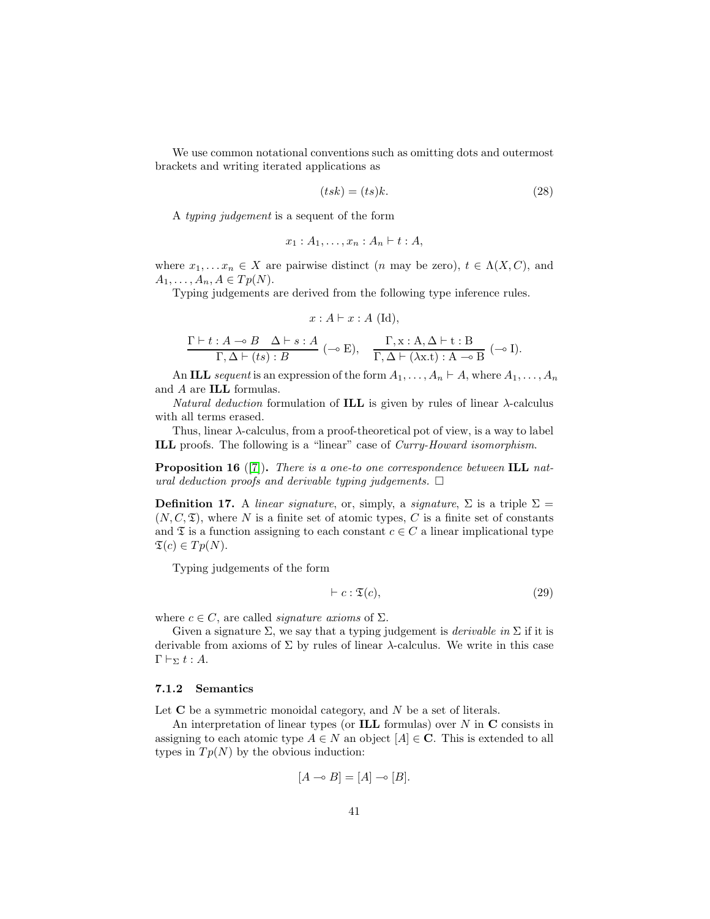We use common notational conventions such as omitting dots and outermost brackets and writing iterated applications as

$$(tsk) = (ts)k. \tag{28}$$

A *typing judgement* is a sequent of the form

$$x_1 : A_1, \ldots, x_n : A_n \vdash t : A,$$

where $x_1, \ldots x_n \in X$ are pairwise distinct ($n$ may be zero), $t \in \Lambda(X, C)$, and $A_1, \ldots, A_n, A \in Tp(N)$.

Typing judgements are derived from the following type inference rules.

$$x : A \vdash x : A \text{ (Id)},$$

$$\frac{\Gamma \vdash t : A \multimap B \quad \Delta \vdash s : A}{\Gamma, \Delta \vdash (ts) : B} \ (\multimap \text{E}), \quad \frac{\Gamma, \mathrm{x : A}, \Delta \vdash \mathrm{t : B}}{\Gamma, \Delta \vdash (\lambda \mathrm{x.t}) : \mathrm{A} \multimap \mathrm{B}} \ (\multimap \text{I}).$$

An **ILL** *sequent* is an expression of the form $A_1, \ldots, A_n \vdash A$, where $A_1, \ldots, A_n$ and $A$ are **ILL** formulas.

*Natural deduction* formulation of **ILL** is given by rules of linear $\lambda$-calculus with all terms erased.

Thus, linear $\lambda$-calculus, from a proof-theoretical pot of view, is a way to label **ILL** proofs. The following is a "linear" case of *Curry-Howard isomorphism*.

**Proposition 16** ([7]). *There is a one-to one correspondence between* **ILL** *natural deduction proofs and derivable typing judgements.* □

**Definition 17.** A *linear signature*, or, simply, a *signature*, $\Sigma$ is a triple $\Sigma = (N, C, \mathfrak{T})$, where $N$ is a finite set of atomic types, $C$ is a finite set of constants and $\mathfrak{T}$ is a function assigning to each constant $c \in C$ a linear implicational type $\mathfrak{T}(c) \in Tp(N)$.

Typing judgements of the form

$$\vdash c : \mathfrak{T}(c), \tag{29}$$

where $c \in C$, are called *signature axioms* of $\Sigma$.

Given a signature $\Sigma$, we say that a typing judgement is *derivable in* $\Sigma$ if it is derivable from axioms of $\Sigma$ by rules of linear $\lambda$-calculus. We write in this case $\Gamma \vdash_\Sigma t : A$.

### 7.1.2 Semantics

Let $\mathbf{C}$ be a symmetric monoidal category, and $N$ be a set of literals.

An interpretation of linear types (or **ILL** formulas) over $N$ in $\mathbf{C}$ consists in assigning to each atomic type $A \in N$ an object $[A] \in \mathbf{C}$. This is extended to all types in $Tp(N)$ by the obvious induction:

$$[A \multimap B] = [A] \multimap [B].$$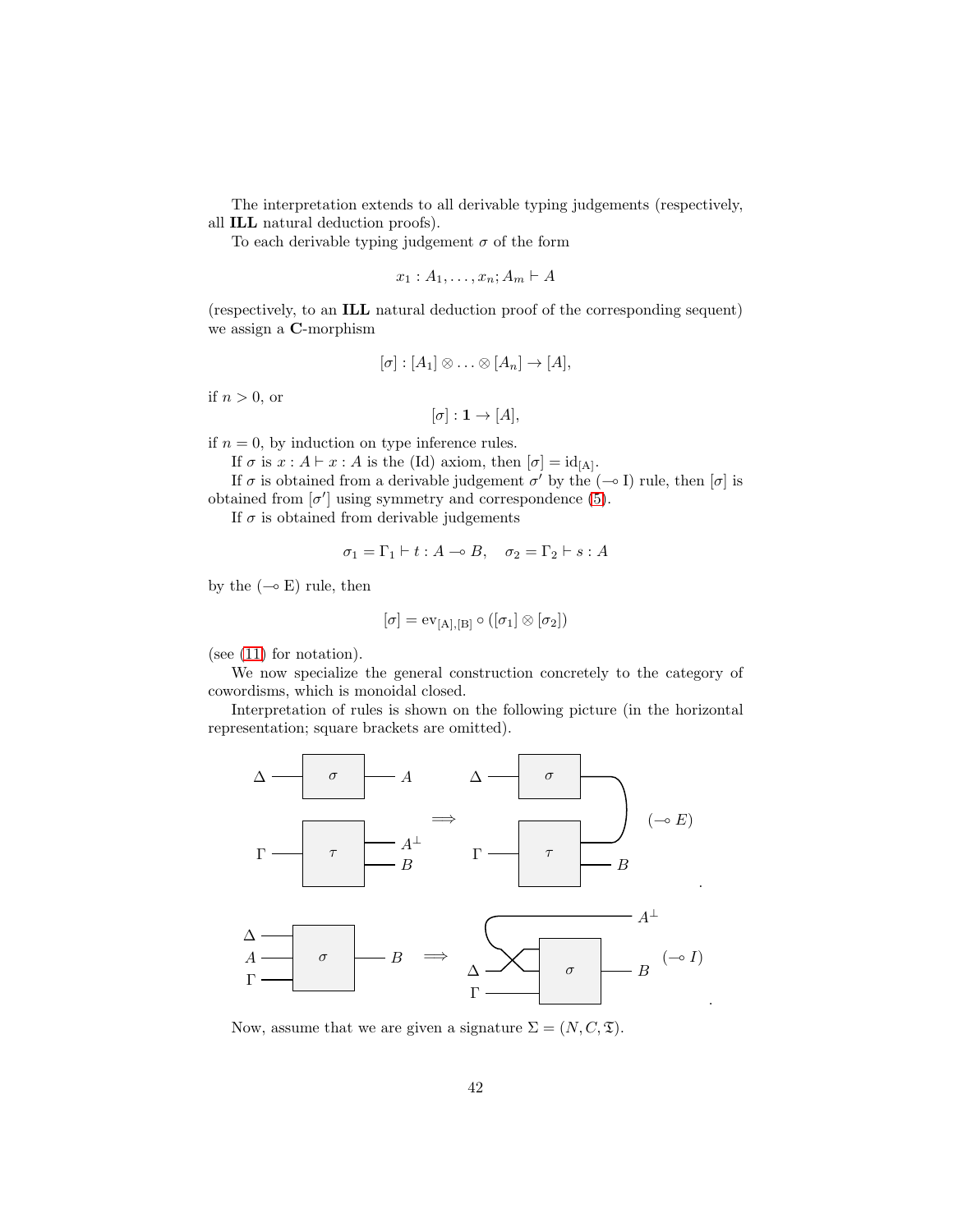The interpretation extends to all derivable typing judgements (respectively, all **ILL** natural deduction proofs).

To each derivable typing judgement $\sigma$ of the form

$$x_1 : A_1, \ldots, x_n; A_m \vdash A$$

(respectively, to an **ILL** natural deduction proof of the corresponding sequent) we assign a **C**-morphism

$$[\sigma] : [A_1] \otimes \ldots \otimes [A_n] \to [A],$$

if $n > 0$, or

$$[\sigma] : \mathbf{1} \to [A],$$

if $n = 0$, by induction on type inference rules.

If $\sigma$ is $x : A \vdash x : A$ is the (Id) axiom, then $[\sigma] = \mathrm{id}_{[A]}$.

If $\sigma$ is obtained from a derivable judgement $\sigma'$ by the ($\multimap$ I) rule, then $[\sigma]$ is obtained from $[\sigma']$ using symmetry and correspondence (5).

If $\sigma$ is obtained from derivable judgements

$$\sigma_1 = \Gamma_1 \vdash t : A \multimap B, \quad \sigma_2 = \Gamma_2 \vdash s : A$$

by the ($\multimap$ E) rule, then

$$[\sigma] = \mathrm{ev}_{[A],[B]} \circ ([\sigma_1] \otimes [\sigma_2])$$

(see (11) for notation).

We now specialize the general construction concretely to the category of cowordisms, which is monoidal closed.

Interpretation of rules is shown on the following picture (in the horizontal representation; square brackets are omitted).

Now, assume that we are given a signature $\Sigma = (N, C, \mathfrak{T})$.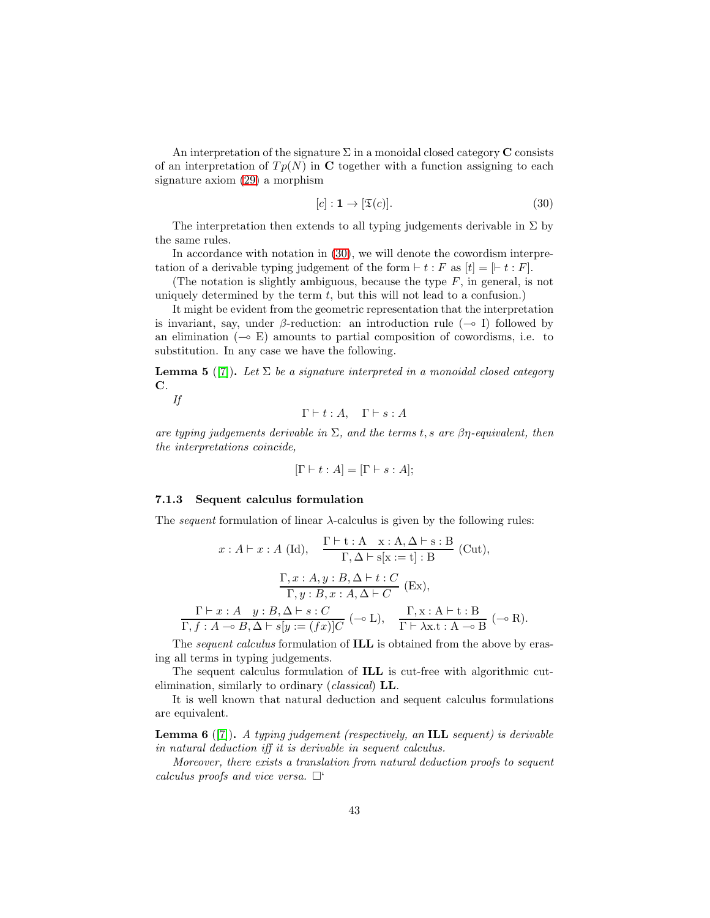An interpretation of the signature $\Sigma$ in a monoidal closed category $\mathbf{C}$ consists of an interpretation of $Tp(N)$ in $\mathbf{C}$ together with a function assigning to each signature axiom (29) a morphism

$$[c] : \mathbf{1} \to [\mathfrak{T}(c)]. \tag{30}$$

The interpretation then extends to all typing judgements derivable in $\Sigma$ by the same rules.

In accordance with notation in (30), we will denote the cowordism interpretation of a derivable typing judgement of the form $\vdash t : F$ as $[t] = [\vdash t : F]$.

(The notation is slightly ambiguous, because the type $F$, in general, is not uniquely determined by the term $t$, but this will not lead to a confusion.)

It might be evident from the geometric representation that the interpretation is invariant, say, under $\beta$-reduction: an introduction rule ($\multimap$ I) followed by an elimination ($\multimap$ E) amounts to partial composition of cowordisms, i.e. to substitution. In any case we have the following.

**Lemma 5** ([7]). *Let $\Sigma$ be a signature interpreted in a monoidal closed category $\mathbf{C}$.*

*If*

$$\Gamma \vdash t : A, \quad \Gamma \vdash s : A$$

*are typing judgements derivable in $\Sigma$, and the terms $t, s$ are $\beta\eta$-equivalent, then the interpretations coincide,*

$$[\Gamma \vdash t : A] = [\Gamma \vdash s : A];$$

### 7.1.3 Sequent calculus formulation

The *sequent* formulation of linear $\lambda$-calculus is given by the following rules:

$$x : A \vdash x : A \text{ (Id)}, \quad \frac{\Gamma \vdash \mathrm{t : A} \quad \mathrm{x : A}, \Delta \vdash \mathrm{s : B}}{\Gamma, \Delta \vdash \mathrm{s[x := t] : B}} \text{ (Cut)},$$

$$\frac{\Gamma, x : A, y : B, \Delta \vdash t : C}{\Gamma, y : B, x : A, \Delta \vdash C} \text{ (Ex)},$$

$$\frac{\Gamma \vdash x : A \quad y : B, \Delta \vdash s : C}{\Gamma, f : A \multimap B, \Delta \vdash s[y := (fx)]C} \ (\multimap \text{L}), \quad \frac{\Gamma, \mathrm{x : A} \vdash \mathrm{t : B}}{\Gamma \vdash \lambda \mathrm{x.t : A} \multimap \mathrm{B}} \ (\multimap \text{R}).$$

The *sequent calculus* formulation of **ILL** is obtained from the above by erasing all terms in typing judgements.

The sequent calculus formulation of **ILL** is cut-free with algorithmic cut-elimination, similarly to ordinary (*classical*) **LL**.

It is well known that natural deduction and sequent calculus formulations are equivalent.

**Lemma 6** ([7]). *A typing judgement (respectively, an* **ILL** *sequent) is derivable in natural deduction iff it is derivable in sequent calculus.*

*Moreover, there exists a translation from natural deduction proofs to sequent calculus proofs and vice versa.* □‘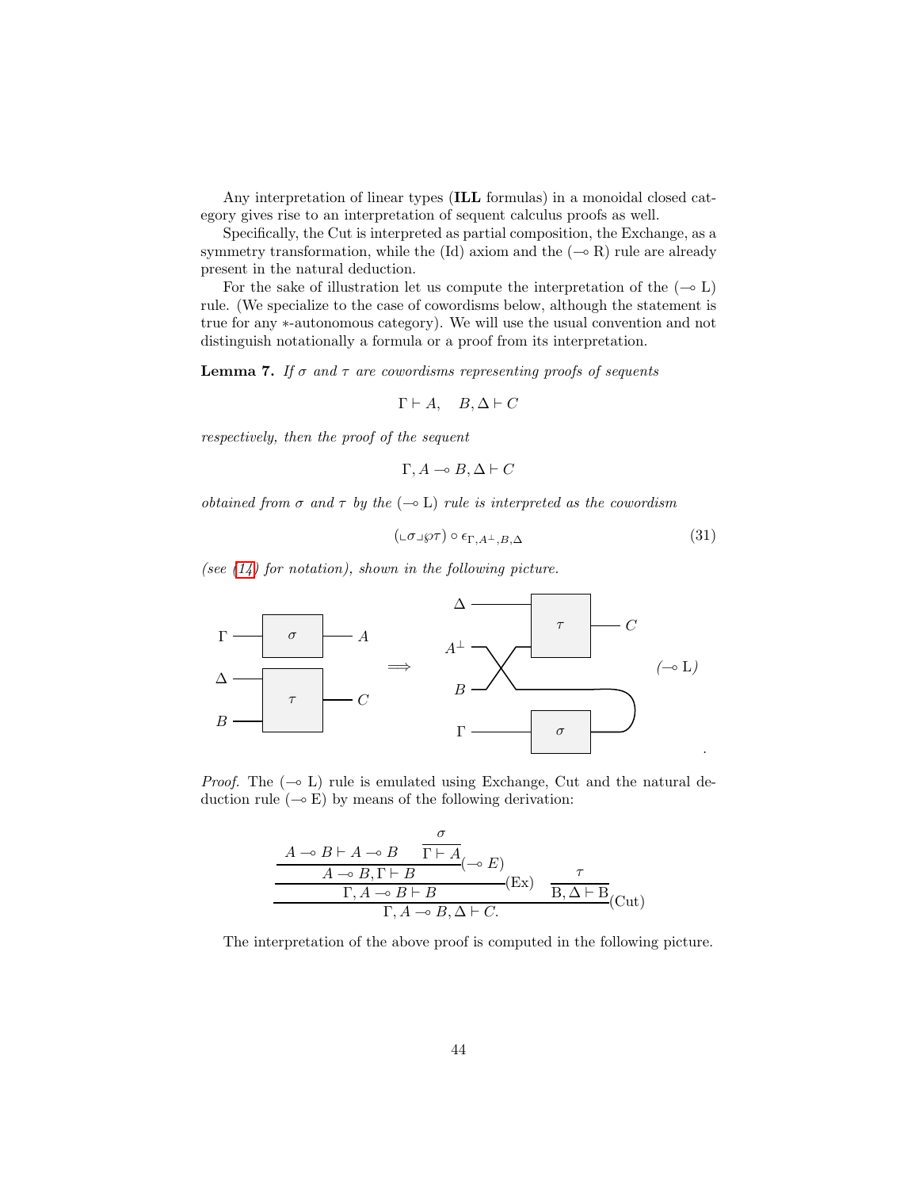Any interpretation of linear types (**ILL** formulas) in a monoidal closed category gives rise to an interpretation of sequent calculus proofs as well.

Specifically, the Cut is interpreted as partial composition, the Exchange, as a symmetry transformation, while the (Id) axiom and the ($\multimap$ R) rule are already present in the natural deduction.

For the sake of illustration let us compute the interpretation of the ($\multimap$ L) rule. (We specialize to the case of cowordisms below, although the statement is true for any $*$-autonomous category). We will use the usual convention and not distinguish notationally a formula or a proof from its interpretation.

**Lemma 7.** *If $\sigma$ and $\tau$ are cowordisms representing proofs of sequents*

$$\Gamma \vdash A, \quad B, \Delta \vdash C$$

*respectively, then the proof of the sequent*

$$\Gamma, A \multimap B, \Delta \vdash C$$

*obtained from $\sigma$ and $\tau$ by the ($\multimap$ L) rule is interpreted as the cowordism*

$$(\llcorner \sigma \lrcorner \wp \tau) \circ \epsilon_{\Gamma, A^{\perp}, B, \Delta} \tag{31}$$

*(see (14) for notation), shown in the following picture.*

*Proof.* The ($\multimap$ L) rule is emulated using Exchange, Cut and the natural deduction rule ($\multimap$ E) by means of the following derivation:

$$\dfrac{\dfrac{\dfrac{A \multimap B \vdash A \multimap B \qquad \dfrac{\sigma}{\Gamma \vdash A}}{A \multimap B, \Gamma \vdash B}(\multimap E)}{\Gamma, A \multimap B \vdash B}(\text{Ex}) \qquad \dfrac{\tau}{B, \Delta \vdash B}}{\Gamma, A \multimap B, \Delta \vdash C.}(\text{Cut})$$

The interpretation of the above proof is computed in the following picture.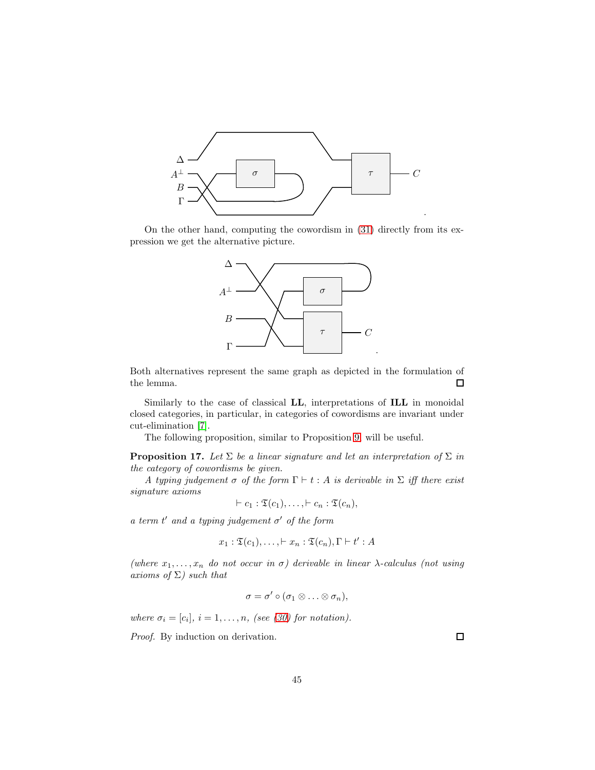On the other hand, computing the cowordism in (31) directly from its expression we get the alternative picture.

Both alternatives represent the same graph as depicted in the formulation of the lemma. □

Similarly to the case of classical **LL**, interpretations of **ILL** in monoidal closed categories, in particular, in categories of cowordisms are invariant under cut-elimination [7].

The following proposition, similar to Proposition 9, will be useful.

**Proposition 17.** *Let $\Sigma$ be a linear signature and let an interpretation of $\Sigma$ in the category of cowordisms be given.*

*A typing judgement $\sigma$ of the form $\Gamma \vdash t : A$ is derivable in $\Sigma$ iff there exist signature axioms*

$$\vdash c_1 : \mathfrak{T}(c_1), \ldots, \vdash c_n : \mathfrak{T}(c_n),$$

*a term $t'$ and a typing judgement $\sigma'$ of the form*

$$x_1 : \mathfrak{T}(c_1), \ldots, \vdash x_n : \mathfrak{T}(c_n), \Gamma \vdash t' : A$$

*(where $x_1, \ldots, x_n$ do not occur in $\sigma$) derivable in linear $\lambda$-calculus (not using axioms of $\Sigma$) such that*

$$\sigma = \sigma' \circ (\sigma_1 \otimes \ldots \otimes \sigma_n),$$

*where $\sigma_i = [c_i]$, $i = 1, \ldots, n$, (see (30) for notation).*

*Proof.* By induction on derivation. □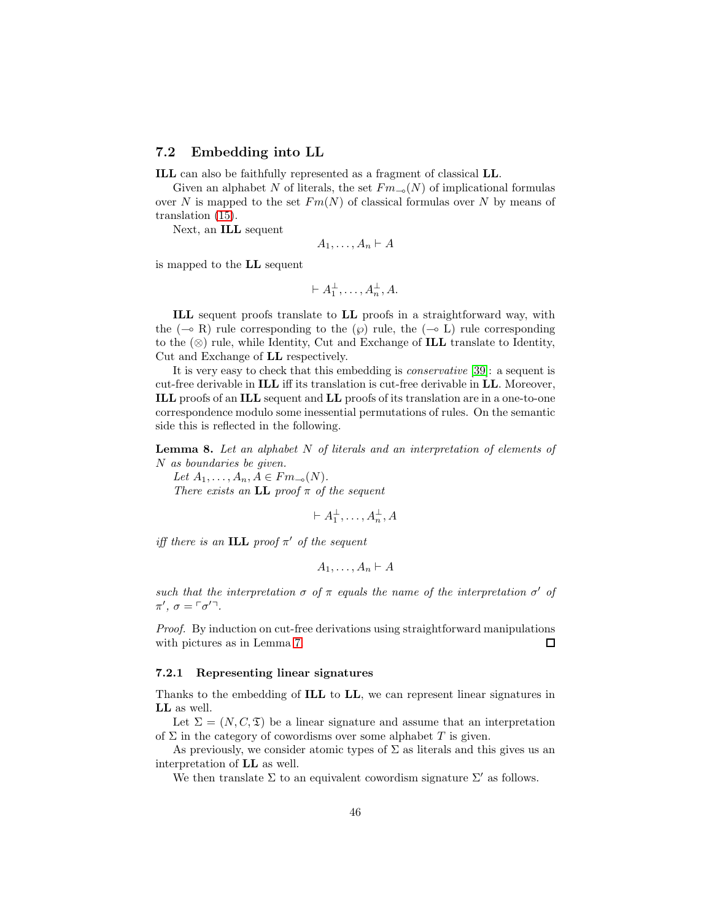## 7.2 Embedding into LL

**ILL** can also be faithfully represented as a fragment of classical **LL**.

Given an alphabet $N$ of literals, the set $Fm_{\multimap}(N)$ of implicational formulas over $N$ is mapped to the set $Fm(N)$ of classical formulas over $N$ by means of translation (15).

Next, an **ILL** sequent

$$A_1, \ldots, A_n \vdash A$$

is mapped to the **LL** sequent

$$\vdash A_1^\perp, \ldots, A_n^\perp, A.$$

**ILL** sequent proofs translate to **LL** proofs in a straightforward way, with the ($\multimap$ R) rule corresponding to the ($\wp$) rule, the ($\multimap$ L) rule corresponding to the ($\otimes$) rule, while Identity, Cut and Exchange of **ILL** translate to Identity, Cut and Exchange of **LL** respectively.

It is very easy to check that this embedding is *conservative* [39]: a sequent is cut-free derivable in **ILL** iff its translation is cut-free derivable in **LL**. Moreover, **ILL** proofs of an **ILL** sequent and **LL** proofs of its translation are in a one-to-one correspondence modulo some inessential permutations of rules. On the semantic side this is reflected in the following.

**Lemma 8.** *Let an alphabet $N$ of literals and an interpretation of elements of $N$ as boundaries be given.*

*Let $A_1, \ldots, A_n, A \in Fm_{\multimap}(N)$.*

*There exists an* **LL** *proof $\pi$ of the sequent*

$$\vdash A_1^\perp, \ldots, A_n^\perp, A$$

*iff there is an* **ILL** *proof $\pi'$ of the sequent*

$$A_1, \ldots, A_n \vdash A$$

*such that the interpretation $\sigma$ of $\pi$ equals the name of the interpretation $\sigma'$ of $\pi'$, $\sigma = \ulcorner \sigma' \urcorner$.*

*Proof.* By induction on cut-free derivations using straightforward manipulations with pictures as in Lemma 7. □

### 7.2.1 Representing linear signatures

Thanks to the embedding of **ILL** to **LL**, we can represent linear signatures in **LL** as well.

Let $\Sigma = (N, C, \mathfrak{T})$ be a linear signature and assume that an interpretation of $\Sigma$ in the category of cowordisms over some alphabet $T$ is given.

As previously, we consider atomic types of $\Sigma$ as literals and this gives us an interpretation of **LL** as well.

We then translate $\Sigma$ to an equivalent cowordism signature $\Sigma'$ as follows.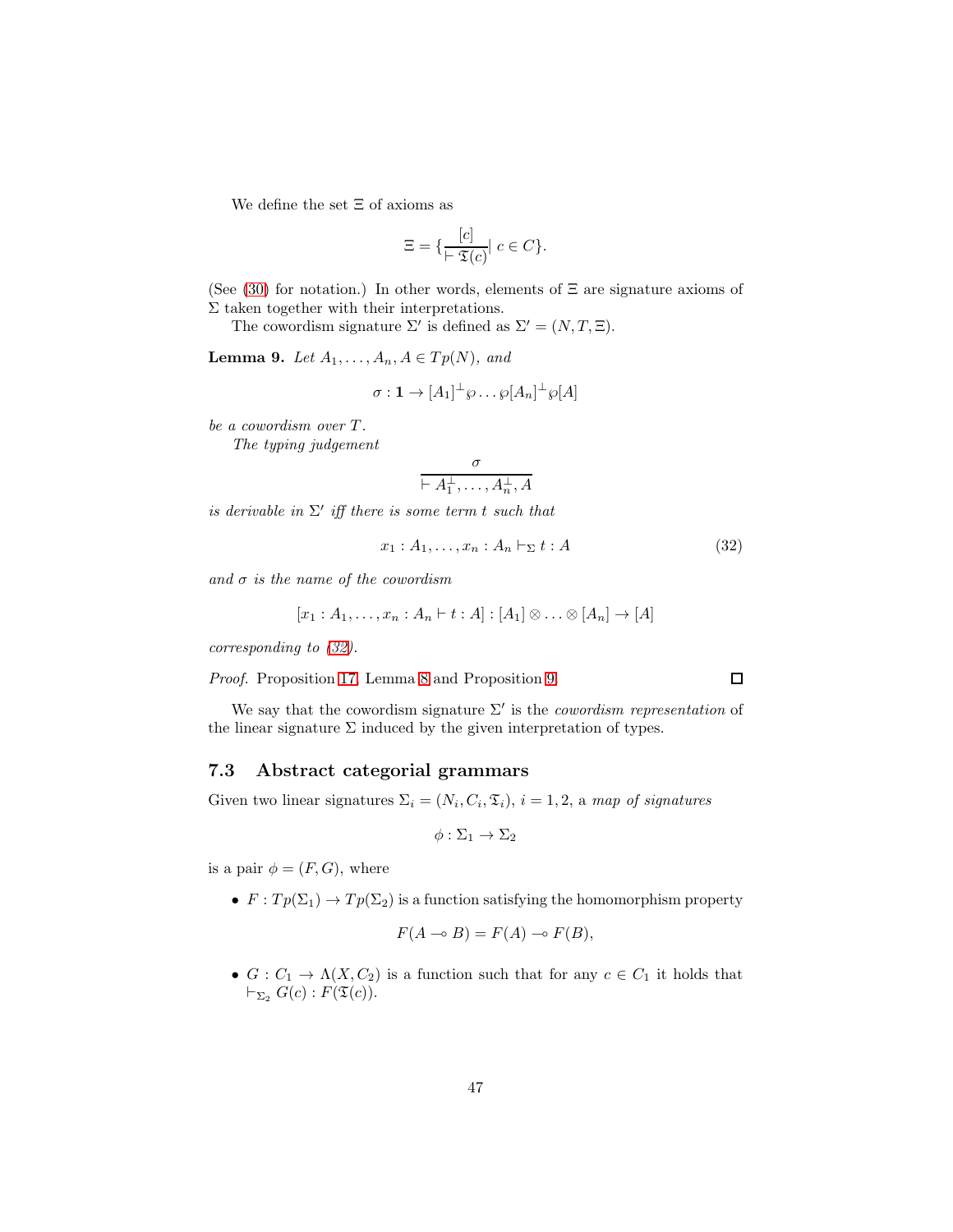We define the set $\Xi$ of axioms as

$$\Xi = \{\frac{[c]}{\vdash \mathfrak{T}(c)} | \ c \in C\}.$$

(See (30) for notation.) In other words, elements of $\Xi$ are signature axioms of $\Sigma$ taken together with their interpretations.

The cowordism signature $\Sigma'$ is defined as $\Sigma' = (N, T, \Xi)$.

**Lemma 9.** *Let $A_1, \ldots, A_n, A \in Tp(N)$, and*

$$\sigma : \mathbf{1} \to [A_1]^\perp \wp \ldots \wp [A_n]^\perp \wp [A]$$

*be a cowordism over $T$.*

*The typing judgement*

$$\frac{\sigma}{\vdash A_1^\perp, \ldots, A_n^\perp, A}$$

*is derivable in $\Sigma'$ iff there is some term $t$ such that*

$$x_1 : A_1, \ldots, x_n : A_n \vdash_\Sigma t : A \tag{32}$$

*and $\sigma$ is the name of the cowordism*

$$[x_1 : A_1, \ldots, x_n : A_n \vdash t : A] : [A_1] \otimes \ldots \otimes [A_n] \to [A]$$

*corresponding to (32).*

*Proof.* Proposition 17, Lemma 8 and Proposition 9. □

We say that the cowordism signature $\Sigma'$ is the *cowordism representation* of the linear signature $\Sigma$ induced by the given interpretation of types.

### 7.3 Abstract categorial grammars

Given two linear signatures $\Sigma_i = (N_i, C_i, \mathfrak{T}_i)$, $i = 1, 2$, a *map of signatures*

$$\phi : \Sigma_1 \to \Sigma_2$$

is a pair $\phi = (F, G)$, where

- $F : Tp(\Sigma_1) \to Tp(\Sigma_2)$ is a function satisfying the homomorphism property

$$F(A \multimap B) = F(A) \multimap F(B),$$

- $G : C_1 \to \Lambda(X, C_2)$ is a function such that for any $c \in C_1$ it holds that $\vdash_{\Sigma_2} G(c) : F(\mathfrak{T}(c))$.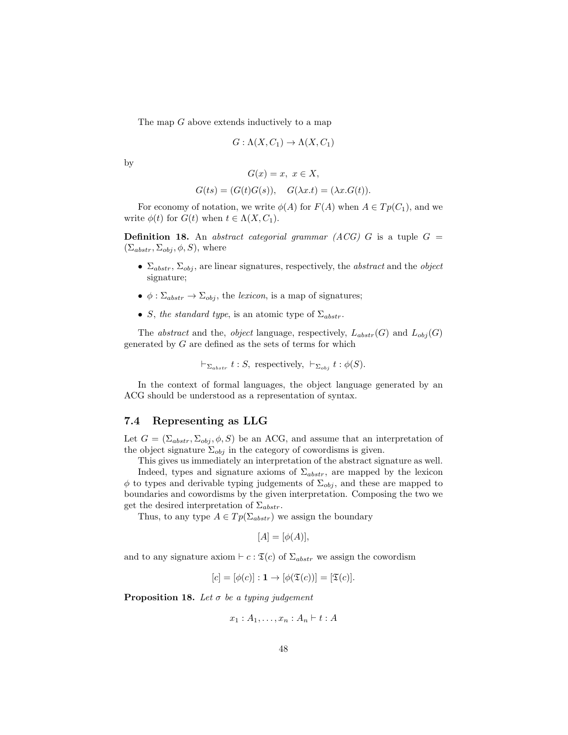The map $G$ above extends inductively to a map

$$G : \Lambda(X, C_1) \to \Lambda(X, C_1)$$

by

$$G(x) = x,\ x \in X,$$

$$G(ts) = (G(t)G(s)), \quad G(\lambda x.t) = (\lambda x.G(t)).$$

For economy of notation, we write $\phi(A)$ for $F(A)$ when $A \in Tp(C_1)$, and we write $\phi(t)$ for $G(t)$ when $t \in \Lambda(X, C_1)$.

**Definition 18.** An *abstract categorial grammar (ACG)* $G$ is a tuple $G = (\Sigma_{abstr}, \Sigma_{obj}, \phi, S)$, where

- $\Sigma_{abstr}$, $\Sigma_{obj}$, are linear signatures, respectively, the *abstract* and the *object* signature;
- $\phi : \Sigma_{abstr} \to \Sigma_{obj}$, the *lexicon*, is a map of signatures;
- $S$, *the standard type*, is an atomic type of $\Sigma_{abstr}$.

The *abstract* and the, *object* language, respectively, $L_{abstr}(G)$ and $L_{obj}(G)$ generated by $G$ are defined as the sets of terms for which

$$\vdash_{\Sigma_{abstr}} t : S, \text{ respectively, } \vdash_{\Sigma_{obj}} t : \phi(S).$$

In the context of formal languages, the object language generated by an ACG should be understood as a representation of syntax.

## 7.4 Representing as LLG

Let $G = (\Sigma_{abstr}, \Sigma_{obj}, \phi, S)$ be an ACG, and assume that an interpretation of the object signature $\Sigma_{obj}$ in the category of cowordisms is given.

This gives us immediately an interpretation of the abstract signature as well.

Indeed, types and signature axioms of $\Sigma_{abstr}$, are mapped by the lexicon $\phi$ to types and derivable typing judgements of $\Sigma_{obj}$, and these are mapped to boundaries and cowordisms by the given interpretation. Composing the two we get the desired interpretation of $\Sigma_{abstr}$.

Thus, to any type $A \in Tp(\Sigma_{abstr})$ we assign the boundary

$$[A] = [\phi(A)],$$

and to any signature axiom $\vdash c : \mathfrak{T}(c)$ of $\Sigma_{abstr}$ we assign the cowordism

$$[c] = [\phi(c)] : \mathbf{1} \to [\phi(\mathfrak{T}(c))] = [\mathfrak{T}(c)].$$

**Proposition 18.** *Let $\sigma$ be a typing judgement*

$$x_1 : A_1, \ldots, x_n : A_n \vdash t : A$$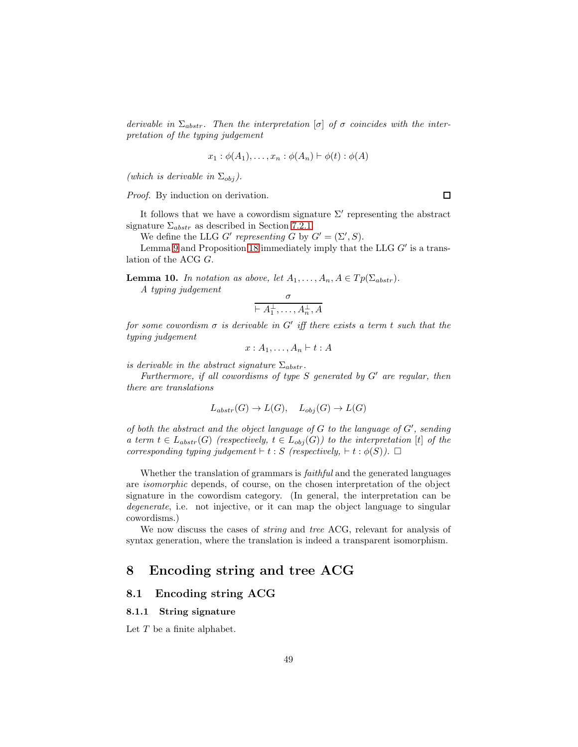*derivable in $\Sigma_{abstr}$. Then the interpretation $[\sigma]$ of $\sigma$ coincides with the interpretation of the typing judgement*

$$x_1 : \phi(A_1), \ldots, x_n : \phi(A_n) \vdash \phi(t) : \phi(A)$$

*(which is derivable in $\Sigma_{obj}$).*

*Proof.* By induction on derivation. □

It follows that we have a cowordism signature $\Sigma'$ representing the abstract signature $\Sigma_{abstr}$ as described in Section 7.2.1.

We define the LLG $G'$ *representing* $G$ by $G' = (\Sigma', S)$.

Lemma 9 and Proposition 18 immediately imply that the LLG $G'$ is a translation of the ACG $G$.

**Lemma 10.** *In notation as above, let $A_1, \ldots, A_n, A \in Tp(\Sigma_{abstr})$.*

*A typing judgement*

$$\frac{\sigma}{\vdash A_1^\perp, \ldots, A_n^\perp, A}$$

*for some cowordism $\sigma$ is derivable in $G'$ iff there exists a term $t$ such that the typing judgement*

$$x : A_1, \ldots, A_n \vdash t : A$$

*is derivable in the abstract signature $\Sigma_{abstr}$.*

*Furthermore, if all cowordisms of type $S$ generated by $G'$ are regular, then there are translations*

$$L_{abstr}(G) \to L(G), \quad L_{obj}(G) \to L(G)$$

*of both the abstract and the object language of $G$ to the language of $G'$, sending a term $t \in L_{abstr}(G)$ (respectively, $t \in L_{obj}(G)$) to the interpretation $[t]$ of the corresponding typing judgement $\vdash t : S$ (respectively, $\vdash t : \phi(S)$).* □

Whether the translation of grammars is *faithful* and the generated languages are *isomorphic* depends, of course, on the chosen interpretation of the object signature in the cowordism category. (In general, the interpretation can be *degenerate*, i.e. not injective, or it can map the object language to singular cowordisms.)

We now discuss the cases of *string* and *tree* ACG, relevant for analysis of syntax generation, where the translation is indeed a transparent isomorphism.

# 8 Encoding string and tree ACG

## 8.1 Encoding string ACG

### 8.1.1 String signature

Let $T$ be a finite alphabet.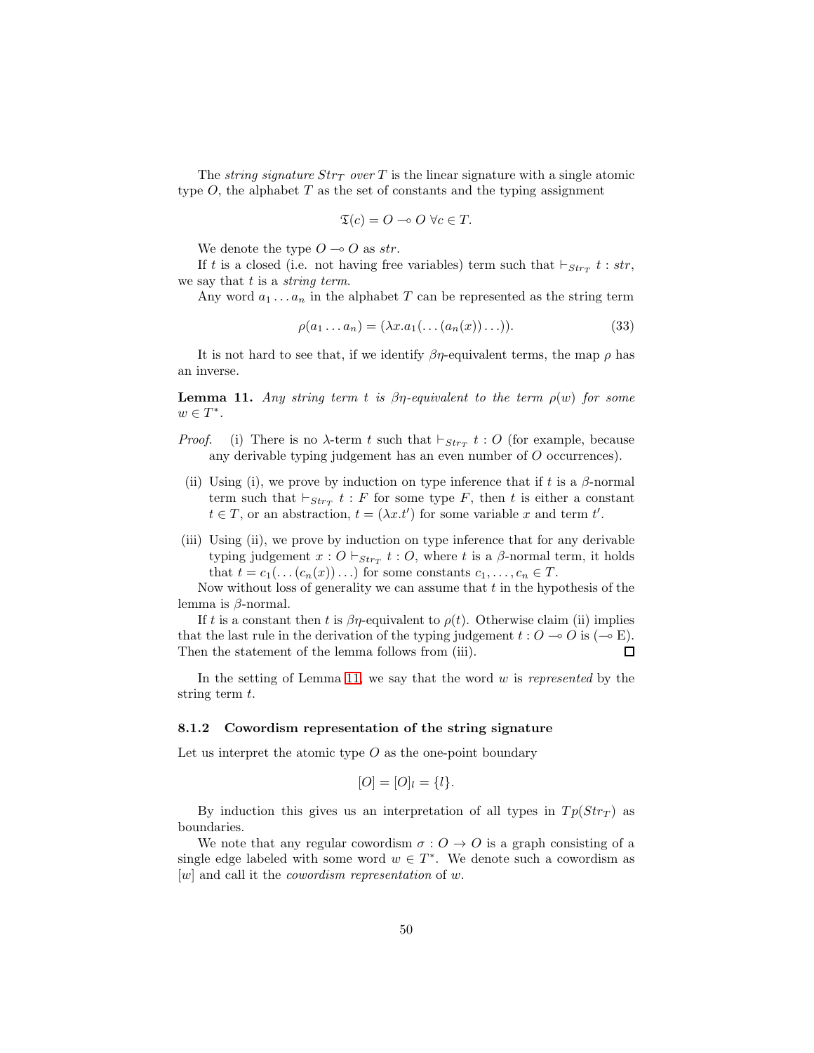The *string signature* $Str_T$ *over* $T$ is the linear signature with a single atomic type $O$, the alphabet $T$ as the set of constants and the typing assignment

$$\mathfrak{T}(c) = O \multimap O \ \forall c \in T.$$

We denote the type $O \multimap O$ as *str*.

If $t$ is a closed (i.e. not having free variables) term such that $\vdash_{Str_T} t : str$, we say that $t$ is a *string term*.

Any word $a_1 \ldots a_n$ in the alphabet $T$ can be represented as the string term

$$\rho(a_1 \ldots a_n) = (\lambda x.a_1(\ldots(a_n(x))\ldots)). \tag{33}$$

It is not hard to see that, if we identify $\beta\eta$-equivalent terms, the map $\rho$ has an inverse.

**Lemma 11.** *Any string term $t$ is $\beta\eta$-equivalent to the term $\rho(w)$ for some $w \in T^*$.*

*Proof.* (i) There is no $\lambda$-term $t$ such that $\vdash_{Str_T} t : O$ (for example, because any derivable typing judgement has an even number of $O$ occurrences).

(ii) Using (i), we prove by induction on type inference that if $t$ is a $\beta$-normal term such that $\vdash_{Str_T} t : F$ for some type $F$, then $t$ is either a constant $t \in T$, or an abstraction, $t = (\lambda x.t')$ for some variable $x$ and term $t'$.

(iii) Using (ii), we prove by induction on type inference that for any derivable typing judgement $x : O \vdash_{Str_T} t : O$, where $t$ is a $\beta$-normal term, it holds that $t = c_1(\ldots(c_n(x))\ldots)$ for some constants $c_1, \ldots, c_n \in T$.

Now without loss of generality we can assume that $t$ in the hypothesis of the lemma is $\beta$-normal.

If $t$ is a constant then $t$ is $\beta\eta$-equivalent to $\rho(t)$. Otherwise claim (ii) implies that the last rule in the derivation of the typing judgement $t : O \multimap O$ is ($\multimap$ E). Then the statement of the lemma follows from (iii). □

In the setting of Lemma 11, we say that the word $w$ is *represented* by the string term $t$.

### 8.1.2 Cowordism representation of the string signature

Let us interpret the atomic type $O$ as the one-point boundary

$$[O] = [O]_l = \{l\}.$$

By induction this gives us an interpretation of all types in $Tp(Str_T)$ as boundaries.

We note that any regular cowordism $\sigma : O \to O$ is a graph consisting of a single edge labeled with some word $w \in T^*$. We denote such a cowordism as $[w]$ and call it the *cowordism representation* of $w$.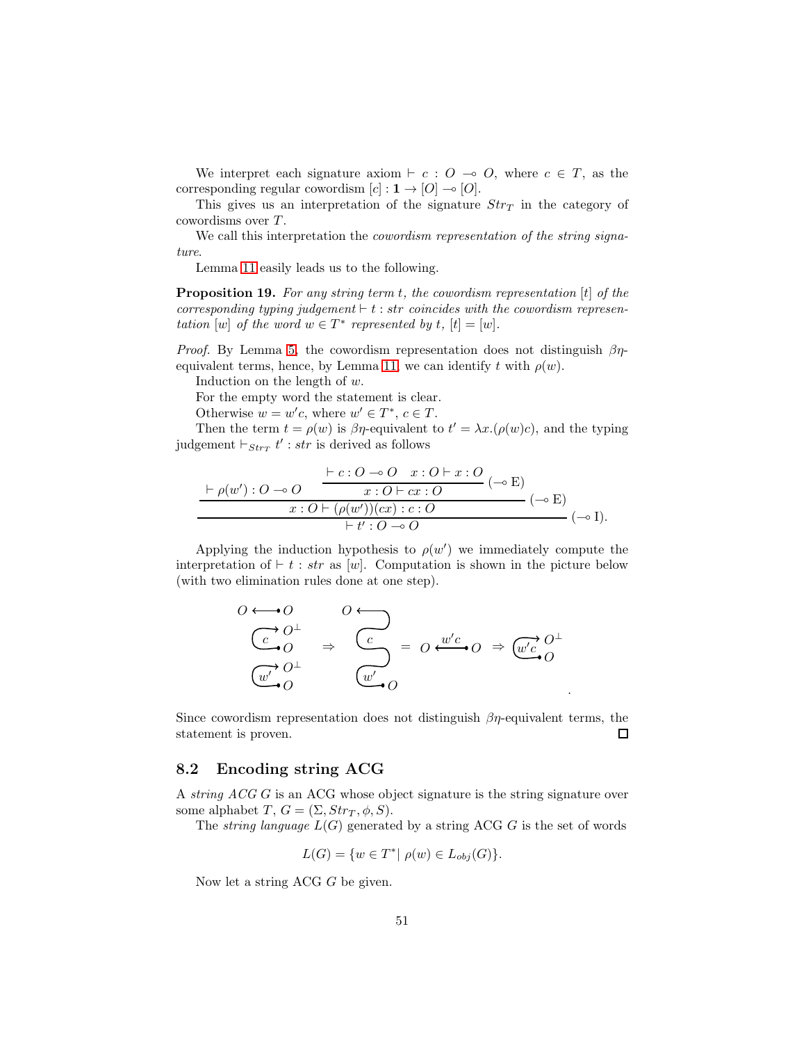We interpret each signature axiom $\vdash c : O \multimap O$, where $c \in T$, as the corresponding regular cowordism $[c] : \mathbf{1} \to [O] \multimap [O]$.

This gives us an interpretation of the signature $Str_T$ in the category of cowordisms over $T$.

We call this interpretation the *cowordism representation of the string signature*.

Lemma 11 easily leads us to the following.

**Proposition 19.** *For any string term $t$, the cowordism representation $[t]$ of the corresponding typing judgement $\vdash t : str$ coincides with the cowordism representation $[w]$ of the word $w \in T^*$ represented by $t$, $[t] = [w]$.*

*Proof.* By Lemma 5, the cowordism representation does not distinguish $\beta\eta$-equivalent terms, hence, by Lemma 11, we can identify $t$ with $\rho(w)$.

Induction on the length of $w$.

For the empty word the statement is clear.

Otherwise $w = w'c$, where $w' \in T^*$, $c \in T$.

Then the term $t = \rho(w)$ is $\beta\eta$-equivalent to $t' = \lambda x.(\rho(w)c)$, and the typing judgement $\vdash_{Str_T} t' : str$ is derived as follows

$$\dfrac{\dfrac{\vdash \rho(w') : O \multimap O \qquad \dfrac{\vdash c : O \multimap O \quad x : O \vdash x : O}{x : O \vdash cx : O}\,(\multimap \mathrm{E})}{x : O \vdash (\rho(w'))(cx) : c : O}\,(\multimap \mathrm{E})}{\vdash t' : O \multimap O}\,(\multimap \mathrm{I}).$$

Applying the induction hypothesis to $\rho(w')$ we immediately compute the interpretation of $\vdash t : str$ as $[w]$. Computation is shown in the picture below (with two elimination rules done at one step).

$$O \longleftarrow\!\bullet\, O \;\; \begin{array}{c} \overset{c}{\curvearrowright} O^{\perp}, O \\ \overset{w'}{\curvearrowright} O^{\perp}, O \end{array} \;\Rightarrow\; \cdots \;=\; O \xleftarrow{\;w'c\;}\!\bullet\, O \;\Rightarrow\; \overset{w'c}{\curvearrowright} O^{\perp}, O .$$

Since cowordism representation does not distinguish $\beta\eta$-equivalent terms, the statement is proven. ☐

## 8.2 Encoding string ACG

A *string ACG* $G$ is an ACG whose object signature is the string signature over some alphabet $T$, $G = (\Sigma, Str_T, \phi, S)$.

The *string language* $L(G)$ generated by a string ACG $G$ is the set of words

$$L(G) = \{w \in T^* |\; \rho(w) \in L_{obj}(G)\}.$$

Now let a string ACG $G$ be given.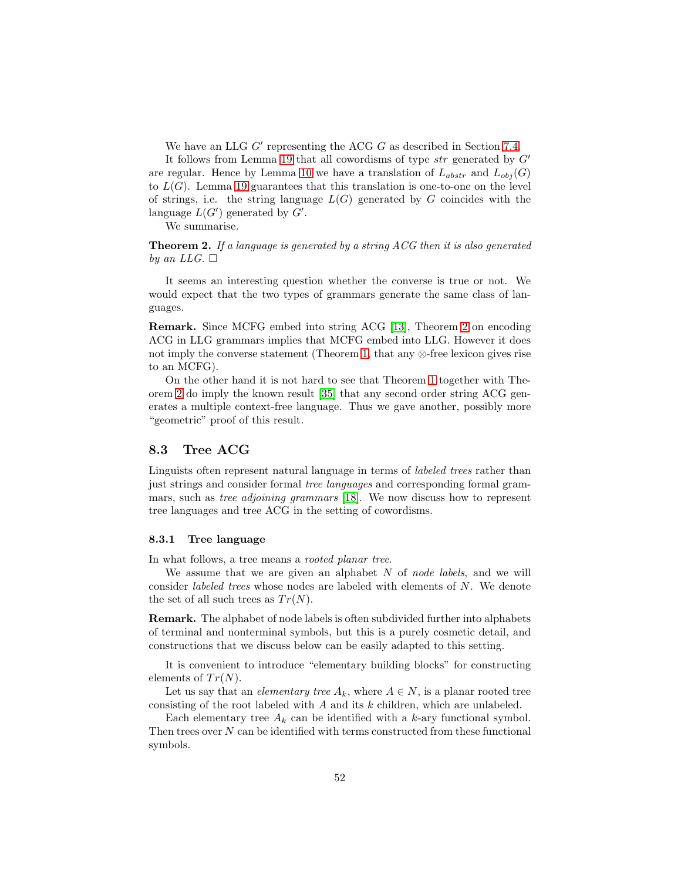We have an LLG $G'$ representing the ACG $G$ as described in Section 7.4.

It follows from Lemma 19 that all cowordisms of type $str$ generated by $G'$ are regular. Hence by Lemma 10 we have a translation of $L_{abstr}$ and $L_{obj}(G)$ to $L(G)$. Lemma 19 guarantees that this translation is one-to-one on the level of strings, i.e. the string language $L(G)$ generated by $G$ coincides with the language $L(G')$ generated by $G'$.

We summarise.

**Theorem 2.** *If a language is generated by a string ACG then it is also generated by an LLG.* □

It seems an interesting question whether the converse is true or not. We would expect that the two types of grammars generate the same class of languages.

**Remark.** Since MCFG embed into string ACG [13], Theorem 2 on encoding ACG in LLG grammars implies that MCFG embed into LLG. However it does not imply the converse statement (Theorem 1, that any $\otimes$-free lexicon gives rise to an MCFG).

On the other hand it is not hard to see that Theorem 1 together with Theorem 2 do imply the known result [35] that any second order string ACG generates a multiple context-free language. Thus we gave another, possibly more "geometric" proof of this result.

## 8.3 Tree ACG

Linguists often represent natural language in terms of *labeled trees* rather than just strings and consider formal *tree languages* and corresponding formal grammars, such as *tree adjoining grammars* [18]. We now discuss how to represent tree languages and tree ACG in the setting of cowordisms.

### 8.3.1 Tree language

In what follows, a tree means a *rooted planar tree*.

We assume that we are given an alphabet $N$ of *node labels*, and we will consider *labeled trees* whose nodes are labeled with elements of $N$. We denote the set of all such trees as $Tr(N)$.

**Remark.** The alphabet of node labels is often subdivided further into alphabets of terminal and nonterminal symbols, but this is a purely cosmetic detail, and constructions that we discuss below can be easily adapted to this setting.

It is convenient to introduce "elementary building blocks" for constructing elements of $Tr(N)$.

Let us say that an *elementary tree* $A_k$, where $A \in N$, is a planar rooted tree consisting of the root labeled with $A$ and its $k$ children, which are unlabeled.

Each elementary tree $A_k$ can be identified with a $k$-ary functional symbol. Then trees over $N$ can be identified with terms constructed from these functional symbols.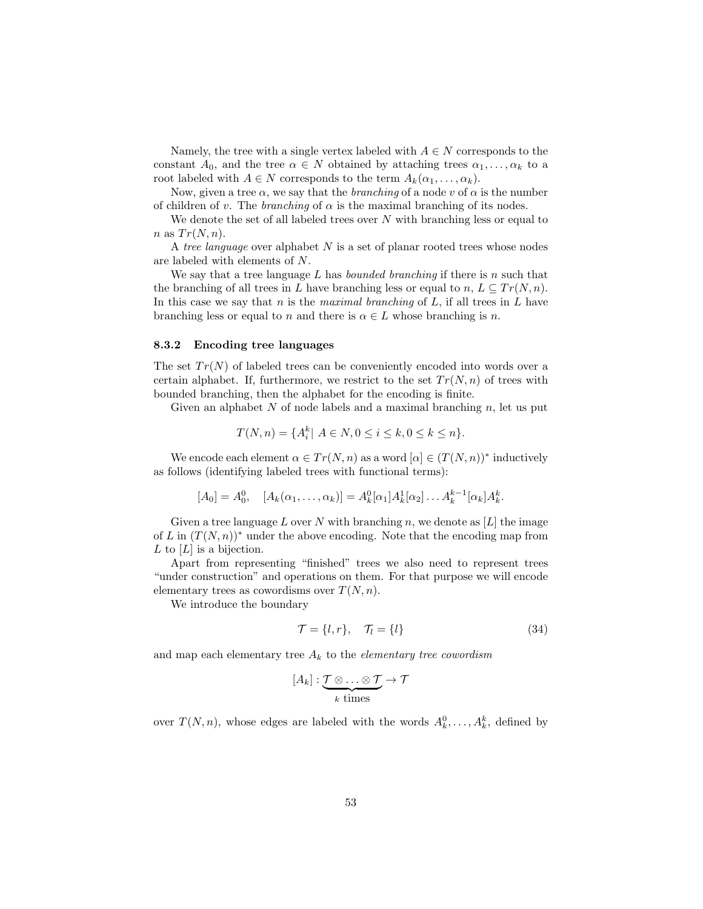Namely, the tree with a single vertex labeled with $A \in N$ corresponds to the constant $A_0$, and the tree $\alpha \in N$ obtained by attaching trees $\alpha_1, \ldots, \alpha_k$ to a root labeled with $A \in N$ corresponds to the term $A_k(\alpha_1, \ldots, \alpha_k)$.

Now, given a tree $\alpha$, we say that the *branching* of a node $v$ of $\alpha$ is the number of children of $v$. The *branching* of $\alpha$ is the maximal branching of its nodes.

We denote the set of all labeled trees over $N$ with branching less or equal to $n$ as $Tr(N, n)$.

A *tree language* over alphabet $N$ is a set of planar rooted trees whose nodes are labeled with elements of $N$.

We say that a tree language $L$ has *bounded branching* if there is $n$ such that the branching of all trees in $L$ have branching less or equal to $n$, $L \subseteq Tr(N, n)$. In this case we say that $n$ is the *maximal branching* of $L$, if all trees in $L$ have branching less or equal to $n$ and there is $\alpha \in L$ whose branching is $n$.

### 8.3.2 Encoding tree languages

The set $Tr(N)$ of labeled trees can be conveniently encoded into words over a certain alphabet. If, furthermore, we restrict to the set $Tr(N, n)$ of trees with bounded branching, then the alphabet for the encoding is finite.

Given an alphabet $N$ of node labels and a maximal branching $n$, let us put

$$T(N, n) = \{A_i^k |\ A \in N, 0 \leq i \leq k, 0 \leq k \leq n\}.$$

We encode each element $\alpha \in Tr(N, n)$ as a word $[\alpha] \in (T(N, n))^*$ inductively as follows (identifying labeled trees with functional terms):

$$[A_0] = A_0^0, \quad [A_k(\alpha_1, \ldots, \alpha_k)] = A_k^0[\alpha_1]A_k^1[\alpha_2] \ldots A_k^{k-1}[\alpha_k]A_k^k.$$

Given a tree language $L$ over $N$ with branching $n$, we denote as $[L]$ the image of $L$ in $(T(N, n))^*$ under the above encoding. Note that the encoding map from $L$ to $[L]$ is a bijection.

Apart from representing "finished" trees we also need to represent trees "under construction" and operations on them. For that purpose we will encode elementary trees as cowordisms over $T(N, n)$.

We introduce the boundary

$$\mathcal{T} = \{l, r\}, \quad \mathcal{T}_l = \{l\} \tag{34}$$

and map each elementary tree $A_k$ to the *elementary tree cowordism*

$$[A_k] : \underbrace{\mathcal{T} \otimes \ldots \otimes \mathcal{T}}_{k \text{ times}} \to \mathcal{T}$$

over $T(N, n)$, whose edges are labeled with the words $A_k^0, \ldots, A_k^k$, defined by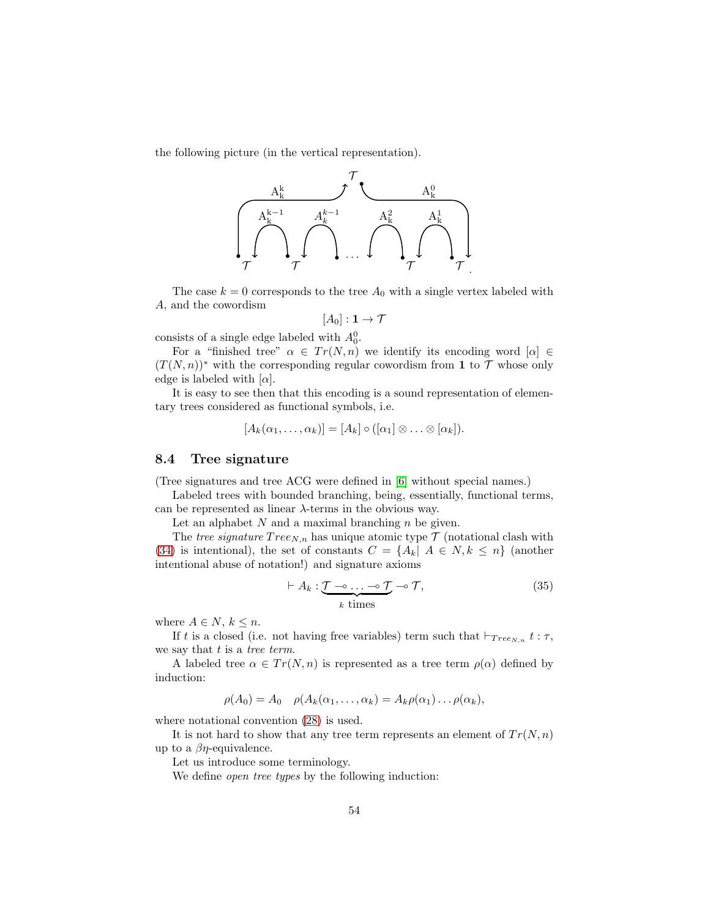the following picture (in the vertical representation).

The case $k = 0$ corresponds to the tree $A_0$ with a single vertex labeled with $A$, and the cowordism

$$[A_0] : \mathbf{1} \to \mathcal{T}$$

consists of a single edge labeled with $A_0^0$.

For a "finished tree" $\alpha \in Tr(N,n)$ we identify its encoding word $[\alpha] \in (T(N,n))^*$ with the corresponding regular cowordism from $\mathbf{1}$ to $\mathcal{T}$ whose only edge is labeled with $[\alpha]$.

It is easy to see then that this encoding is a sound representation of elementary trees considered as functional symbols, i.e.

$$[A_k(\alpha_1,\ldots,\alpha_k)] = [A_k] \circ ([\alpha_1] \otimes \ldots \otimes [\alpha_k]).$$

### 8.4 Tree signature

(Tree signatures and tree ACG were defined in [6] without special names.)

Labeled trees with bounded branching, being, essentially, functional terms, can be represented as linear $\lambda$-terms in the obvious way.

Let an alphabet $N$ and a maximal branching $n$ be given.

The *tree signature* $Tree_{N,n}$ has unique atomic type $\mathcal{T}$ (notational clash with (34) is intentional), the set of constants $C = \{A_k | \; A \in N, k \leq n\}$ (another intentional abuse of notation!) and signature axioms

$$\vdash A_k : \underbrace{\mathcal{T} \multimap \ldots \multimap \mathcal{T}}_{k \text{ times}} \multimap \mathcal{T}, \tag{35}$$

where $A \in N$, $k \leq n$.

If $t$ is a closed (i.e. not having free variables) term such that $\vdash_{Tree_{N,n}} t : \tau$, we say that $t$ is a *tree term*.

A labeled tree $\alpha \in Tr(N,n)$ is represented as a tree term $\rho(\alpha)$ defined by induction:

$$\rho(A_0) = A_0 \quad \rho(A_k(\alpha_1,\ldots,\alpha_k) = A_k\rho(\alpha_1)\ldots\rho(\alpha_k),$$

where notational convention (28) is used.

It is not hard to show that any tree term represents an element of $Tr(N,n)$ up to a $\beta\eta$-equivalence.

Let us introduce some terminology.

We define *open tree types* by the following induction: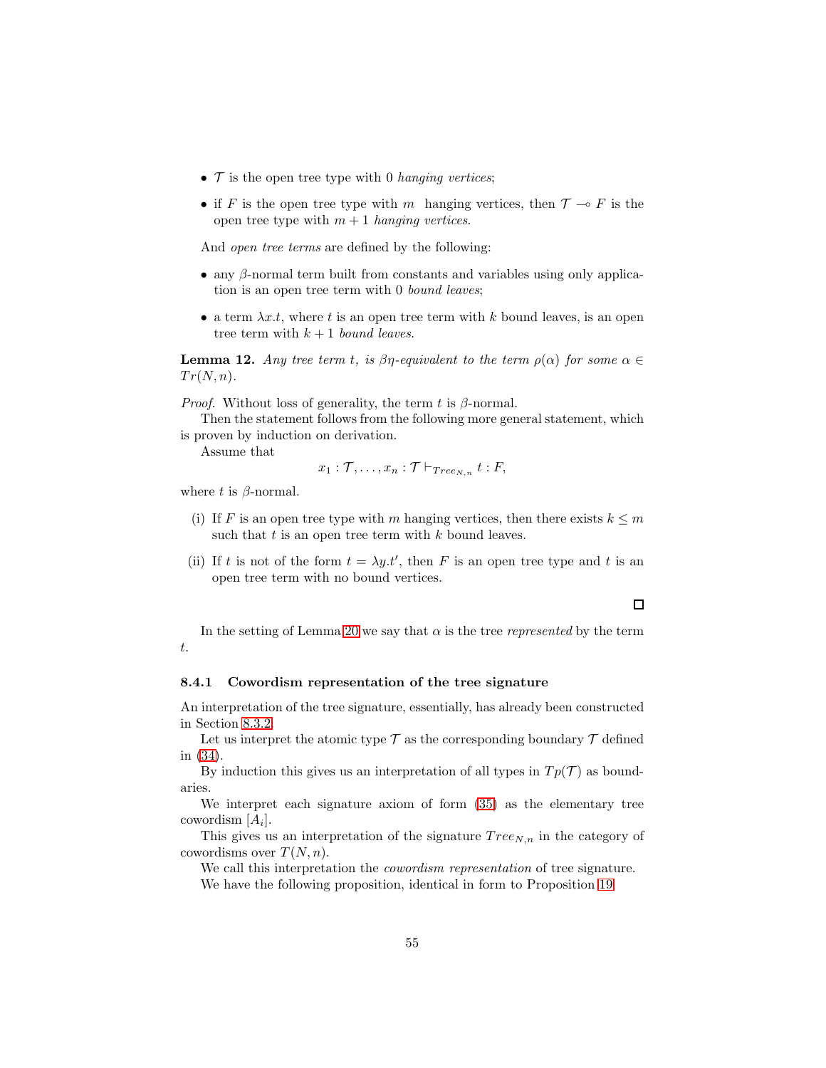- $\mathcal{T}$ is the open tree type with 0 *hanging vertices*;
- if $F$ is the open tree type with $m$ hanging vertices, then $\mathcal{T} \multimap F$ is the open tree type with $m+1$ *hanging vertices*.

And *open tree terms* are defined by the following:

- any $\beta$-normal term built from constants and variables using only application is an open tree term with 0 *bound leaves*;
- a term $\lambda x.t$, where $t$ is an open tree term with $k$ bound leaves, is an open tree term with $k+1$ *bound leaves*.

**Lemma 12.** *Any tree term $t$, is $\beta\eta$-equivalent to the term $\rho(\alpha)$ for some $\alpha \in Tr(N,n)$.*

*Proof.* Without loss of generality, the term $t$ is $\beta$-normal.

Then the statement follows from the following more general statement, which is proven by induction on derivation.

Assume that

$$x_1 : \mathcal{T}, \ldots, x_n : \mathcal{T} \vdash_{Tree_{N,n}} t : F,$$

where $t$ is $\beta$-normal.

(i) If $F$ is an open tree type with $m$ hanging vertices, then there exists $k \leq m$ such that $t$ is an open tree term with $k$ bound leaves.

(ii) If $t$ is not of the form $t = \lambda y.t'$, then $F$ is an open tree type and $t$ is an open tree term with no bound vertices.

□

In the setting of Lemma 20 we say that $\alpha$ is the tree *represented* by the term $t$.

### 8.4.1 Cowordism representation of the tree signature

An interpretation of the tree signature, essentially, has already been constructed in Section 8.3.2.

Let us interpret the atomic type $\mathcal{T}$ as the corresponding boundary $\mathcal{T}$ defined in (34).

By induction this gives us an interpretation of all types in $Tp(\mathcal{T})$ as boundaries.

We interpret each signature axiom of form (35) as the elementary tree cowordism $[A_i]$.

This gives us an interpretation of the signature $Tree_{N,n}$ in the category of cowordisms over $T(N,n)$.

We call this interpretation the *cowordism representation* of tree signature.

We have the following proposition, identical in form to Proposition 19.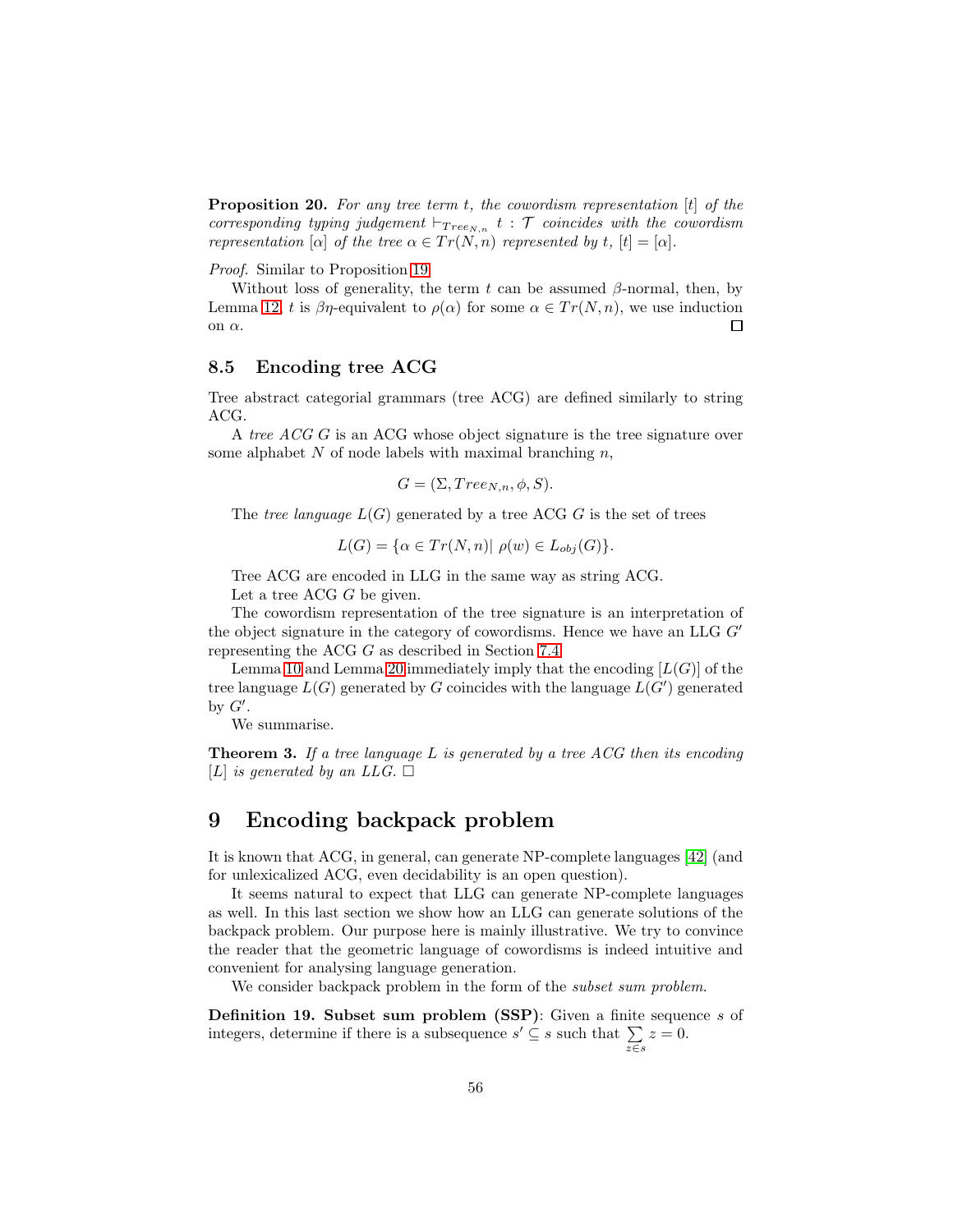**Proposition 20.** *For any tree term $t$, the cowordism representation $[t]$ of the corresponding typing judgement $\vdash_{Tree_{N,n}} t : \mathcal{T}$ coincides with the cowordism representation $[\alpha]$ of the tree $\alpha \in Tr(N,n)$ represented by $t$, $[t] = [\alpha]$.*

*Proof.* Similar to Proposition 19.

Without loss of generality, the term $t$ can be assumed $\beta$-normal, then, by Lemma 12, $t$ is $\beta\eta$-equivalent to $\rho(\alpha)$ for some $\alpha \in Tr(N,n)$, we use induction on $\alpha$. □

### 8.5 Encoding tree ACG

Tree abstract categorial grammars (tree ACG) are defined similarly to string ACG.

A *tree ACG* $G$ is an ACG whose object signature is the tree signature over some alphabet $N$ of node labels with maximal branching $n$,

$$G = (\Sigma, Tree_{N,n}, \phi, S).$$

The *tree language* $L(G)$ generated by a tree ACG $G$ is the set of trees

$$L(G) = \{\alpha \in Tr(N,n)|\ \rho(w) \in L_{obj}(G)\}.$$

Tree ACG are encoded in LLG in the same way as string ACG.

Let a tree ACG $G$ be given.

The cowordism representation of the tree signature is an interpretation of the object signature in the category of cowordisms. Hence we have an LLG $G'$ representing the ACG $G$ as described in Section 7.4.

Lemma 10 and Lemma 20 immediately imply that the encoding $[L(G)]$ of the tree language $L(G)$ generated by $G$ coincides with the language $L(G')$ generated by $G'$.

We summarise.

**Theorem 3.** *If a tree language $L$ is generated by a tree ACG then its encoding $[L]$ is generated by an LLG.* □

# 9 Encoding backpack problem

It is known that ACG, in general, can generate NP-complete languages [42] (and for unlexicalized ACG, even decidability is an open question).

It seems natural to expect that LLG can generate NP-complete languages as well. In this last section we show how an LLG can generate solutions of the backpack problem. Our purpose here is mainly illustrative. We try to convince the reader that the geometric language of cowordisms is indeed intuitive and convenient for analysing language generation.

We consider backpack problem in the form of the *subset sum problem*.

**Definition 19. Subset sum problem (SSP)**: Given a finite sequence $s$ of integers, determine if there is a subsequence $s' \subseteq s$ such that $\sum\limits_{z \in s} z = 0$.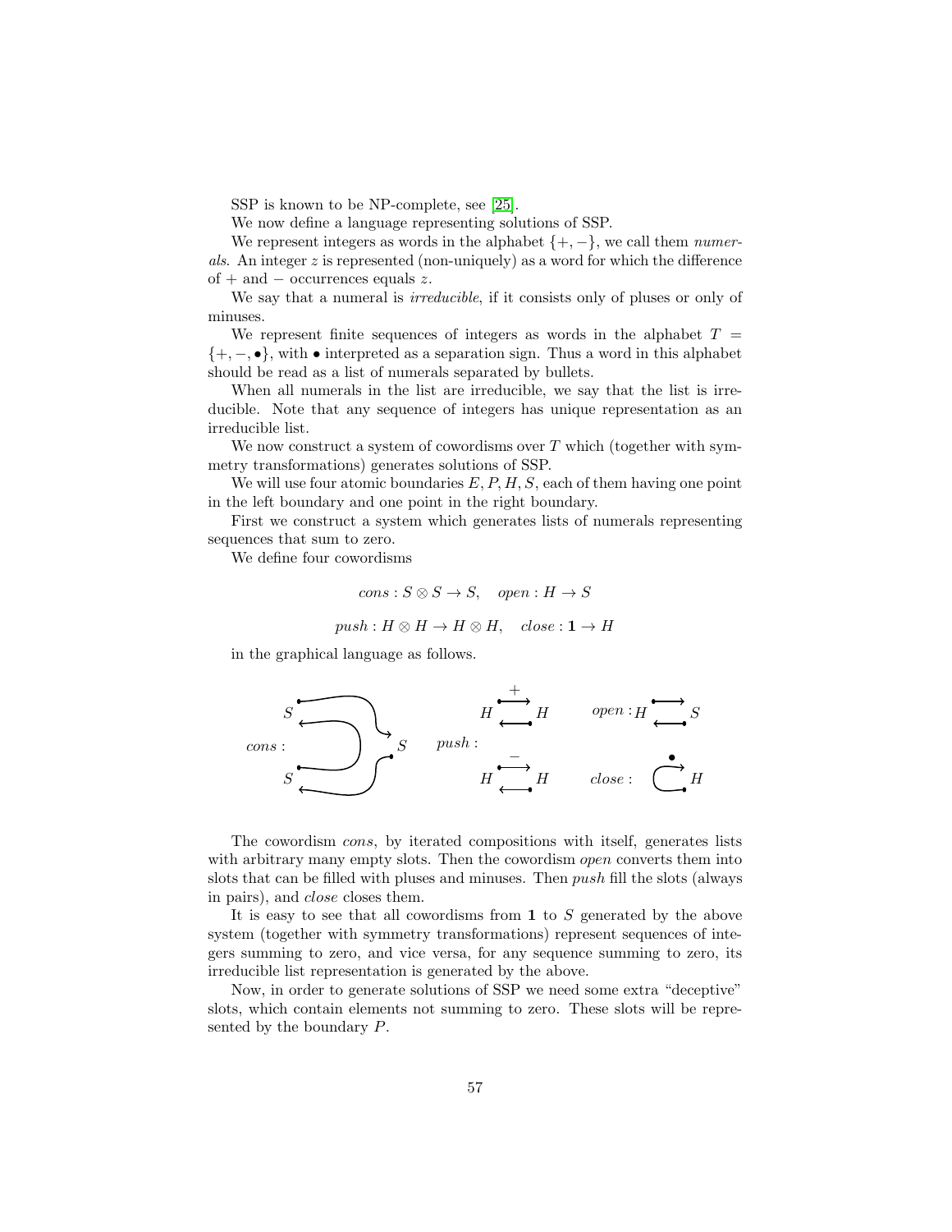SSP is known to be NP-complete, see [25].

We now define a language representing solutions of SSP.

We represent integers as words in the alphabet $\{+,-\}$, we call them *numerals*. An integer $z$ is represented (non-uniquely) as a word for which the difference of $+$ and $-$ occurrences equals $z$.

We say that a numeral is *irreducible*, if it consists only of pluses or only of minuses.

We represent finite sequences of integers as words in the alphabet $T = \{+,-,\bullet\}$, with $\bullet$ interpreted as a separation sign. Thus a word in this alphabet should be read as a list of numerals separated by bullets.

When all numerals in the list are irreducible, we say that the list is irreducible. Note that any sequence of integers has unique representation as an irreducible list.

We now construct a system of cowordisms over $T$ which (together with symmetry transformations) generates solutions of SSP.

We will use four atomic boundaries $E, P, H, S$, each of them having one point in the left boundary and one point in the right boundary.

First we construct a system which generates lists of numerals representing sequences that sum to zero.

We define four cowordisms

$$cons : S \otimes S \to S, \quad open : H \to S$$

$$push : H \otimes H \to H \otimes H, \quad close : \mathbf{1} \to H$$

in the graphical language as follows.

The cowordism *cons*, by iterated compositions with itself, generates lists with arbitrary many empty slots. Then the cowordism *open* converts them into slots that can be filled with pluses and minuses. Then *push* fill the slots (always in pairs), and *close* closes them.

It is easy to see that all cowordisms from $\mathbf{1}$ to $S$ generated by the above system (together with symmetry transformations) represent sequences of integers summing to zero, and vice versa, for any sequence summing to zero, its irreducible list representation is generated by the above.

Now, in order to generate solutions of SSP we need some extra "deceptive" slots, which contain elements not summing to zero. These slots will be represented by the boundary $P$.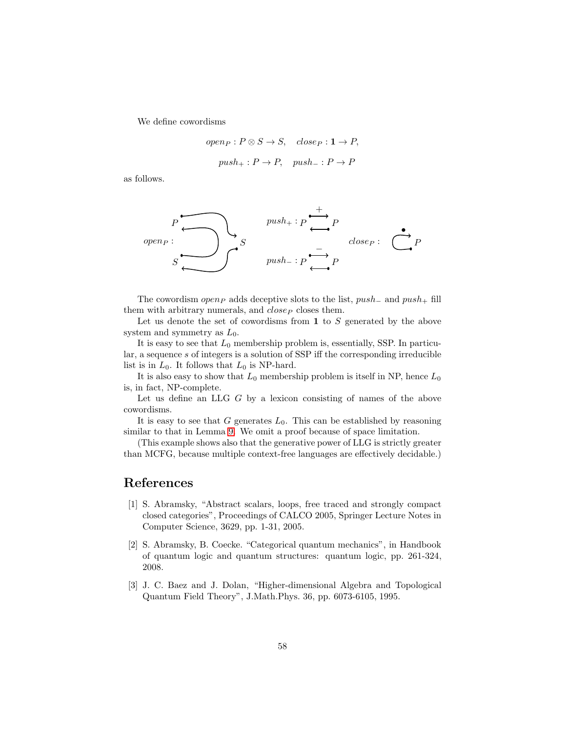We define cowordisms

$$open_P : P \otimes S \to S, \quad close_P : \mathbf{1} \to P,$$

$$push_+ : P \to P, \quad push_- : P \to P$$

as follows.

The cowordism $open_P$ adds deceptive slots to the list, $push_-$ and $push_+$ fill them with arbitrary numerals, and $close_P$ closes them.

Let us denote the set of cowordisms from $\mathbf{1}$ to $S$ generated by the above system and symmetry as $L_0$.

It is easy to see that $L_0$ membership problem is, essentially, SSP. In particular, a sequence $s$ of integers is a solution of SSP iff the corresponding irreducible list is in $L_0$. It follows that $L_0$ is NP-hard.

It is also easy to show that $L_0$ membership problem is itself in NP, hence $L_0$ is, in fact, NP-complete.

Let us define an LLG $G$ by a lexicon consisting of names of the above cowordisms.

It is easy to see that $G$ generates $L_0$. This can be established by reasoning similar to that in Lemma 9. We omit a proof because of space limitation.

(This example shows also that the generative power of LLG is strictly greater than MCFG, because multiple context-free languages are effectively decidable.)

## References

[1] S. Abramsky, "Abstract scalars, loops, free traced and strongly compact closed categories", Proceedings of CALCO 2005, Springer Lecture Notes in Computer Science, 3629, pp. 1-31, 2005.

[2] S. Abramsky, B. Coecke. "Categorical quantum mechanics", in Handbook of quantum logic and quantum structures: quantum logic, pp. 261-324, 2008.

[3] J. C. Baez and J. Dolan, "Higher-dimensional Algebra and Topological Quantum Field Theory", J.Math.Phys. 36, pp. 6073-6105, 1995.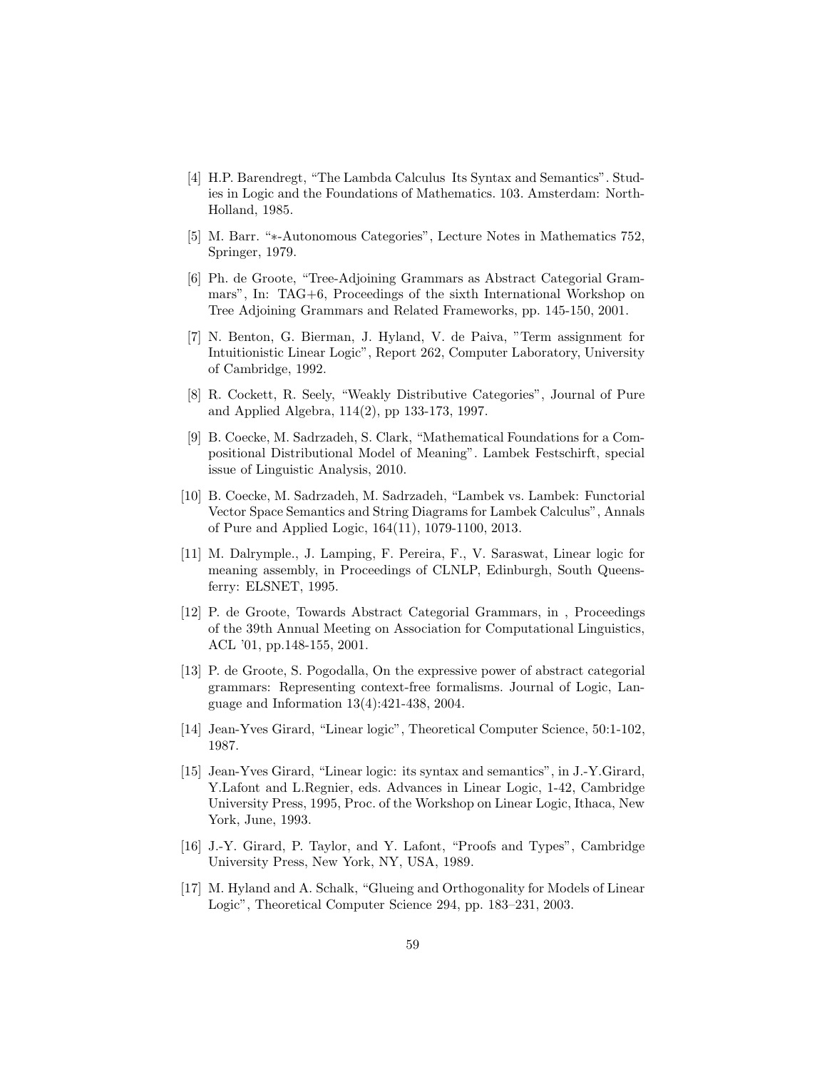[4] H.P. Barendregt, "The Lambda Calculus Its Syntax and Semantics". Studies in Logic and the Foundations of Mathematics. 103. Amsterdam: North-Holland, 1985.

[5] M. Barr. "∗-Autonomous Categories", Lecture Notes in Mathematics 752, Springer, 1979.

[6] Ph. de Groote, "Tree-Adjoining Grammars as Abstract Categorial Grammars", In: TAG+6, Proceedings of the sixth International Workshop on Tree Adjoining Grammars and Related Frameworks, pp. 145-150, 2001.

[7] N. Benton, G. Bierman, J. Hyland, V. de Paiva, "Term assignment for Intuitionistic Linear Logic", Report 262, Computer Laboratory, University of Cambridge, 1992.

[8] R. Cockett, R. Seely, "Weakly Distributive Categories", Journal of Pure and Applied Algebra, 114(2), pp 133-173, 1997.

[9] B. Coecke, M. Sadrzadeh, S. Clark, "Mathematical Foundations for a Compositional Distributional Model of Meaning". Lambek Festschirft, special issue of Linguistic Analysis, 2010.

[10] B. Coecke, M. Sadrzadeh, M. Sadrzadeh, "Lambek vs. Lambek: Functorial Vector Space Semantics and String Diagrams for Lambek Calculus", Annals of Pure and Applied Logic, 164(11), 1079-1100, 2013.

[11] M. Dalrymple., J. Lamping, F. Pereira, F., V. Saraswat, Linear logic for meaning assembly, in Proceedings of CLNLP, Edinburgh, South Queensferry: ELSNET, 1995.

[12] P. de Groote, Towards Abstract Categorial Grammars, in , Proceedings of the 39th Annual Meeting on Association for Computational Linguistics, ACL '01, pp.148-155, 2001.

[13] P. de Groote, S. Pogodalla, On the expressive power of abstract categorial grammars: Representing context-free formalisms. Journal of Logic, Language and Information 13(4):421-438, 2004.

[14] Jean-Yves Girard, "Linear logic", Theoretical Computer Science, 50:1-102, 1987.

[15] Jean-Yves Girard, "Linear logic: its syntax and semantics", in J.-Y.Girard, Y.Lafont and L.Regnier, eds. Advances in Linear Logic, 1-42, Cambridge University Press, 1995, Proc. of the Workshop on Linear Logic, Ithaca, New York, June, 1993.

[16] J.-Y. Girard, P. Taylor, and Y. Lafont, "Proofs and Types", Cambridge University Press, New York, NY, USA, 1989.

[17] M. Hyland and A. Schalk, "Glueing and Orthogonality for Models of Linear Logic", Theoretical Computer Science 294, pp. 183–231, 2003.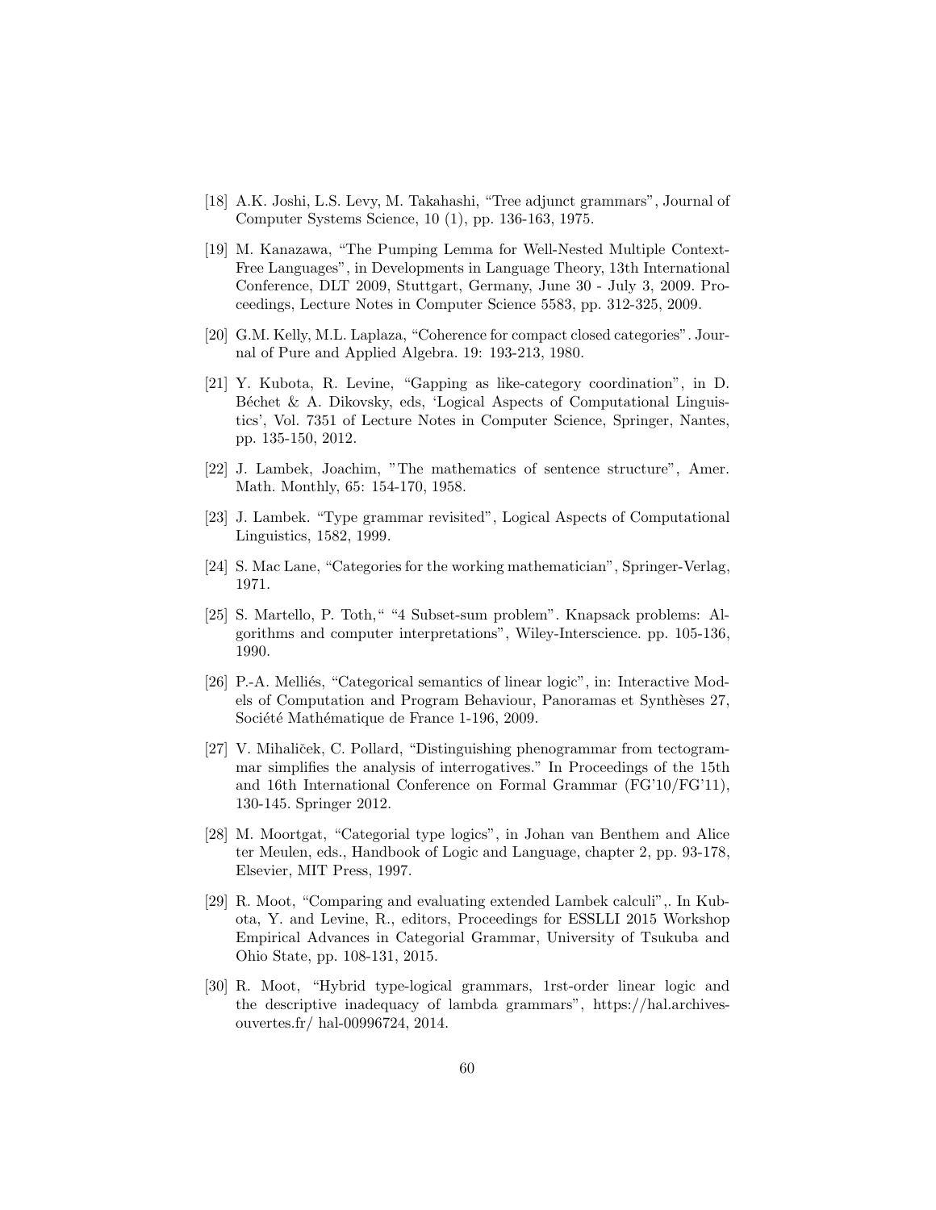[18] A.K. Joshi, L.S. Levy, M. Takahashi, "Tree adjunct grammars", Journal of Computer Systems Science, 10 (1), pp. 136-163, 1975.

[19] M. Kanazawa, "The Pumping Lemma for Well-Nested Multiple Context-Free Languages", in Developments in Language Theory, 13th International Conference, DLT 2009, Stuttgart, Germany, June 30 - July 3, 2009. Proceedings, Lecture Notes in Computer Science 5583, pp. 312-325, 2009.

[20] G.M. Kelly, M.L. Laplaza, "Coherence for compact closed categories". Journal of Pure and Applied Algebra. 19: 193-213, 1980.

[21] Y. Kubota, R. Levine, "Gapping as like-category coordination", in D. Béchet & A. Dikovsky, eds, 'Logical Aspects of Computational Linguistics', Vol. 7351 of Lecture Notes in Computer Science, Springer, Nantes, pp. 135-150, 2012.

[22] J. Lambek, Joachim, "The mathematics of sentence structure", Amer. Math. Monthly, 65: 154-170, 1958.

[23] J. Lambek. "Type grammar revisited", Logical Aspects of Computational Linguistics, 1582, 1999.

[24] S. Mac Lane, "Categories for the working mathematician", Springer-Verlag, 1971.

[25] S. Martello, P. Toth," "4 Subset-sum problem". Knapsack problems: Algorithms and computer interpretations", Wiley-Interscience. pp. 105-136, 1990.

[26] P.-A. Melliés, "Categorical semantics of linear logic", in: Interactive Models of Computation and Program Behaviour, Panoramas et Synthèses 27, Société Mathématique de France 1-196, 2009.

[27] V. Mihaliček, C. Pollard, "Distinguishing phenogrammar from tectogrammar simplifies the analysis of interrogatives." In Proceedings of the 15th and 16th International Conference on Formal Grammar (FG'10/FG'11), 130-145. Springer 2012.

[28] M. Moortgat, "Categorial type logics", in Johan van Benthem and Alice ter Meulen, eds., Handbook of Logic and Language, chapter 2, pp. 93-178, Elsevier, MIT Press, 1997.

[29] R. Moot, "Comparing and evaluating extended Lambek calculi",. In Kubota, Y. and Levine, R., editors, Proceedings for ESSLLI 2015 Workshop Empirical Advances in Categorial Grammar, University of Tsukuba and Ohio State, pp. 108-131, 2015.

[30] R. Moot, "Hybrid type-logical grammars, 1rst-order linear logic and the descriptive inadequacy of lambda grammars", https://hal.archives-ouvertes.fr/ hal-00996724, 2014.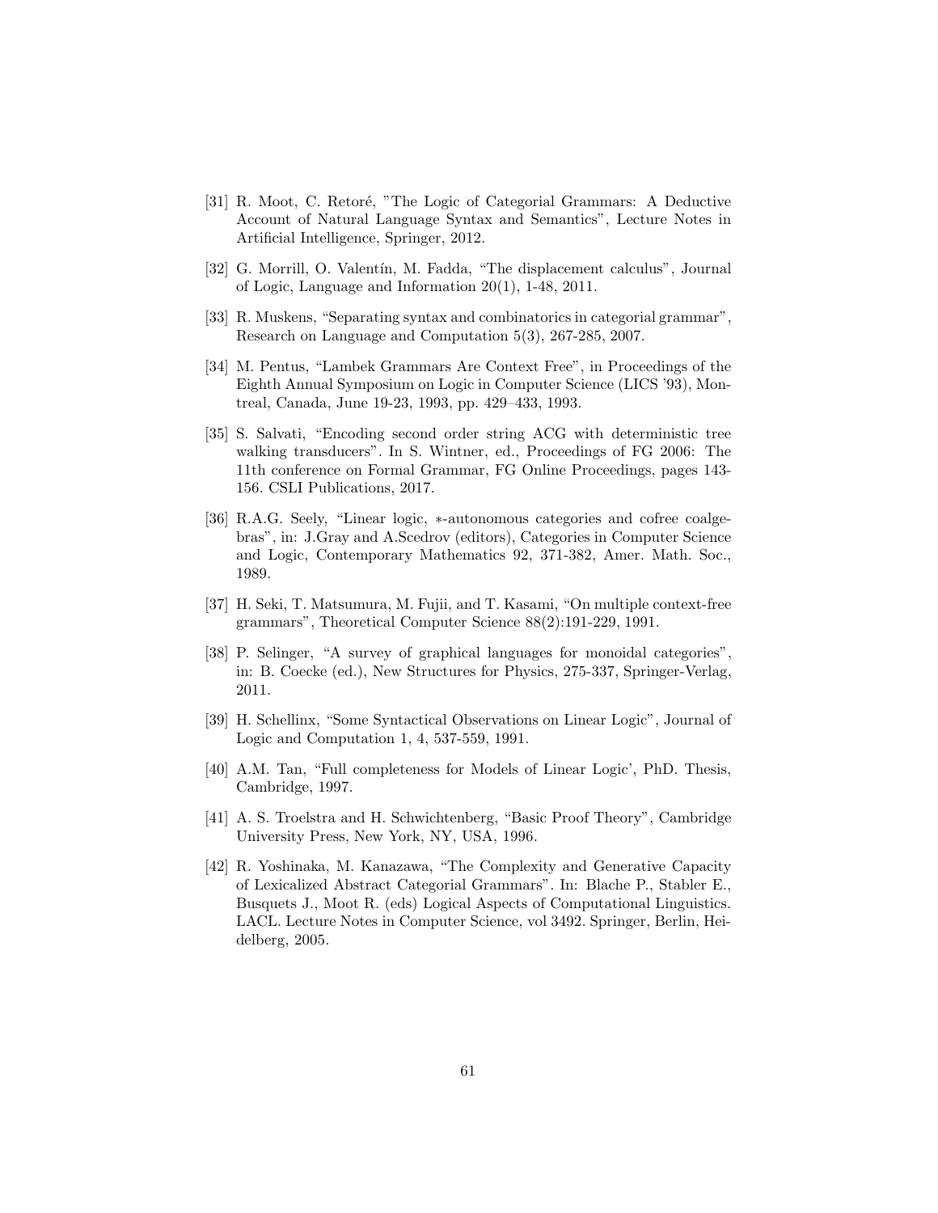[31] R. Moot, C. Retoré, "The Logic of Categorial Grammars: A Deductive Account of Natural Language Syntax and Semantics", Lecture Notes in Artificial Intelligence, Springer, 2012.

[32] G. Morrill, O. Valentín, M. Fadda, "The displacement calculus", Journal of Logic, Language and Information 20(1), 1-48, 2011.

[33] R. Muskens, "Separating syntax and combinatorics in categorial grammar", Research on Language and Computation 5(3), 267-285, 2007.

[34] M. Pentus, "Lambek Grammars Are Context Free", in Proceedings of the Eighth Annual Symposium on Logic in Computer Science (LICS '93), Montreal, Canada, June 19-23, 1993, pp. 429–433, 1993.

[35] S. Salvati, "Encoding second order string ACG with deterministic tree walking transducers". In S. Wintner, ed., Proceedings of FG 2006: The 11th conference on Formal Grammar, FG Online Proceedings, pages 143-156. CSLI Publications, 2017.

[36] R.A.G. Seely, "Linear logic, $*$-autonomous categories and cofree coalgebras", in: J.Gray and A.Scedrov (editors), Categories in Computer Science and Logic, Contemporary Mathematics 92, 371-382, Amer. Math. Soc., 1989.

[37] H. Seki, T. Matsumura, M. Fujii, and T. Kasami, "On multiple context-free grammars", Theoretical Computer Science 88(2):191-229, 1991.

[38] P. Selinger, "A survey of graphical languages for monoidal categories", in: B. Coecke (ed.), New Structures for Physics, 275-337, Springer-Verlag, 2011.

[39] H. Schellinx, "Some Syntactical Observations on Linear Logic", Journal of Logic and Computation 1, 4, 537-559, 1991.

[40] A.M. Tan, "Full completeness for Models of Linear Logic', PhD. Thesis, Cambridge, 1997.

[41] A. S. Troelstra and H. Schwichtenberg, "Basic Proof Theory", Cambridge University Press, New York, NY, USA, 1996.

[42] R. Yoshinaka, M. Kanazawa, "The Complexity and Generative Capacity of Lexicalized Abstract Categorial Grammars". In: Blache P., Stabler E., Busquets J., Moot R. (eds) Logical Aspects of Computational Linguistics. LACL. Lecture Notes in Computer Science, vol 3492. Springer, Berlin, Heidelberg, 2005.